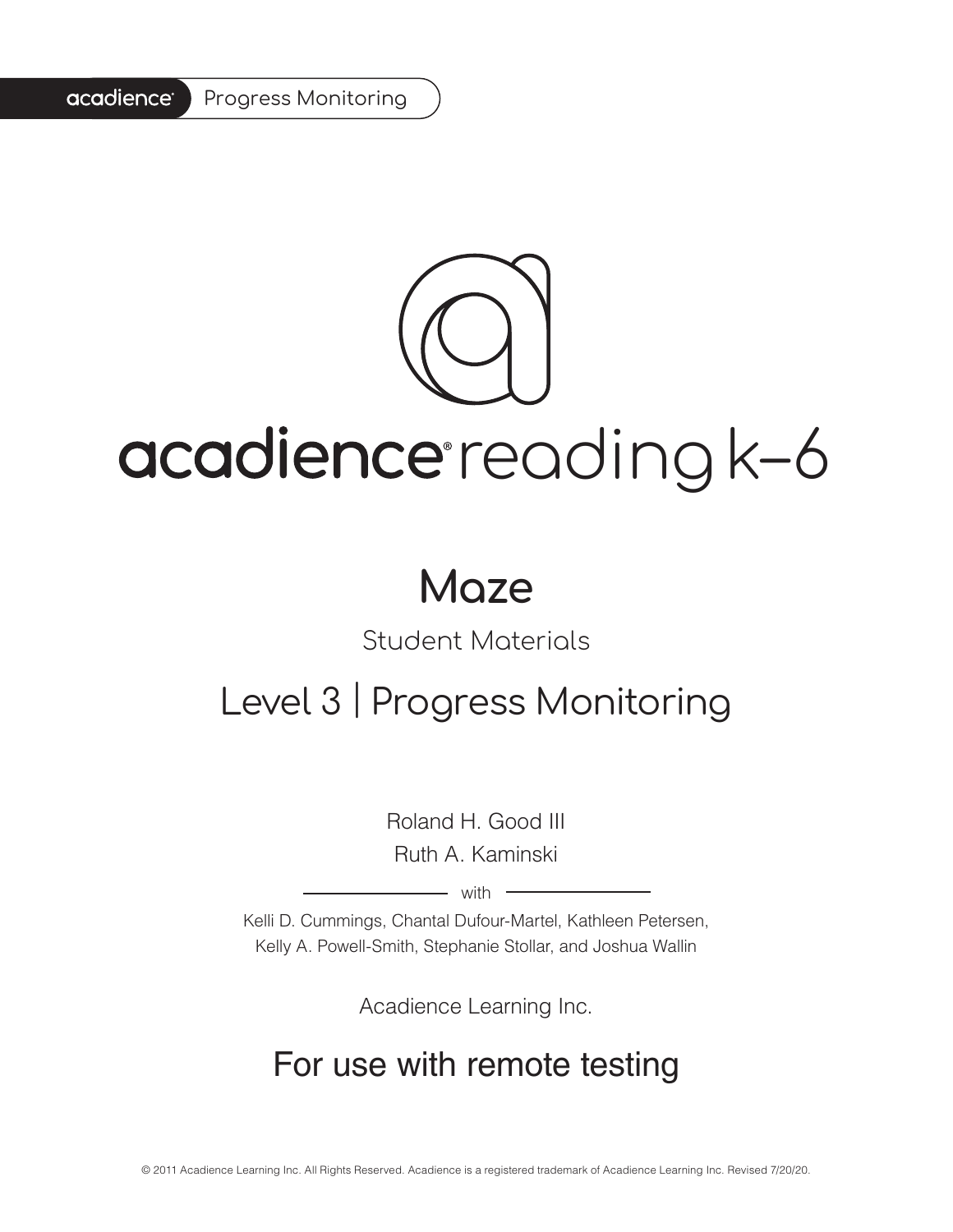acadience Progress Monitoring

# acadience reading k–6

## Maze

Student Materials

## Level 3 | Progress Monitoring

Roland H. Good III
Ruth A. Kaminski

with

Kelli D. Cummings, Chantal Dufour-Martel, Kathleen Petersen, Kelly A. Powell-Smith, Stephanie Stollar, and Joshua Wallin

Acadience Learning Inc.

## For use with remote testing

© 2011 Acadience Learning Inc. All Rights Reserved. Acadience is a registered trademark of Acadience Learning Inc. Revised 7/20/20.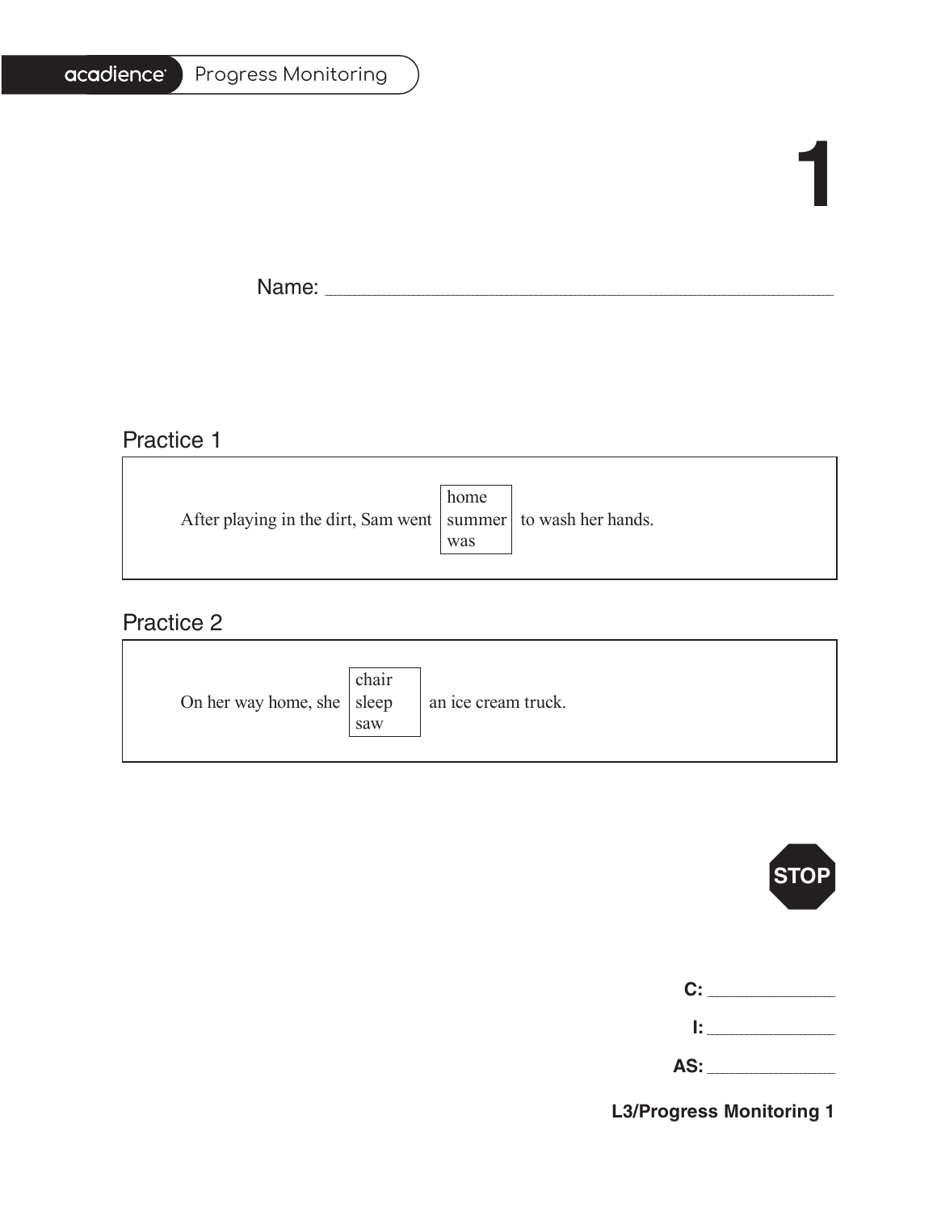# 1

Name: ____________________________________________

## Practice 1

After playing in the dirt, Sam went [home / summer / was] to wash her hands.

## Practice 2

On her way home, she [chair / sleep / saw] an ice cream truck.

STOP

**C:** ____________

**I:** ____________

**AS:** ____________

**L3/Progress Monitoring 1**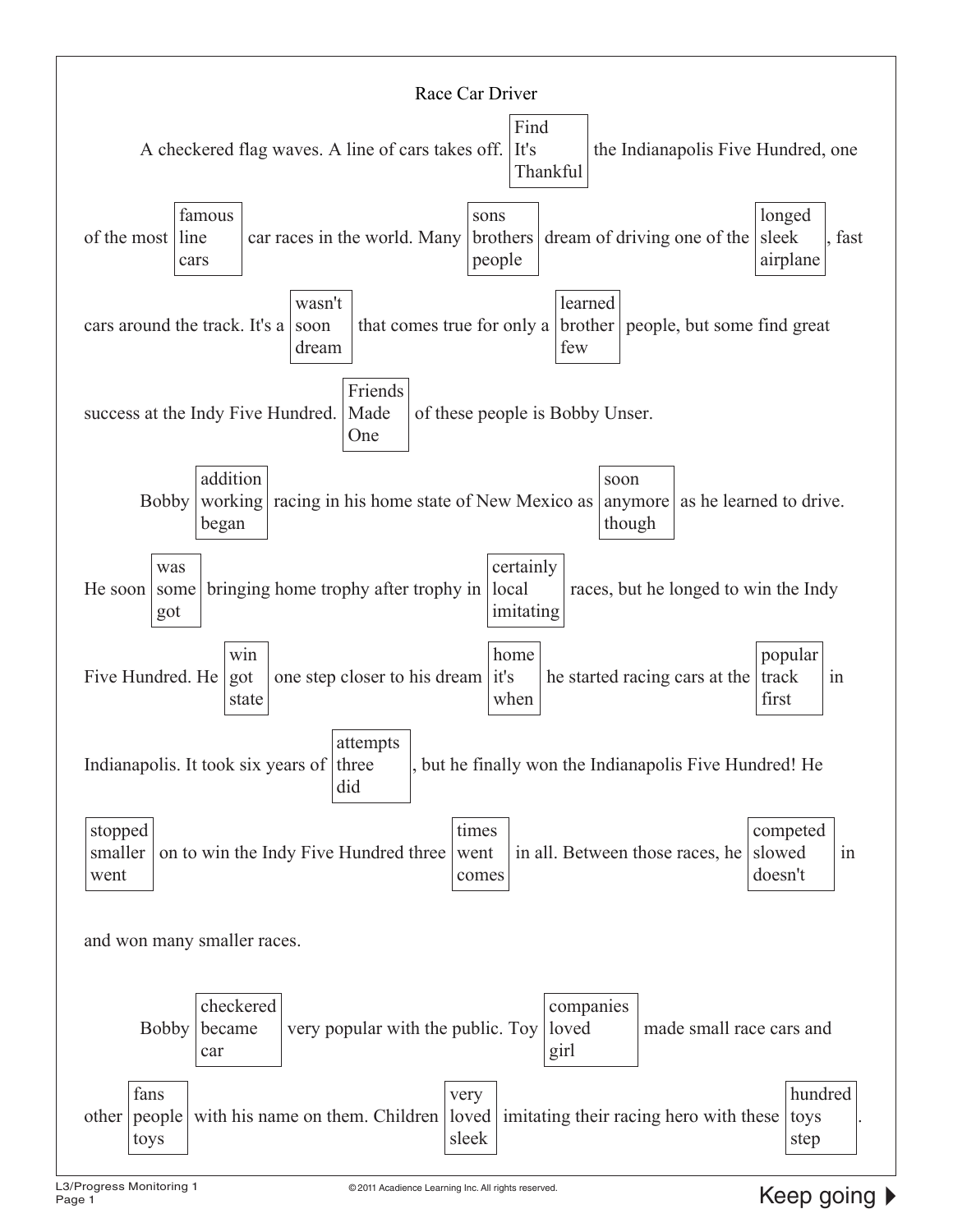# Race Car Driver

A checkered flag waves. A line of cars takes off. [Find / It's / Thankful] the Indianapolis Five Hundred, one of the most [famous / line / cars] car races in the world. Many [sons / brothers / people] dream of driving one of the [longed / sleek / airplane], fast cars around the track. It's a [wasn't / soon / dream] that comes true for only a [learned / brother / few] people, but some find great success at the Indy Five Hundred. [Friends / Made / One] of these people is Bobby Unser.

Bobby [addition / working / began] racing in his home state of New Mexico as [soon / anymore / though] as he learned to drive. He soon [was / some / got] bringing home trophy after trophy in [certainly / local / imitating] races, but he longed to win the Indy Five Hundred. He [win / got / state] one step closer to his dream [home / it's / when] he started racing cars at the [popular / track / first] in Indianapolis. It took six years of [attempts / three / did], but he finally won the Indianapolis Five Hundred! He [stopped / smaller / went] on to win the Indy Five Hundred three [times / went / comes] in all. Between those races, he [competed / slowed / doesn't] in and won many smaller races.

Bobby [checkered / became / car] very popular with the public. Toy [companies / loved / girl] made small race cars and other [fans / people / toys] with his name on them. Children [very / loved / sleek] imitating their racing hero with these [hundred / toys / step].

L3/Progress Monitoring 1

© 2011 Acadience Learning Inc. All rights reserved.

Keep going ▶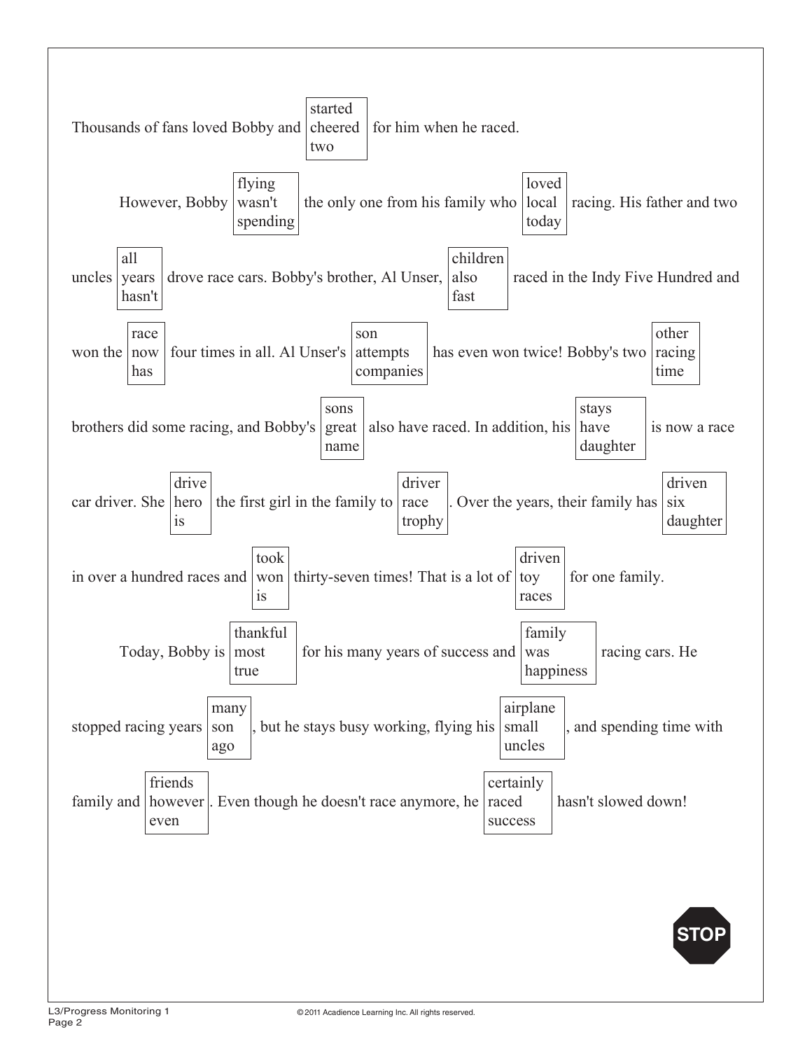Thousands of fans loved Bobby and [started / cheered / two] for him when he raced.

However, Bobby [flying / wasn't / spending] the only one from his family who [loved / local / today] racing. His father and two uncles [all / years / hasn't] drove race cars. Bobby's brother, Al Unser, [children / also / fast] raced in the Indy Five Hundred and won the [race / now / has] four times in all. Al Unser's [son / attempts / companies] has even won twice! Bobby's two [other / racing / time] brothers did some racing, and Bobby's [sons / great / name] also have raced. In addition, his [stays / have / daughter] is now a race car driver. She [drive / hero / is] the first girl in the family to [driver / race / trophy]. Over the years, their family has [driven / six / daughter] in over a hundred races and [took / won / is] thirty-seven times! That is a lot of [driven / toy / races] for one family.

Today, Bobby is [thankful / most / true] for his many years of success and [family / was / happiness] racing cars. He stopped racing years [many / son / ago], but he stays busy working, flying his [airplane / small / uncles], and spending time with family and [friends / however / even]. Even though he doesn't race anymore, he [certainly / raced / success] hasn't slowed down!

STOP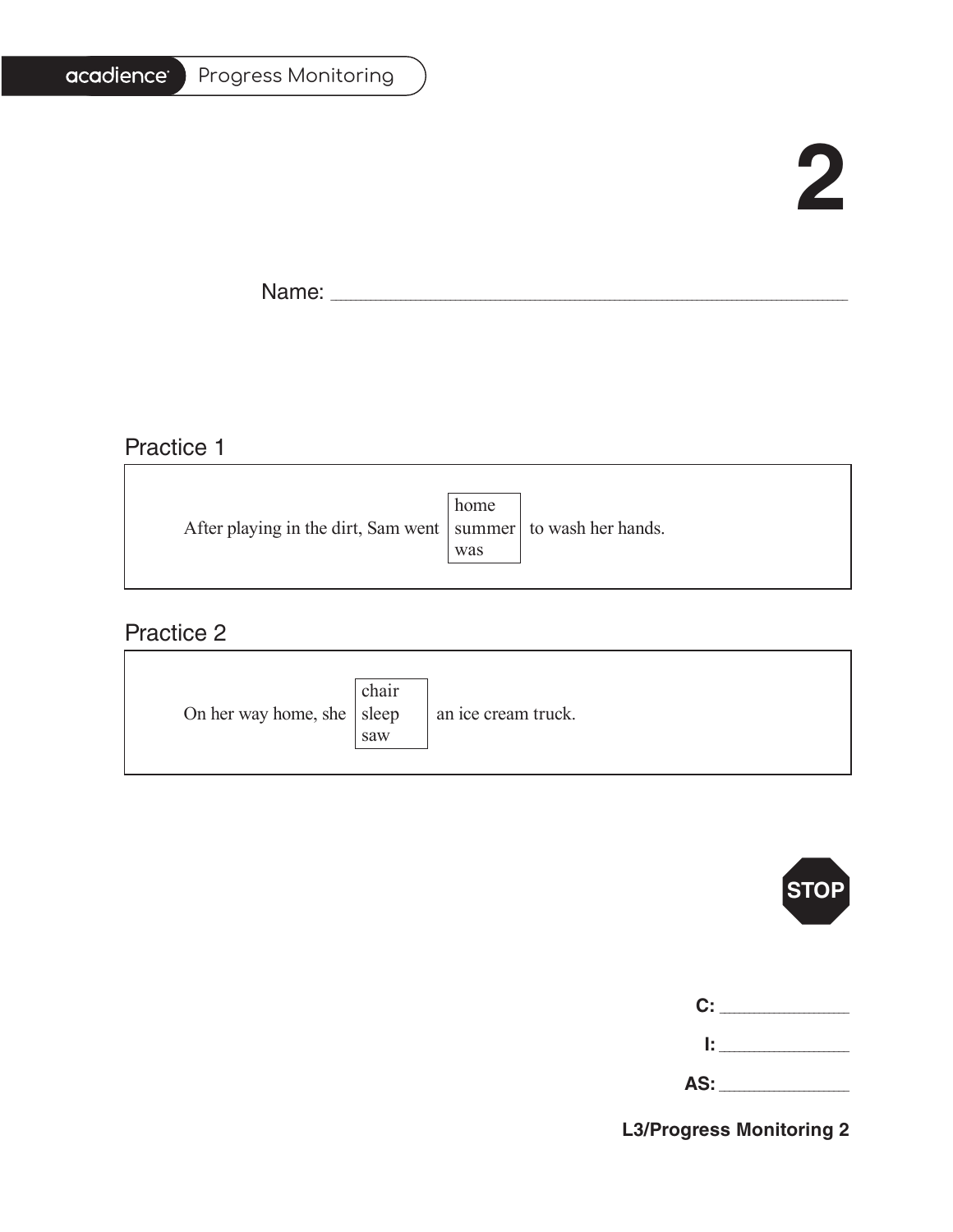# 2

Name: ______________________________________________

## Practice 1

After playing in the dirt, Sam went [home / summer / was] to wash her hands.

## Practice 2

On her way home, she [chair / sleep / saw] an ice cream truck.

STOP

**C:** ____________

**I:** ____________

**AS:** ____________

**L3/Progress Monitoring 2**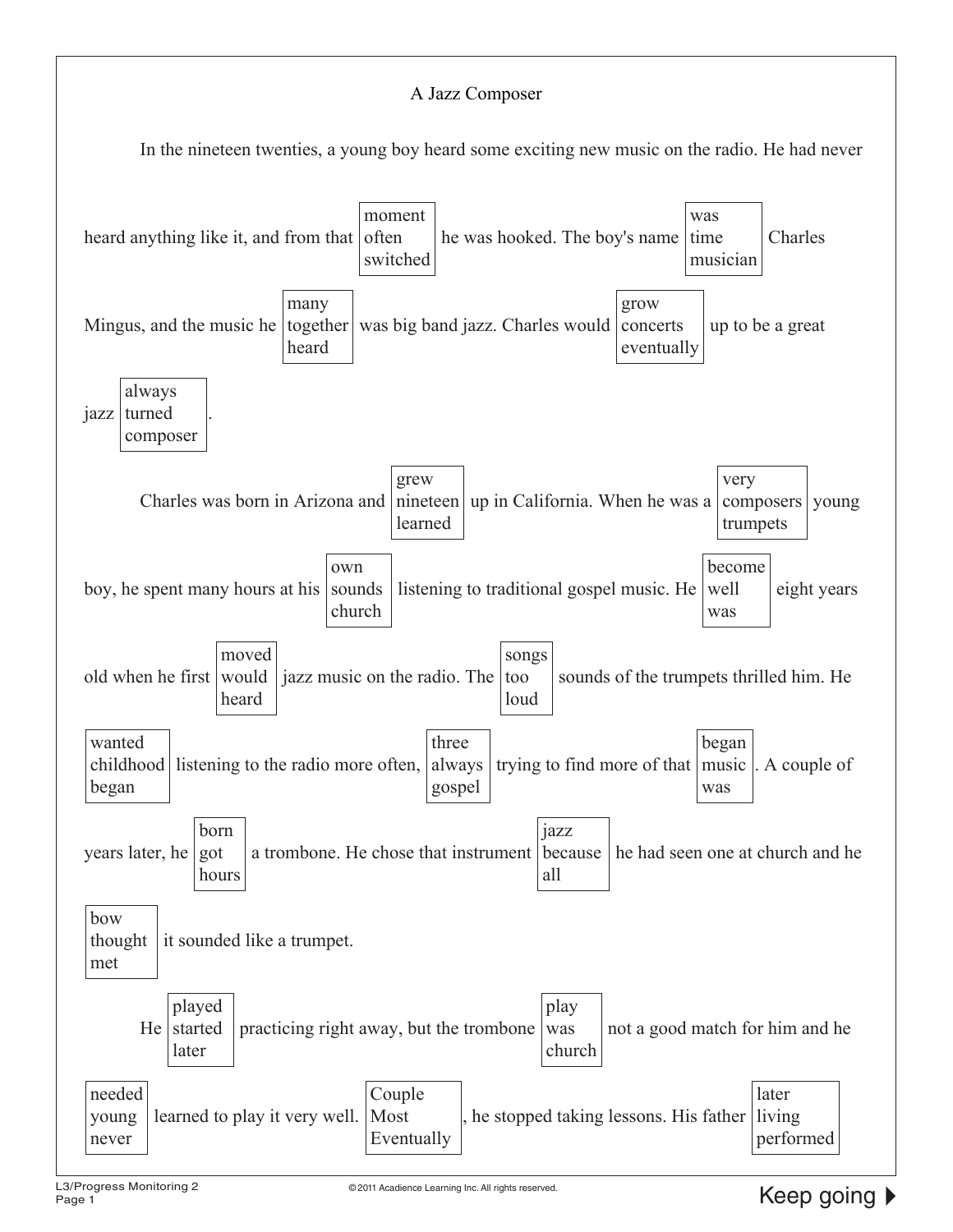# A Jazz Composer

In the nineteen twenties, a young boy heard some exciting new music on the radio. He had never heard anything like it, and from that [moment / often / switched] he was hooked. The boy's name [was / time / musician] Charles Mingus, and the music he [many / together / heard] was big band jazz. Charles would [grow / concerts / eventually] up to be a great jazz [always / turned / composer].

Charles was born in Arizona and [grew / nineteen / learned] up in California. When he was a [very / composers / trumpets] young boy, he spent many hours at his [own / sounds / church] listening to traditional gospel music. He [become / well / was] eight years old when he first [moved / would / heard] jazz music on the radio. The [songs / too / loud] sounds of the trumpets thrilled him. He [wanted / childhood / began] listening to the radio more often, [three / always / gospel] trying to find more of that [began / music / was]. A couple of years later, he [born / got / hours] a trombone. He chose that instrument [jazz / because / all] he had seen one at church and he [bow / thought / met] it sounded like a trumpet.

He [played / started / later] practicing right away, but the trombone [play / was / church] not a good match for him and he [needed / young / never] learned to play it very well. [Couple / Most / Eventually], he stopped taking lessons. His father [later / living / performed]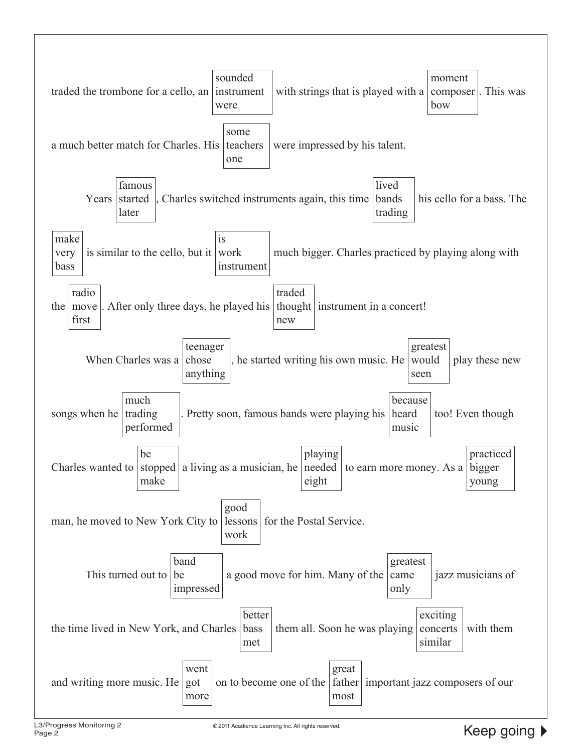traded the trombone for a cello, an [sounded / instrument / were] with strings that is played with a [moment / composer / bow]. This was a much better match for Charles. His [some / teachers / one] were impressed by his talent.

Years [famous / started / later], Charles switched instruments again, this time [lived / bands / trading] his cello for a bass. The [make / very / bass] is similar to the cello, but it [is / work / instrument] much bigger. Charles practiced by playing along with the [radio / move / first]. After only three days, he played his [traded / thought / new] instrument in a concert!

When Charles was a [teenager / chose / anything], he started writing his own music. He [greatest / would / seen] play these new songs when he [much / trading / performed]. Pretty soon, famous bands were playing his [because / heard / music] too! Even though Charles wanted to [be / stopped / make] a living as a musician, he [playing / needed / eight] to earn more money. As a [practiced / bigger / young] man, he moved to New York City to [good / lessons / work] for the Postal Service.

This turned out to [band / be / impressed] a good move for him. Many of the [greatest / came / only] jazz musicians of the time lived in New York, and Charles [better / bass / met] them all. Soon he was playing [exciting / concerts / similar] with them and writing more music. He [went / got / more] on to become one of the [great / father / most] important jazz composers of our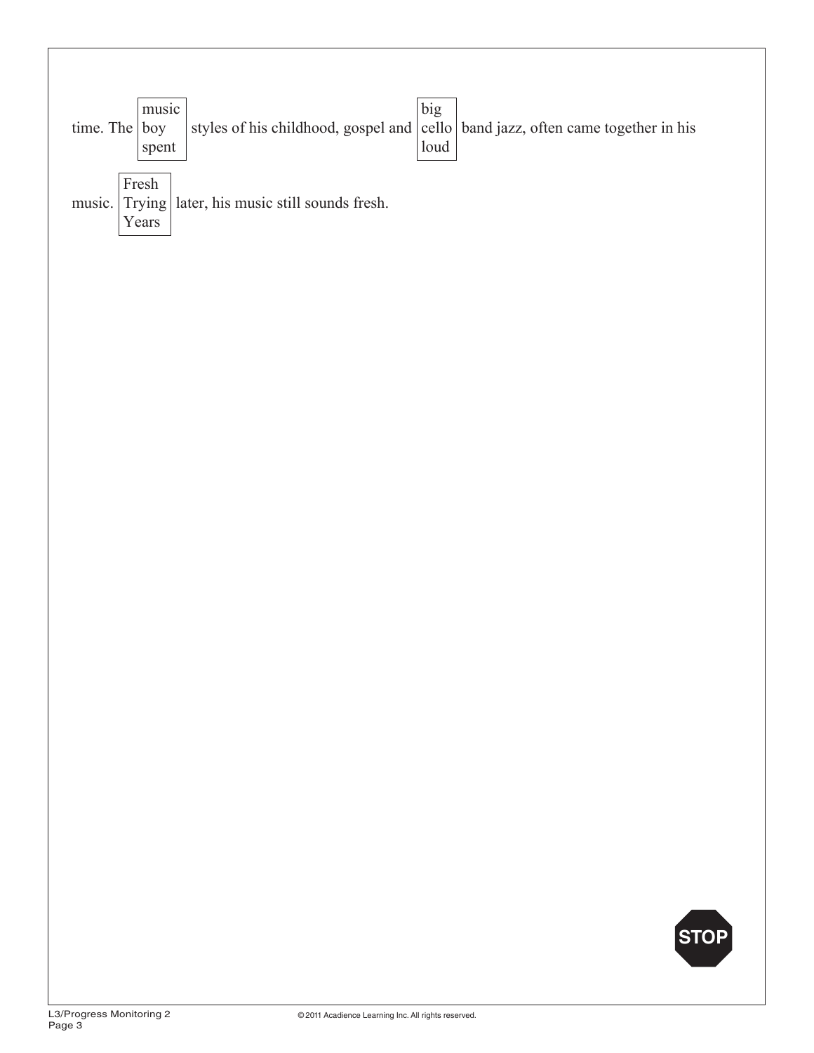time. The [music / boy / spent] styles of his childhood, gospel and [big / cello / loud] band jazz, often came together in his music. [Fresh / Trying / Years] later, his music still sounds fresh.

STOP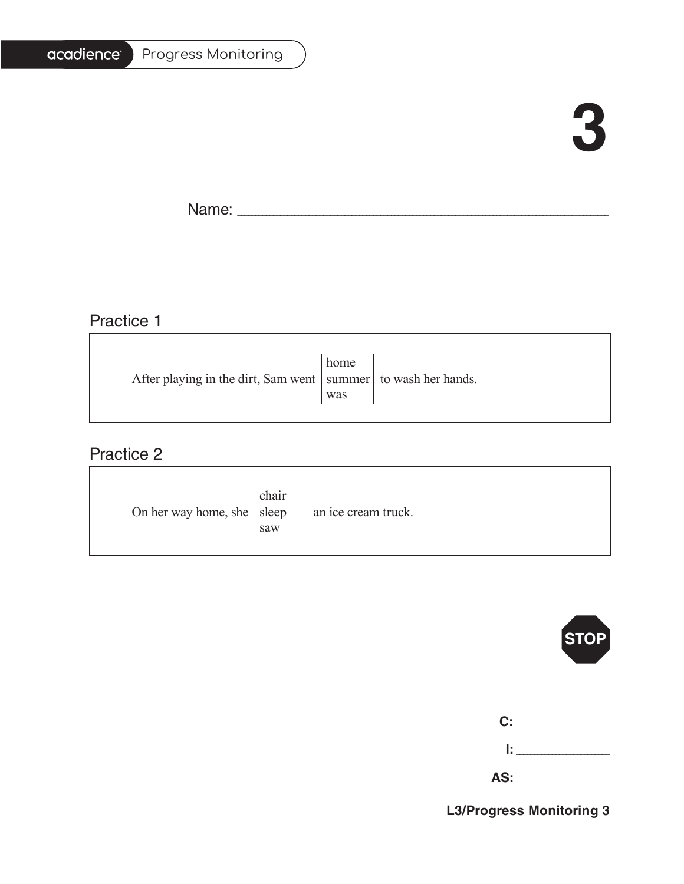acadience Progress Monitoring

# 3

Name: ______________________________________________

## Practice 1

After playing in the dirt, Sam went [home / summer / was] to wash her hands.

## Practice 2

On her way home, she [chair / sleep / saw] an ice cream truck.

STOP

C: ____________

I: ____________

AS: ____________

**L3/Progress Monitoring 3**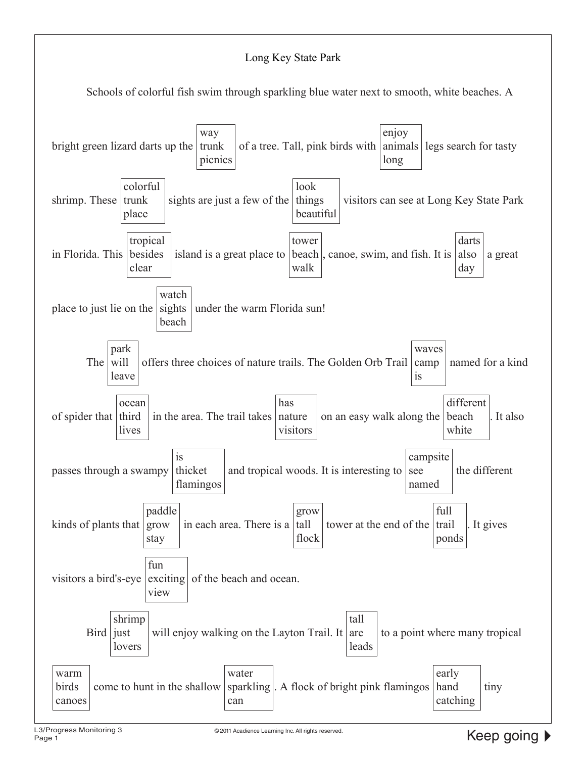Long Key State Park

Schools of colorful fish swim through sparkling blue water next to smooth, white beaches. A bright green lizard darts up the [way / trunk / picnics] of a tree. Tall, pink birds with [enjoy / animals / long] legs search for tasty shrimp. These [colorful / trunk / place] sights are just a few of the [look / things / beautiful] visitors can see at Long Key State Park in Florida. This [tropical / besides / clear] island is a great place to [tower / beach / walk], canoe, swim, and fish. It is [darts / also / day] a great place to just lie on the [watch / sights / beach] under the warm Florida sun!

The [park / will / leave] offers three choices of nature trails. The Golden Orb Trail [waves / camp / is] named for a kind of spider that [ocean / third / lives] in the area. The trail takes [has / nature / visitors] on an easy walk along the [different / beach / white]. It also passes through a swampy [is / thicket / flamingos] and tropical woods. It is interesting to [campsite / see / named] the different kinds of plants that [paddle / grow / stay] in each area. There is a [grow / tall / flock] tower at the end of the [full / trail / ponds]. It gives visitors a bird's-eye [fun / exciting / view] of the beach and ocean.

Bird [shrimp / just / lovers] will enjoy walking on the Layton Trail. It [tall / are / leads] to a point where many tropical [warm / birds / canoes] come to hunt in the shallow [water / sparkling / can]. A flock of bright pink flamingos [early / hand / catching] tiny

Keep going ▶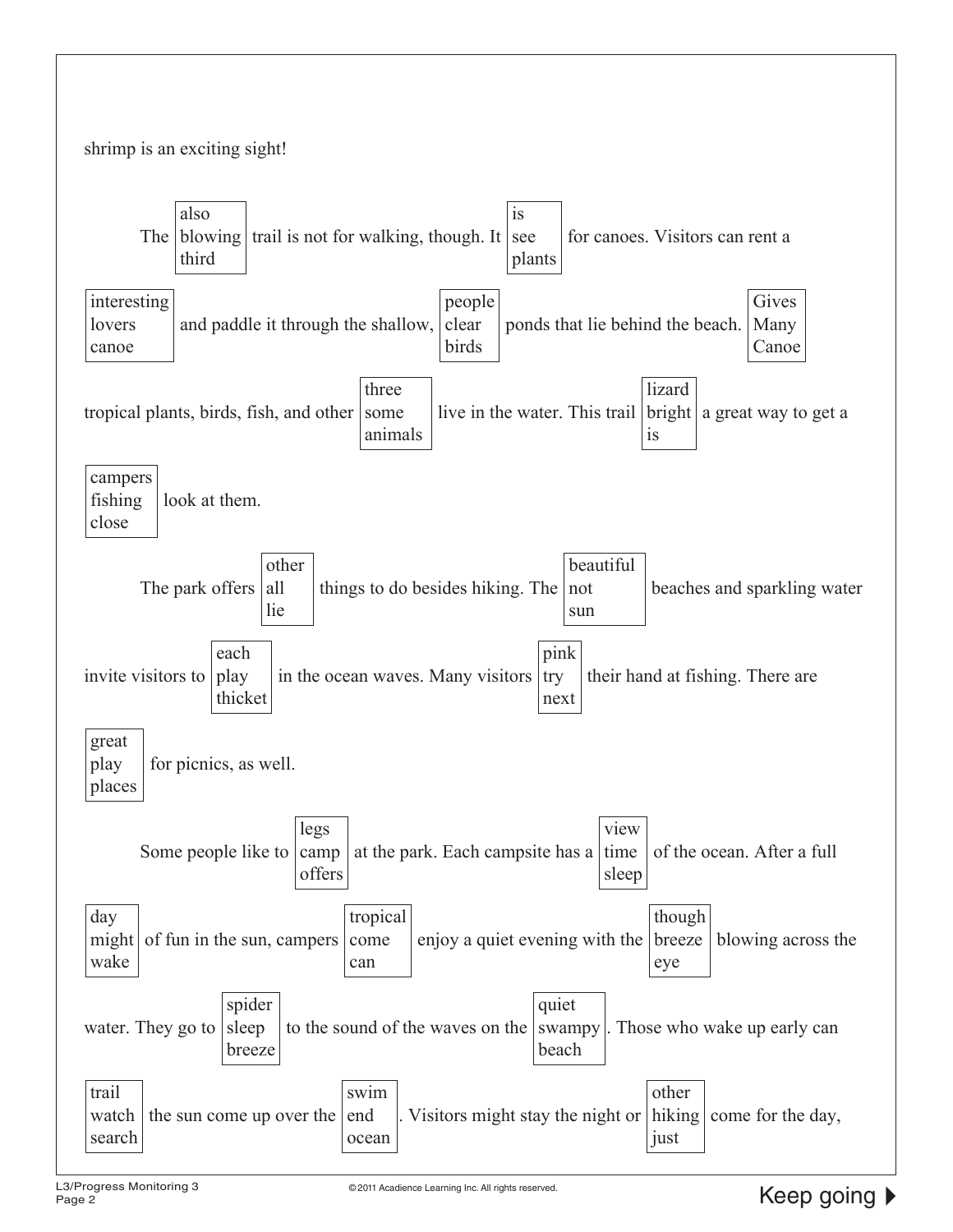shrimp is an exciting sight!

The [also / blowing / third] trail is not for walking, though. It [is / see / plants] for canoes. Visitors can rent a [interesting / lovers / canoe] and paddle it through the shallow, [people / clear / birds] ponds that lie behind the beach. [Gives / Many / Canoe] tropical plants, birds, fish, and other [three / some / animals] live in the water. This trail [lizard / bright / is] a great way to get a [campers / fishing / close] look at them.

The park offers [other / all / lie] things to do besides hiking. The [beautiful / not / sun] beaches and sparkling water invite visitors to [each / play / thicket] in the ocean waves. Many visitors [pink / try / next] their hand at fishing. There are [great / play / places] for picnics, as well.

Some people like to [legs / camp / offers] at the park. Each campsite has a [view / time / sleep] of the ocean. After a full [day / might / wake] of fun in the sun, campers [tropical / come / can] enjoy a quiet evening with the [though / breeze / eye] blowing across the water. They go to [spider / sleep / breeze] to the sound of the waves on the [quiet / swampy / beach]. Those who wake up early can [trail / watch / search] the sun come up over the [swim / end / ocean]. Visitors might stay the night or [other / hiking / just] come for the day,

Keep going ▶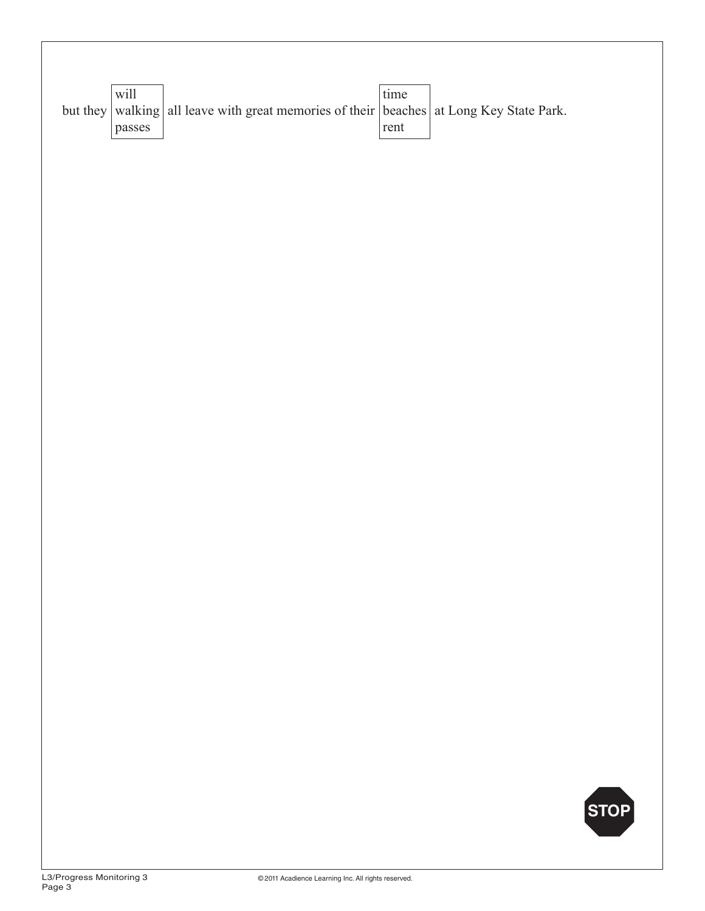but they [will / walking / passes] all leave with great memories of their [time / beaches / rent] at Long Key State Park.

STOP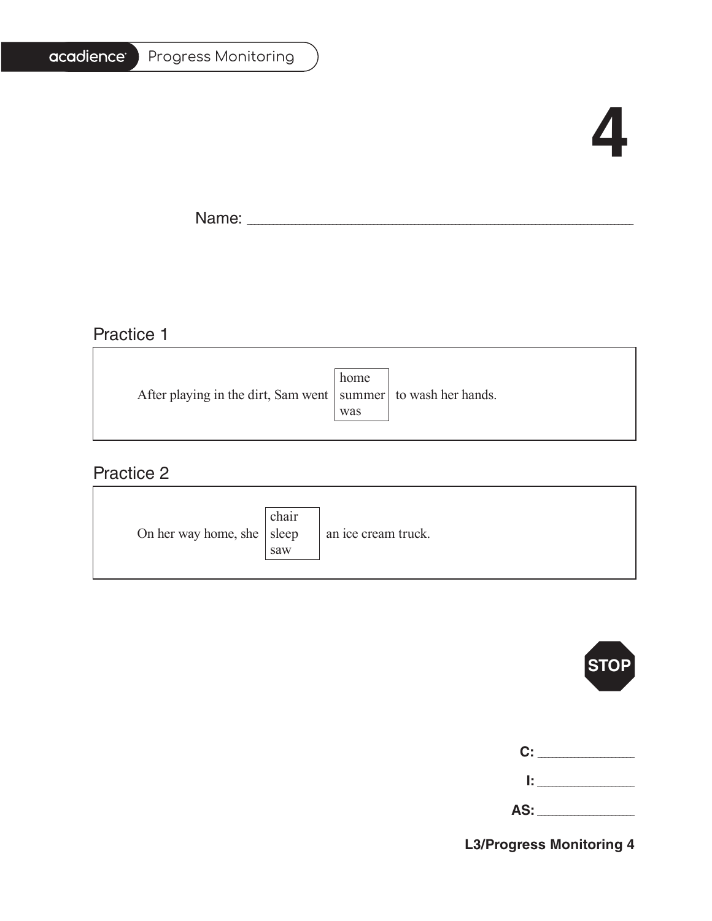# 4

Name: ______________________________________________

## Practice 1

After playing in the dirt, Sam went [home / summer / was] to wash her hands.

## Practice 2

On her way home, she [chair / sleep / saw] an ice cream truck.

STOP

**C:** ____________

**I:** ____________

**AS:** ____________

**L3/Progress Monitoring 4**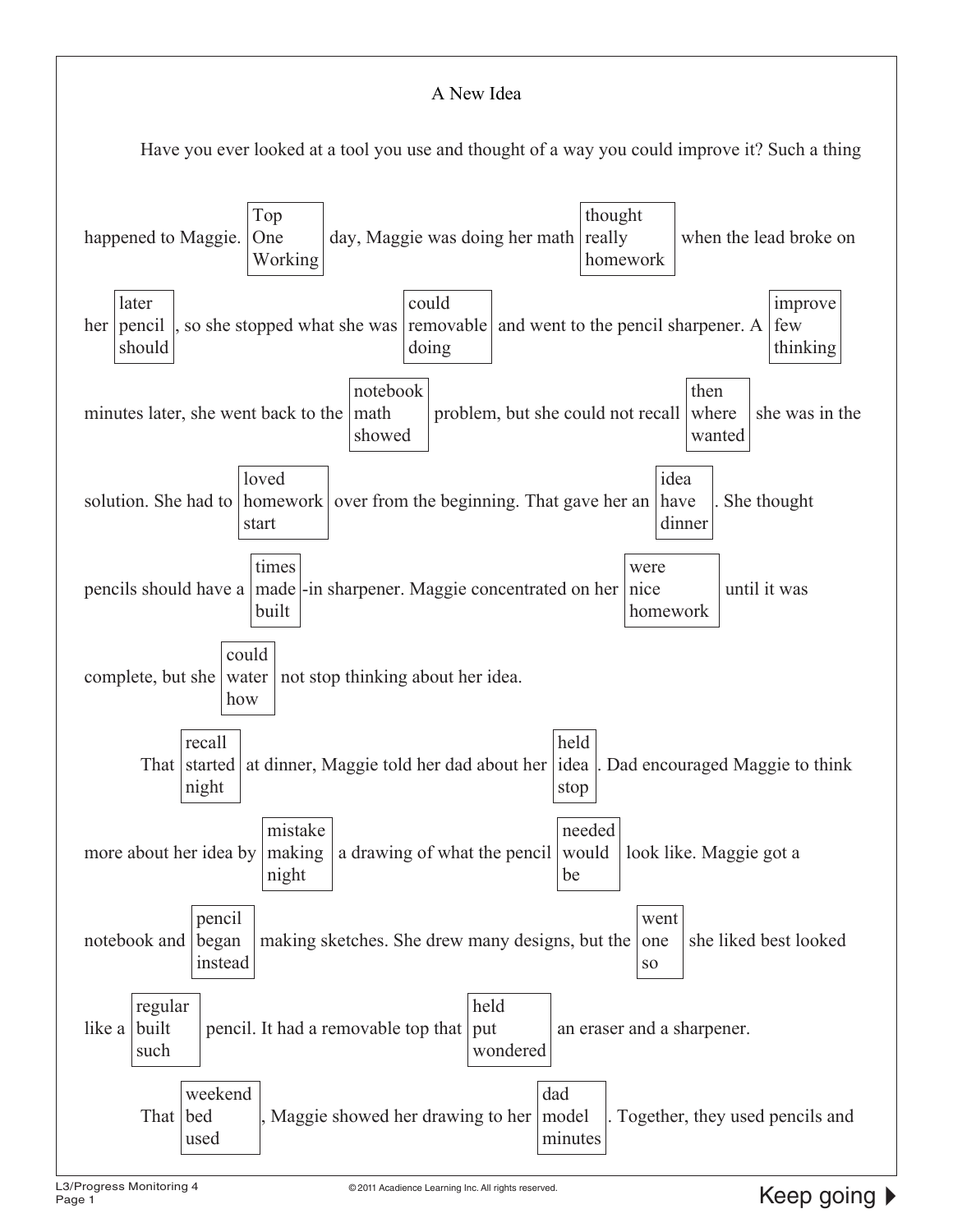A New Idea

Have you ever looked at a tool you use and thought of a way you could improve it? Such a thing happened to Maggie. [Top / One / Working] day, Maggie was doing her math [thought / really / homework] when the lead broke on her [later / pencil / should], so she stopped what she was [could / removable / doing] and went to the pencil sharpener. A [improve / few / thinking] minutes later, she went back to the [notebook / math / showed] problem, but she could not recall [then / where / wanted] she was in the solution. She had to [loved / homework / start] over from the beginning. That gave her an [idea / have / dinner]. She thought pencils should have a [times / made / built]-in sharpener. Maggie concentrated on her [were / nice / homework] until it was complete, but she [could / water / how] not stop thinking about her idea.

That [recall / started / night] at dinner, Maggie told her dad about her [held / idea / stop]. Dad encouraged Maggie to think more about her idea by [mistake / making / night] a drawing of what the pencil [needed / would / be] look like. Maggie got a notebook and [pencil / began / instead] making sketches. She drew many designs, but the [went / one / so] she liked best looked like a [regular / built / such] pencil. It had a removable top that [held / put / wondered] an eraser and a sharpener.

That [weekend / bed / used], Maggie showed her drawing to her [dad / model / minutes]. Together, they used pencils and

L3/Progress Monitoring 4

Keep going ▶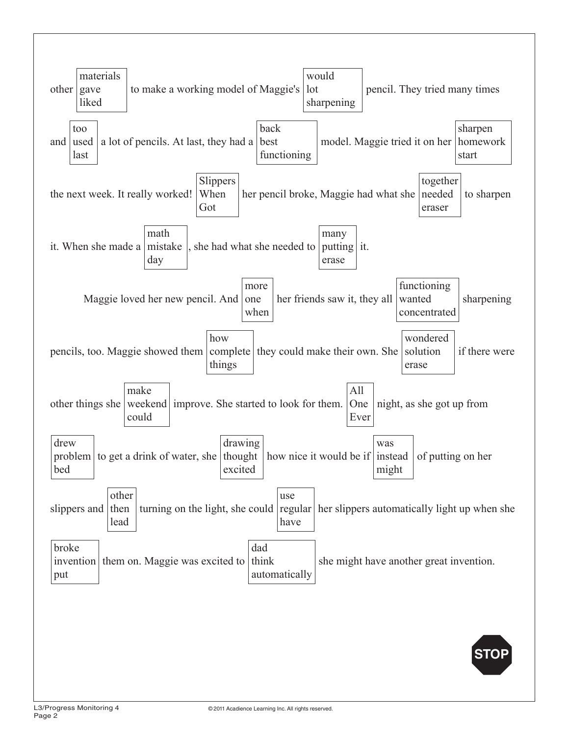other [materials / gave / liked] to make a working model of Maggie's [would / lot / sharpening] pencil. They tried many times and [too / used / last] a lot of pencils. At last, they had a [back / best / functioning] model. Maggie tried it on her [sharpen / homework / start] the next week. It really worked! [Slippers / When / Got] her pencil broke, Maggie had what she [together / needed / eraser] to sharpen it. When she made a [math / mistake / day], she had what she needed to [many / putting / erase] it.

Maggie loved her new pencil. And [more / one / when] her friends saw it, they all [functioning / wanted / concentrated] sharpening pencils, too. Maggie showed them [how / complete / things] they could make their own. She [wondered / solution / erase] if there were other things she [make / weekend / could] improve. She started to look for them. [All / One / Ever] night, as she got up from [drew / problem / bed] to get a drink of water, she [drawing / thought / excited] how nice it would be if [was / instead / might] of putting on her slippers and [other / then / lead] turning on the light, she could [use / regular / have] her slippers automatically light up when she [broke / invention / put] them on. Maggie was excited to [dad / think / automatically] she might have another great invention.

STOP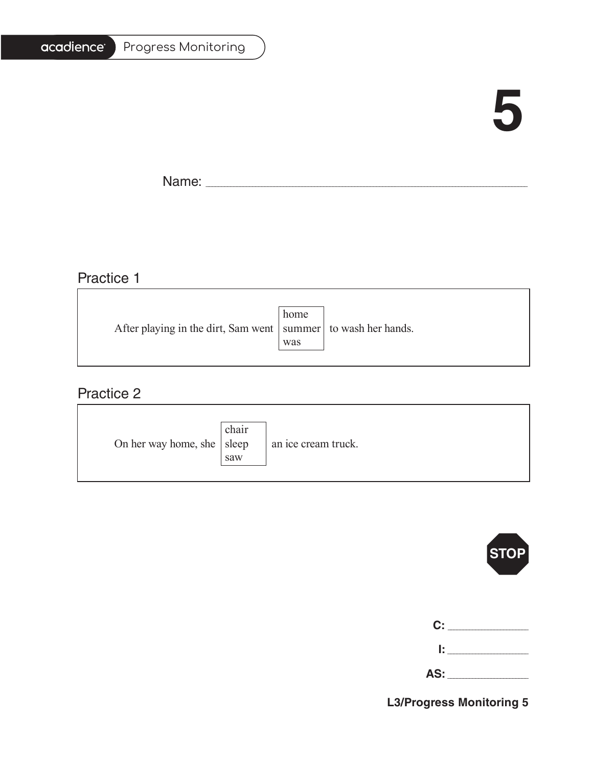# 5

Name: ______________________________________________

## Practice 1

After playing in the dirt, Sam went [home / summer / was] to wash her hands.

## Practice 2

On her way home, she [chair / sleep / saw] an ice cream truck.

STOP

**C:** ____________

**I:** ____________

**AS:** ____________

**L3/Progress Monitoring 5**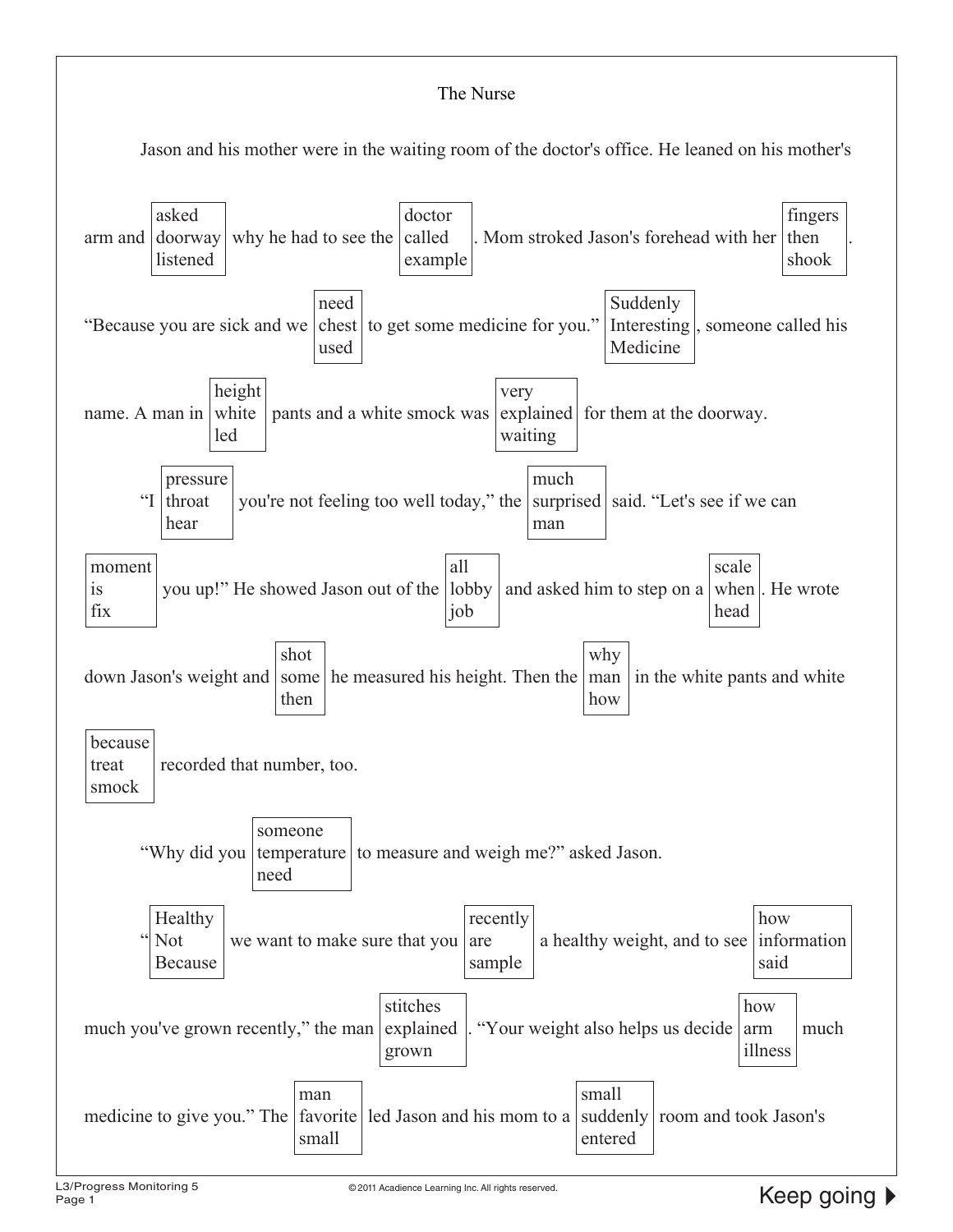# The Nurse

Jason and his mother were in the waiting room of the doctor's office. He leaned on his mother's arm and [asked / doorway / listened] why he had to see the [doctor / called / example]. Mom stroked Jason's forehead with her [fingers / then / shook].

"Because you are sick and we [need / chest / used] to get some medicine for you." [Suddenly / Interesting / Medicine], someone called his name. A man in [height / white / led] pants and a white smock was [very / explained / waiting] for them at the doorway.

"I [pressure / throat / hear] you're not feeling too well today," the [much / surprised / man] said. "Let's see if we can [moment / is / fix] you up!" He showed Jason out of the [all / lobby / job] and asked him to step on a [scale / when / head]. He wrote down Jason's weight and [shot / some / then] he measured his height. Then the [why / man / how] in the white pants and white [because / treat / smock] recorded that number, too.

"Why did you [someone / temperature / need] to measure and weigh me?" asked Jason.

"[Healthy / Not / Because] we want to make sure that you [recently / are / sample] a healthy weight, and to see [how / information / said] much you've grown recently," the man [stitches / explained / grown]. "Your weight also helps us decide [how / arm / illness] much medicine to give you." The [man / favorite / small] led Jason and his mom to a [small / suddenly / entered] room and took Jason's

Keep going ▶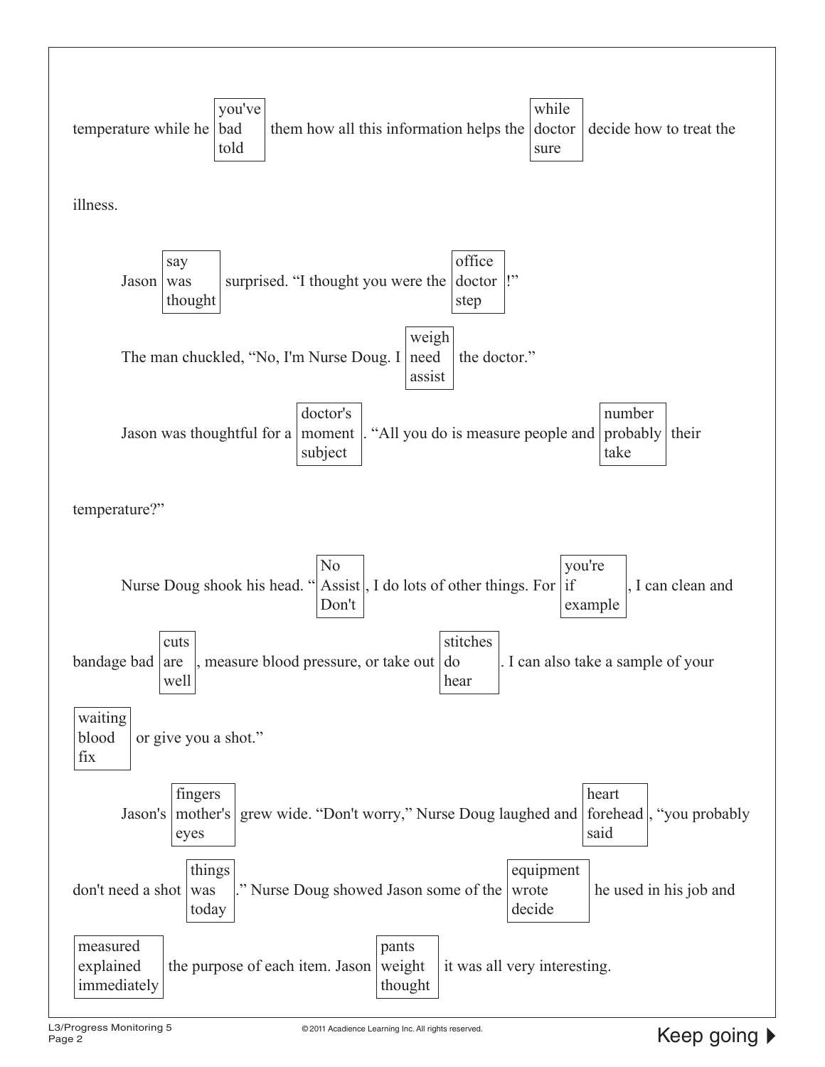temperature while he [you've / bad / told] them how all this information helps the [while / doctor / sure] decide how to treat the illness.

Jason [say / was / thought] surprised. "I thought you were the [office / doctor / step]!"

The man chuckled, "No, I'm Nurse Doug. I [weigh / need / assist] the doctor."

Jason was thoughtful for a [doctor's / moment / subject]. "All you do is measure people and [number / probably / take] their temperature?"

Nurse Doug shook his head. "[No / Assist / Don't], I do lots of other things. For [you're / if / example], I can clean and bandage bad [cuts / are / well], measure blood pressure, or take out [stitches / do / hear]. I can also take a sample of your [waiting / blood / fix] or give you a shot."

Jason's [fingers / mother's / eyes] grew wide. "Don't worry," Nurse Doug laughed and [heart / forehead / said], "you probably don't need a shot [things / was / today]." Nurse Doug showed Jason some of the [equipment / wrote / decide] he used in his job and [measured / explained / immediately] the purpose of each item. Jason [pants / weight / thought] it was all very interesting.

Keep going ▶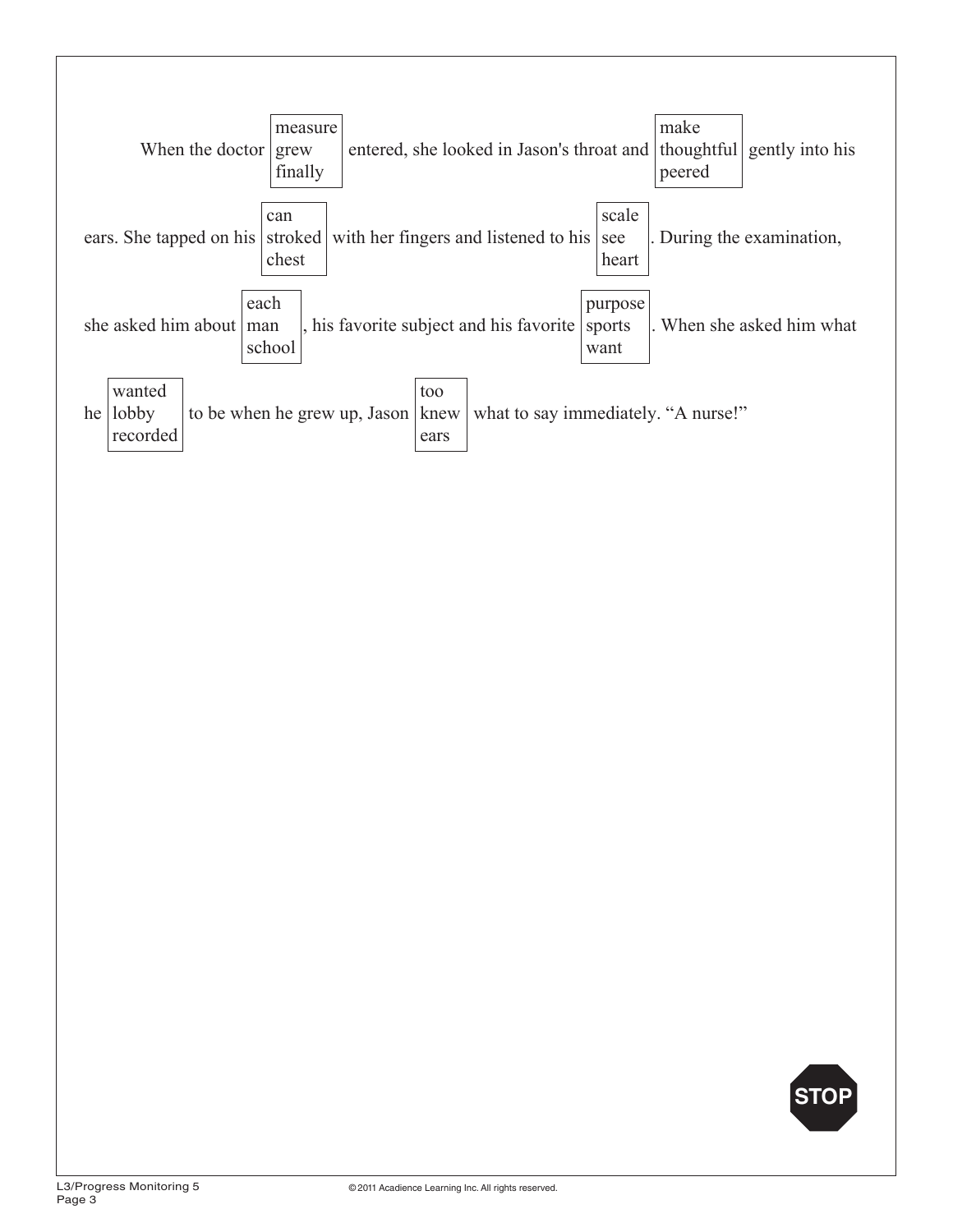When the doctor [measure / grew / finally] entered, she looked in Jason's throat and [make / thoughtful / peered] gently into his ears. She tapped on his [can / stroked / chest] with her fingers and listened to his [scale / see / heart]. During the examination, she asked him about [each / man / school], his favorite subject and his favorite [purpose / sports / want]. When she asked him what he [wanted / lobby / recorded] to be when he grew up, Jason [too / knew / ears] what to say immediately. "A nurse!"

STOP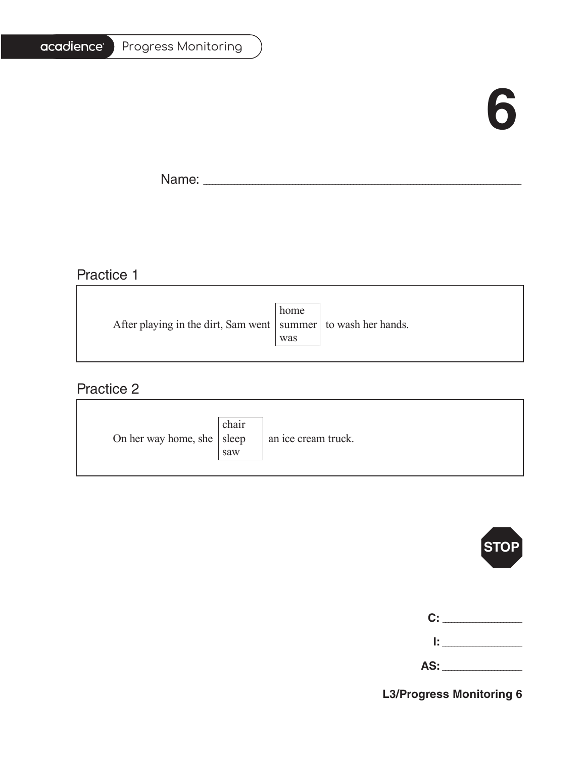acadience Progress Monitoring

# 6

Name: ______________________________________________

## Practice 1

After playing in the dirt, Sam went [home / summer / was] to wash her hands.

## Practice 2

On her way home, she [chair / sleep / saw] an ice cream truck.

STOP

C: ____________

I: ____________

AS: ____________

L3/Progress Monitoring 6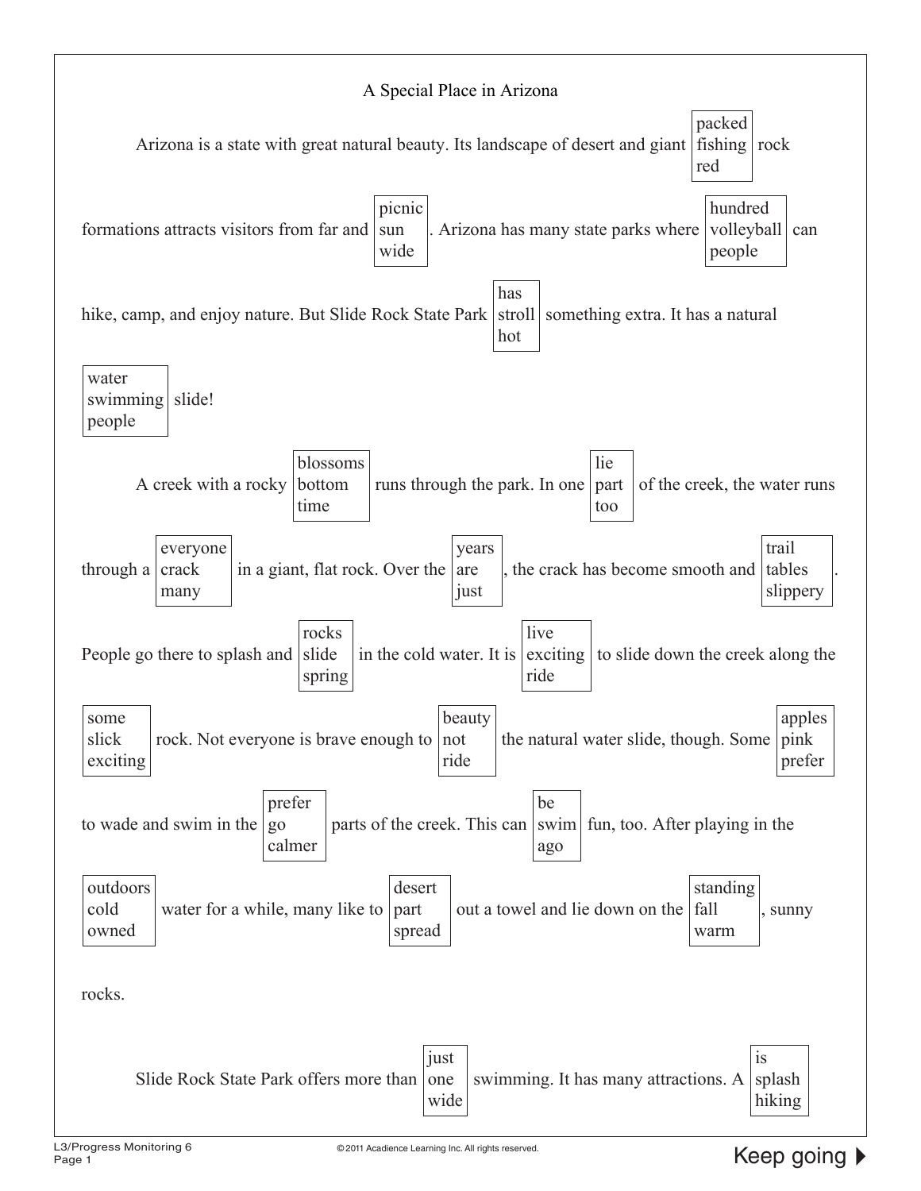A Special Place in Arizona

Arizona is a state with great natural beauty. Its landscape of desert and giant [packed / fishing / red] rock formations attracts visitors from far and [picnic / sun / wide]. Arizona has many state parks where [hundred / volleyball / people] can hike, camp, and enjoy nature. But Slide Rock State Park [has / stroll / hot] something extra. It has a natural [water / swimming / people] slide!

A creek with a rocky [blossoms / bottom / time] runs through the park. In one [lie / part / too] of the creek, the water runs through a [everyone / crack / many] in a giant, flat rock. Over the [years / are / just], the crack has become smooth and [trail / tables / slippery]. People go there to splash and [rocks / slide / spring] in the cold water. It is [live / exciting / ride] to slide down the creek along the [some / slick / exciting] rock. Not everyone is brave enough to [beauty / not / ride] the natural water slide, though. Some [apples / pink / prefer] to wade and swim in the [prefer / go / calmer] parts of the creek. This can [be / swim / ago] fun, too. After playing in the [outdoors / cold / owned] water for a while, many like to [desert / part / spread] out a towel and lie down on the [standing / fall / warm], sunny rocks.

Slide Rock State Park offers more than [just / one / wide] swimming. It has many attractions. A [is / splash / hiking]

Keep going ▶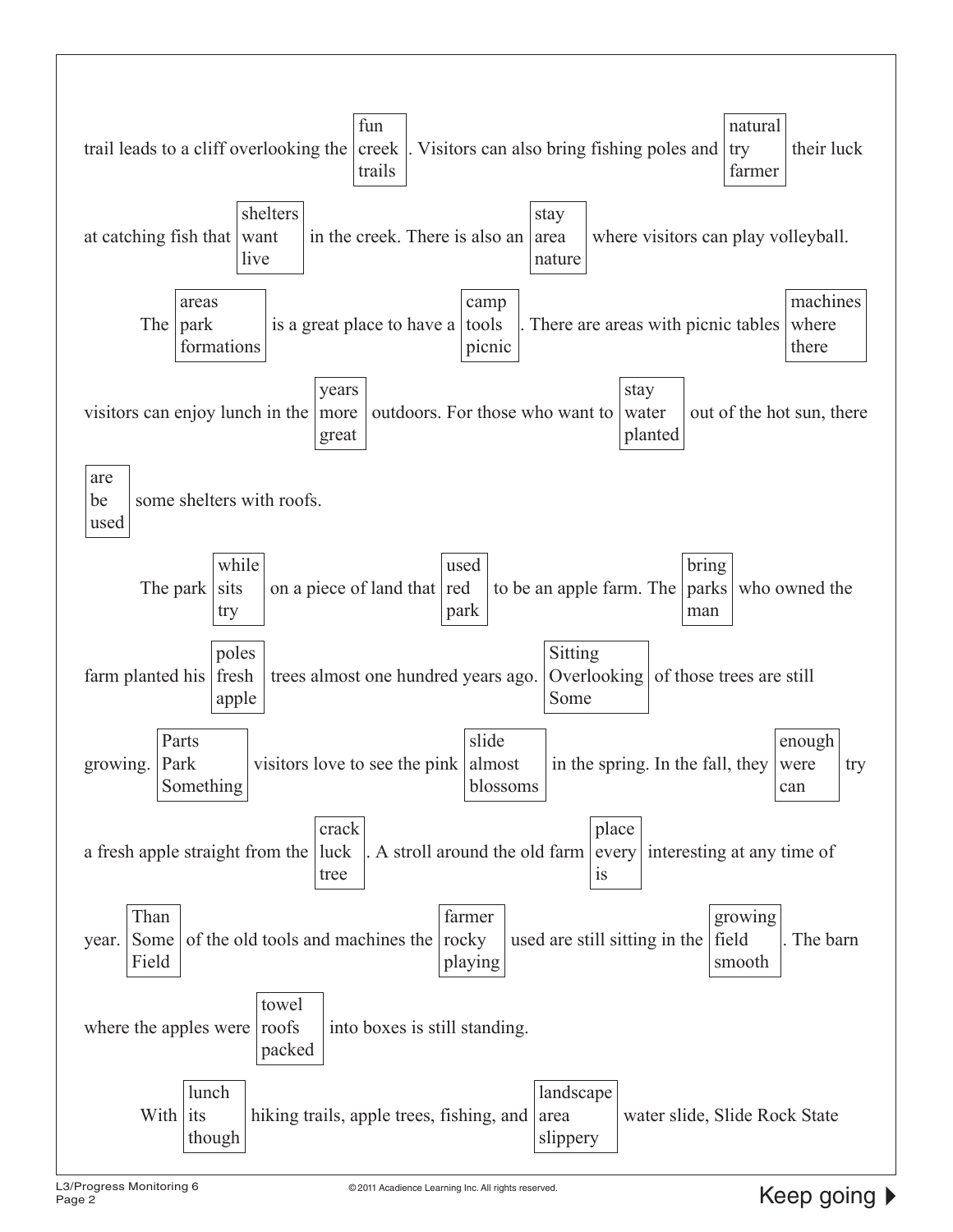trail leads to a cliff overlooking the [fun / creek / trails]. Visitors can also bring fishing poles and [natural / try / farmer] their luck at catching fish that [shelters / want / live] in the creek. There is also an [stay / area / nature] where visitors can play volleyball.

The [areas / park / formations] is a great place to have a [camp / tools / picnic]. There are areas with picnic tables [machines / where / there] visitors can enjoy lunch in the [years / more / great] outdoors. For those who want to [stay / water / planted] out of the hot sun, there [are / be / used] some shelters with roofs.

The park [while / sits / try] on a piece of land that [used / red / park] to be an apple farm. The [bring / parks / man] who owned the farm planted his [poles / fresh / apple] trees almost one hundred years ago. [Sitting / Overlooking / Some] of those trees are still growing. [Parts / Park / Something] visitors love to see the pink [slide / almost / blossoms] in the spring. In the fall, they [enough / were / can] try a fresh apple straight from the [crack / luck / tree]. A stroll around the old farm [place / every / is] interesting at any time of year. [Than / Some / Field] of the old tools and machines the [farmer / rocky / playing] used are still sitting in the [growing / field / smooth]. The barn where the apples were [towel / roofs / packed] into boxes is still standing.

With [lunch / its / though] hiking trails, apple trees, fishing, and [landscape / area / slippery] water slide, Slide Rock State

Keep going ▶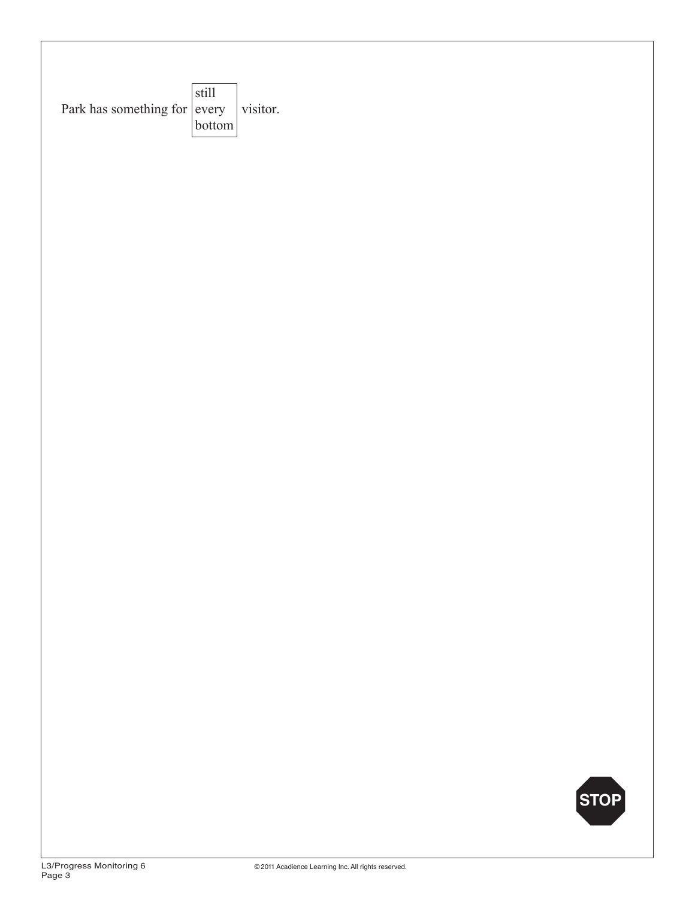Park has something for [still / every / bottom] visitor.

STOP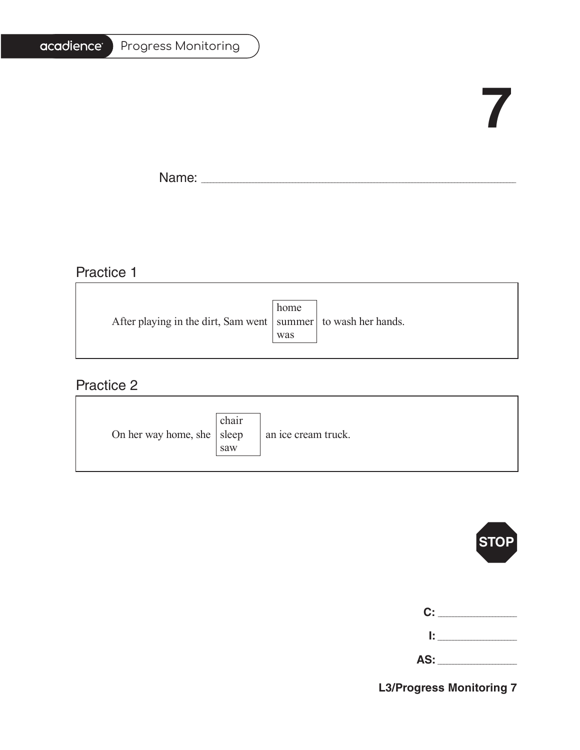acadience Progress Monitoring

# 7

Name: ______________________________________________

## Practice 1

After playing in the dirt, Sam went [home / summer / was] to wash her hands.

## Practice 2

On her way home, she [chair / sleep / saw] an ice cream truck.

STOP

C: ____________

I: ____________

AS: ____________

**L3/Progress Monitoring 7**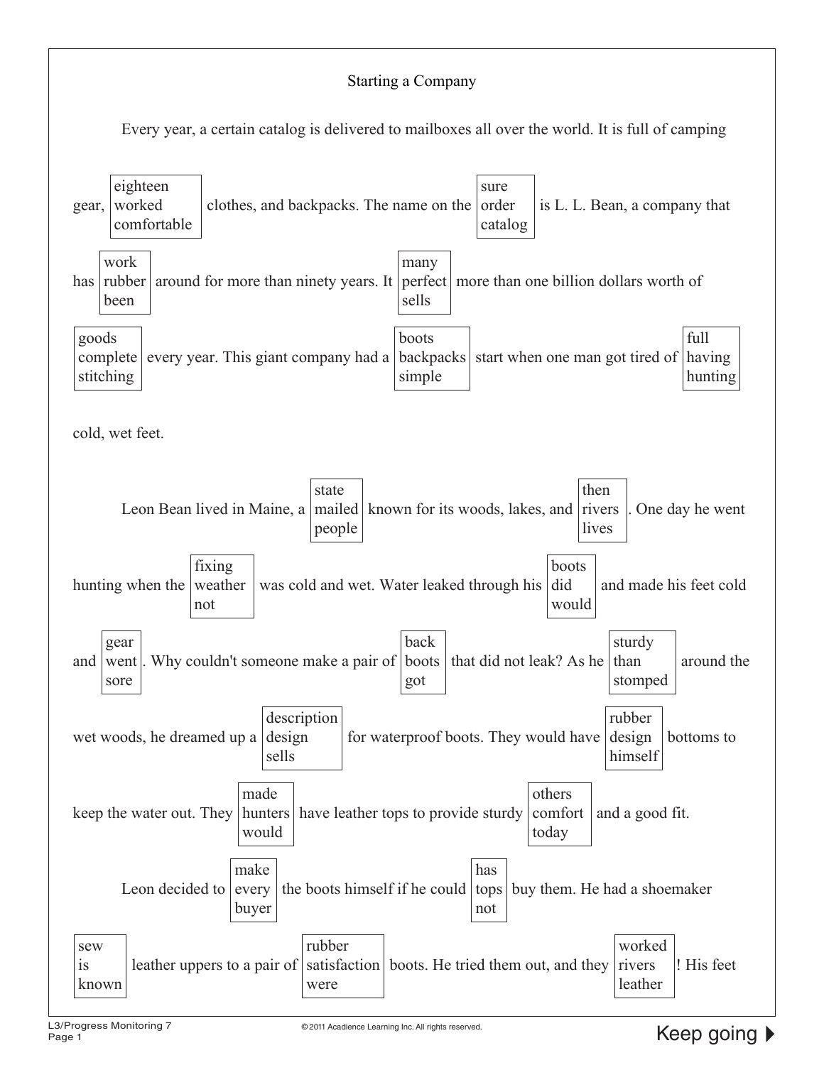Starting a Company

Every year, a certain catalog is delivered to mailboxes all over the world. It is full of camping gear, [eighteen / worked / comfortable] clothes, and backpacks. The name on the [sure / order / catalog] is L. L. Bean, a company that has [work / rubber / been] around for more than ninety years. It [many / perfect / sells] more than one billion dollars worth of [goods / complete / stitching] every year. This giant company had a [boots / backpacks / simple] start when one man got tired of [full / having / hunting] cold, wet feet.

Leon Bean lived in Maine, a [state / mailed / people] known for its woods, lakes, and [then / rivers / lives]. One day he went hunting when the [fixing / weather / not] was cold and wet. Water leaked through his [boots / did / would] and made his feet cold and [gear / went / sore]. Why couldn't someone make a pair of [back / boots / got] that did not leak? As he [sturdy / than / stomped] around the wet woods, he dreamed up a [description / design / sells] for waterproof boots. They would have [rubber / design / himself] bottoms to keep the water out. They [made / hunters / would] have leather tops to provide sturdy [others / comfort / today] and a good fit.

Leon decided to [make / every / buyer] the boots himself if he could [has / tops / not] buy them. He had a shoemaker [sew / is / known] leather uppers to a pair of [rubber / satisfaction / were] boots. He tried them out, and they [worked / rivers / leather]! His feet

Keep going ▶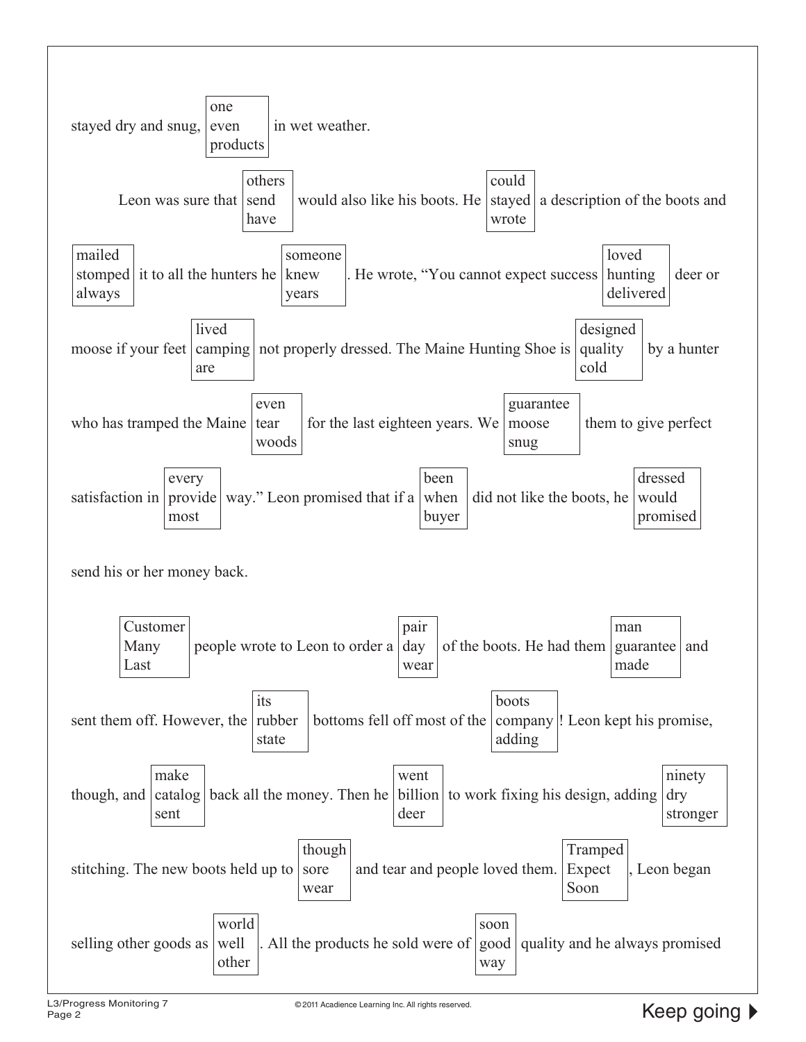stayed dry and snug, [one / even / products] in wet weather.

Leon was sure that [others / send / have] would also like his boots. He [could / stayed / wrote] a description of the boots and [mailed / stomped / always] it to all the hunters he [someone / knew / years]. He wrote, “You cannot expect success [loved / hunting / delivered] deer or moose if your feet [lived / camping / are] not properly dressed. The Maine Hunting Shoe is [designed / quality / cold] by a hunter who has tramped the Maine [even / tear / woods] for the last eighteen years. We [guarantee / moose / snug] them to give perfect satisfaction in [every / provide / most] way.” Leon promised that if a [been / when / buyer] did not like the boots, he [dressed / would / promised] send his or her money back.

[Customer / Many / Last] people wrote to Leon to order a [pair / day / wear] of the boots. He had them [man / guarantee / made] and sent them off. However, the [its / rubber / state] bottoms fell off most of the [boots / company / adding]! Leon kept his promise, though, and [make / catalog / sent] back all the money. Then he [went / billion / deer] to work fixing his design, adding [ninety / dry / stronger] stitching. The new boots held up to [though / sore / wear] and tear and people loved them. [Tramped / Expect / Soon], Leon began selling other goods as [world / well / other]. All the products he sold were of [soon / good / way] quality and he always promised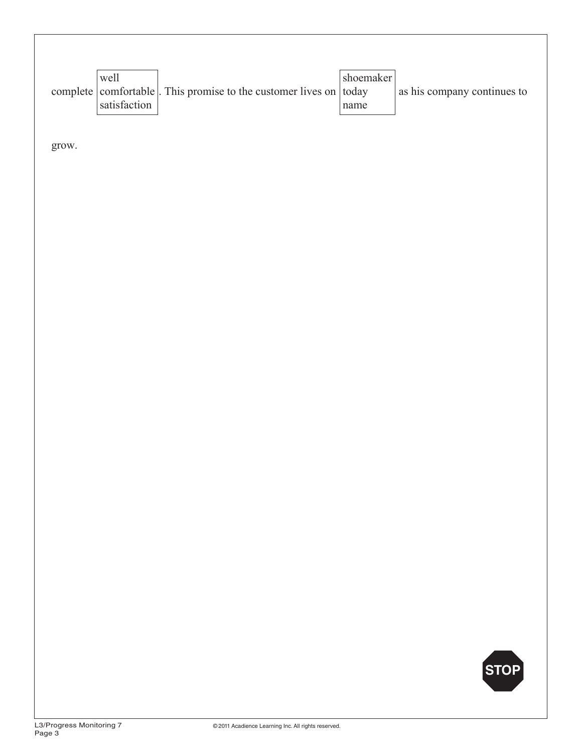complete [well / comfortable / satisfaction]. This promise to the customer lives on [shoemaker / today / name] as his company continues to grow.

STOP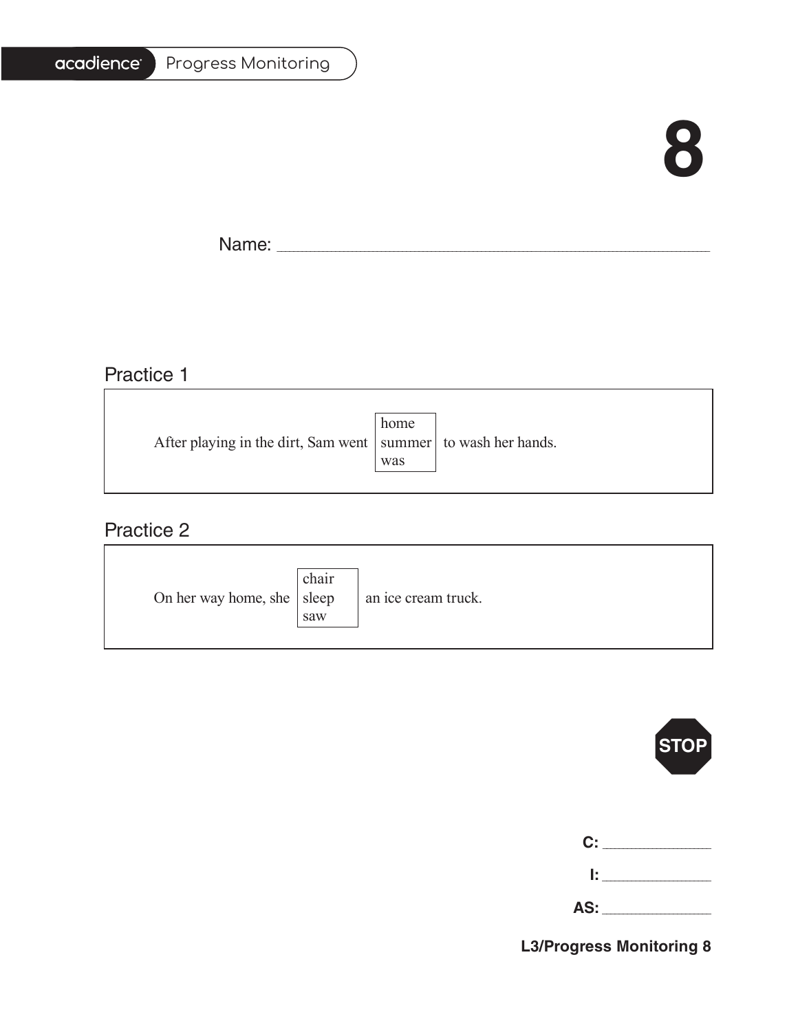# 8

Name: ______________________________________________

## Practice 1

After playing in the dirt, Sam went [home / summer / was] to wash her hands.

## Practice 2

On her way home, she [chair / sleep / saw] an ice cream truck.

STOP

**C:** ______________

**I:** ______________

**AS:** ______________

**L3/Progress Monitoring 8**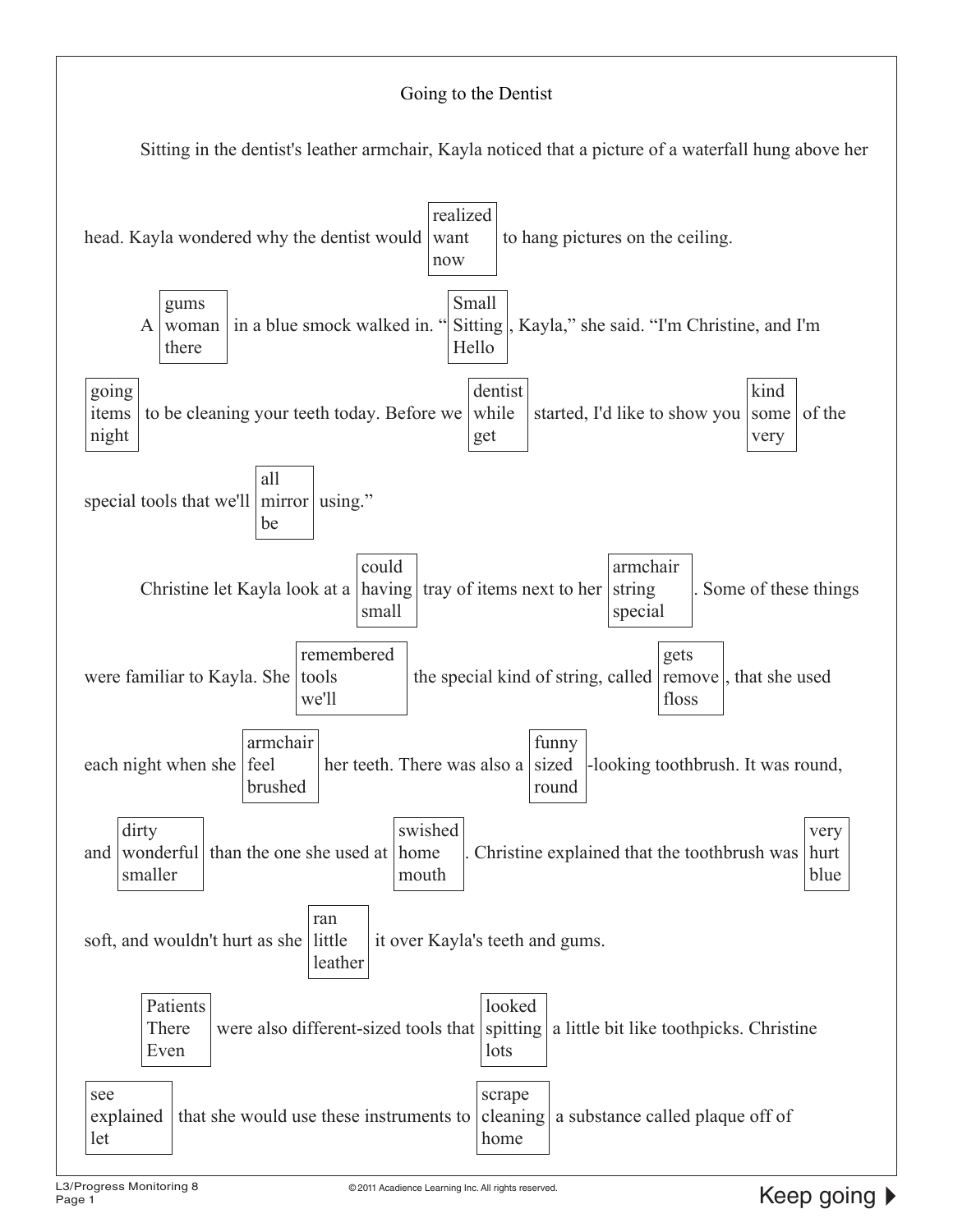## Going to the Dentist

Sitting in the dentist's leather armchair, Kayla noticed that a picture of a waterfall hung above her head. Kayla wondered why the dentist would [realized / want / now] to hang pictures on the ceiling.

A [gums / woman / there] in a blue smock walked in. "[Small / Sitting / Hello], Kayla," she said. "I'm Christine, and I'm [going / items / night] to be cleaning your teeth today. Before we [dentist / while / get] started, I'd like to show you [kind / some / very] of the special tools that we'll [all / mirror / be] using."

Christine let Kayla look at a [could / having / small] tray of items next to her [armchair / string / special]. Some of these things were familiar to Kayla. She [remembered / tools / we'll] the special kind of string, called [gets / remove / floss], that she used each night when she [armchair / feel / brushed] her teeth. There was also a [funny / sized / round]-looking toothbrush. It was round, and [dirty / wonderful / smaller] than the one she used at [swished / home / mouth]. Christine explained that the toothbrush was [very / hurt / blue] soft, and wouldn't hurt as she [ran / little / leather] it over Kayla's teeth and gums.

[Patients / There / Even] were also different-sized tools that [looked / spitting / lots] a little bit like toothpicks. Christine [see / explained / let] that she would use these instruments to [scrape / cleaning / home] a substance called plaque off of

Keep going ▶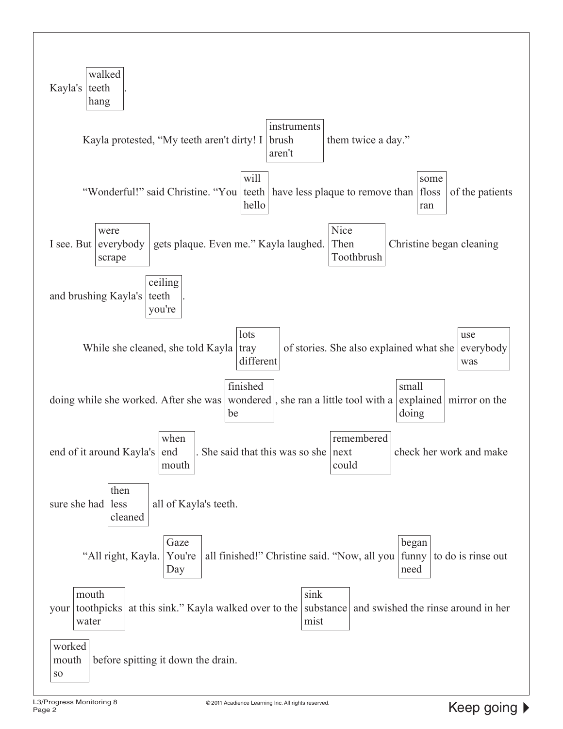Kayla's [walked / teeth / hang].

Kayla protested, "My teeth aren't dirty! I [instruments / brush / aren't] them twice a day."

"Wonderful!" said Christine. "You [will / teeth / hello] have less plaque to remove than [some / floss / ran] of the patients I see. But [were / everybody / scrape] gets plaque. Even me." Kayla laughed. [Nice / Then / Toothbrush] Christine began cleaning and brushing Kayla's [ceiling / teeth / you're].

While she cleaned, she told Kayla [lots / tray / different] of stories. She also explained what she [use / everybody / was] doing while she worked. After she was [finished / wondered / be], she ran a little tool with a [small / explained / doing] mirror on the end of it around Kayla's [when / end / mouth]. She said that this was so she [remembered / next / could] check her work and make sure she had [then / less / cleaned] all of Kayla's teeth.

"All right, Kayla. [Gaze / You're / Day] all finished!" Christine said. "Now, all you [began / funny / need] to do is rinse out your [mouth / toothpicks / water] at this sink." Kayla walked over to the [sink / substance / mist] and swished the rinse around in her [worked / mouth / so] before spitting it down the drain.

Keep going ▶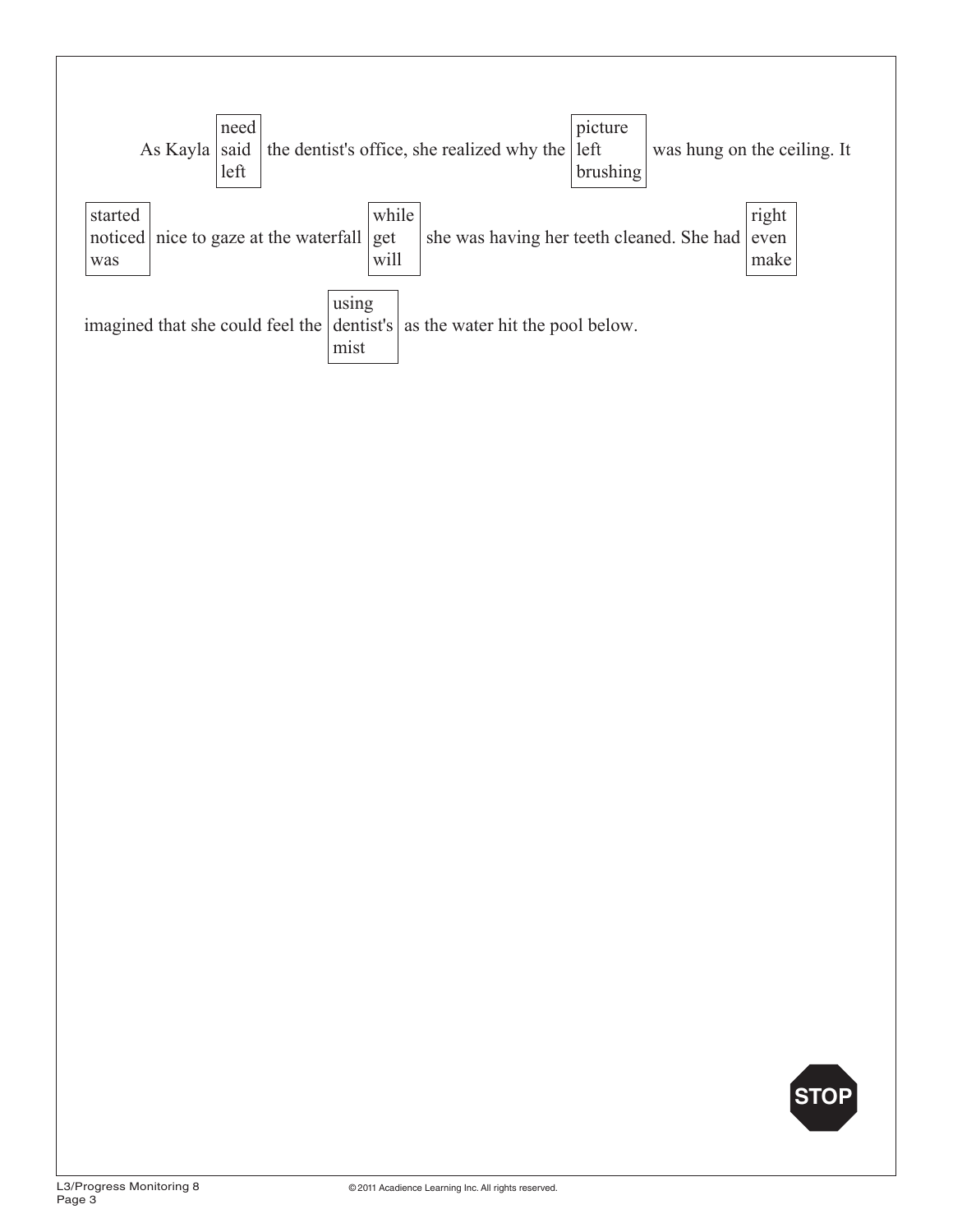As Kayla [need / said / left] the dentist's office, she realized why the [picture / left / brushing] was hung on the ceiling. It [started / noticed / was] nice to gaze at the waterfall [while / get / will] she was having her teeth cleaned. She had [right / even / make] imagined that she could feel the [using / dentist's / mist] as the water hit the pool below.

STOP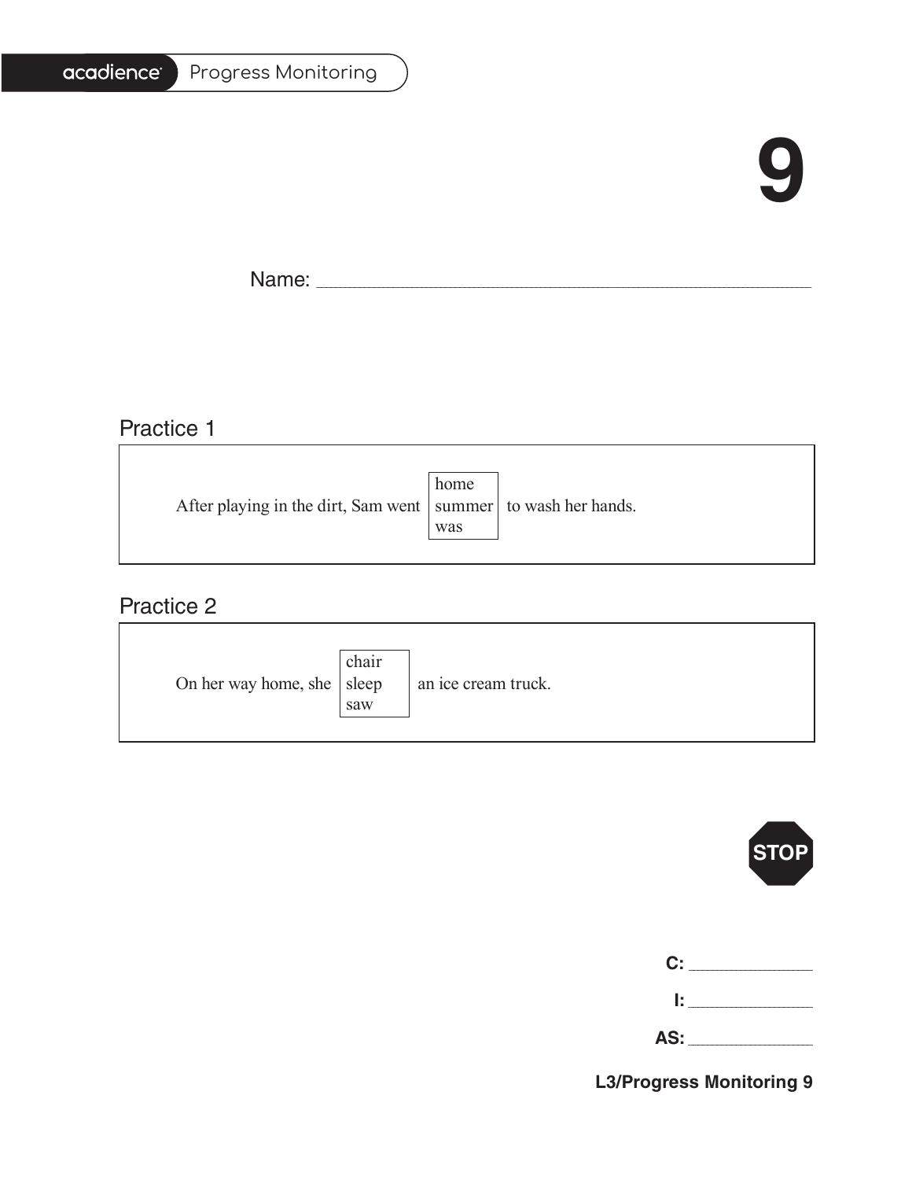# 9

Name: ______________________________________________

## Practice 1

After playing in the dirt, Sam went [home / summer / was] to wash her hands.

## Practice 2

On her way home, she [chair / sleep / saw] an ice cream truck.

STOP

**C:** ____________

**I:** ____________

**AS:** ____________

**L3/Progress Monitoring 9**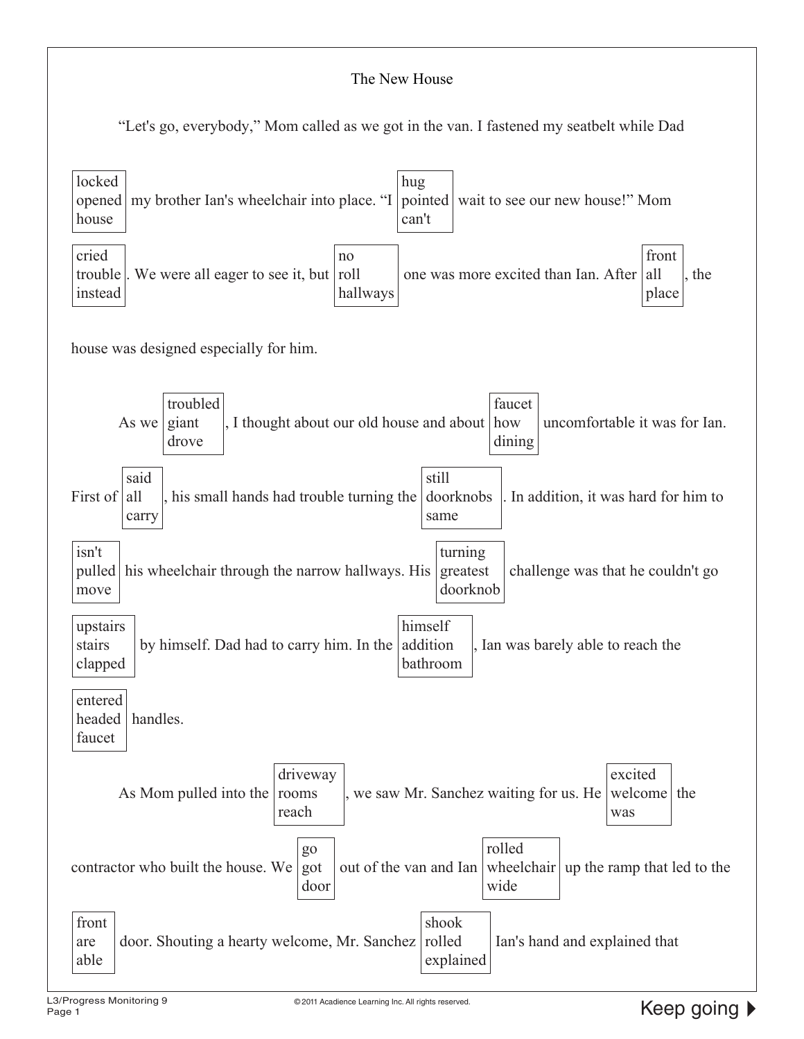# The New House

"Let's go, everybody," Mom called as we got in the van. I fastened my seatbelt while Dad [locked / opened / house] my brother Ian's wheelchair into place. "I [hug / pointed / can't] wait to see our new house!" Mom [cried / trouble / instead]. We were all eager to see it, but [no / roll / hallways] one was more excited than Ian. After [front / all / place], the house was designed especially for him.

As we [troubled / giant / drove], I thought about our old house and about [faucet / how / dining] uncomfortable it was for Ian. First of [said / all / carry], his small hands had trouble turning the [still / doorknobs / same]. In addition, it was hard for him to [isn't / pulled / move] his wheelchair through the narrow hallways. His [turning / greatest / doorknob] challenge was that he couldn't go [upstairs / stairs / clapped] by himself. Dad had to carry him. In the [himself / addition / bathroom], Ian was barely able to reach the [entered / headed / faucet] handles.

As Mom pulled into the [driveway / rooms / reach], we saw Mr. Sanchez waiting for us. He [excited / welcome / was] the contractor who built the house. We [go / got / door] out of the van and Ian [rolled / wheelchair / wide] up the ramp that led to the [front / are / able] door. Shouting a hearty welcome, Mr. Sanchez [shook / rolled / explained] Ian's hand and explained that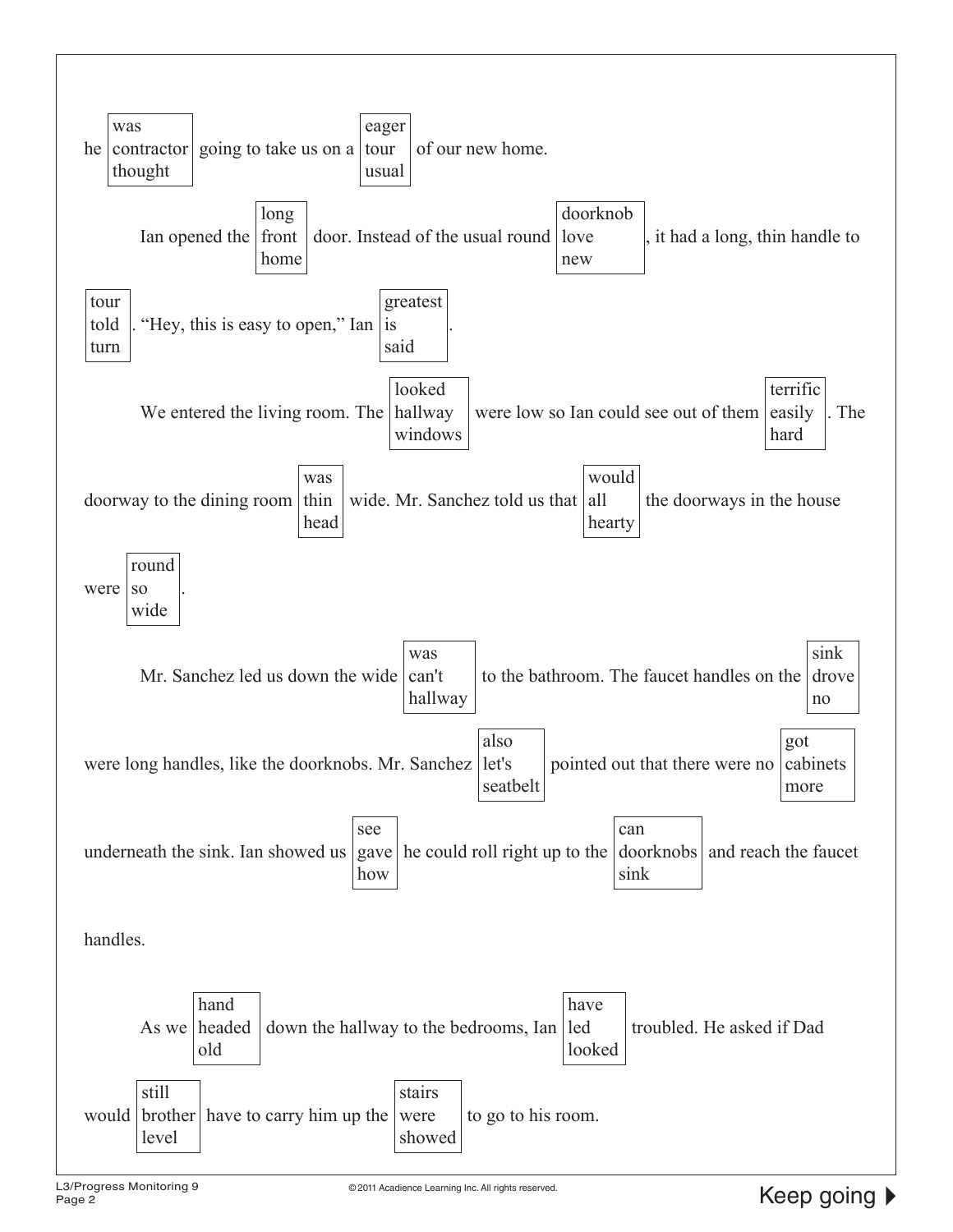he [was / contractor / thought] going to take us on a [eager / tour / usual] of our new home.

Ian opened the [long / front / home] door. Instead of the usual round [doorknob / love / new], it had a long, thin handle to [tour / told / turn]. "Hey, this is easy to open," Ian [greatest / is / said].

We entered the living room. The [looked / hallway / windows] were low so Ian could see out of them [terrific / easily / hard]. The doorway to the dining room [was / thin / head] wide. Mr. Sanchez told us that [would / all / hearty] the doorways in the house were [round / so / wide].

Mr. Sanchez led us down the wide [was / can't / hallway] to the bathroom. The faucet handles on the [sink / drove / no] were long handles, like the doorknobs. Mr. Sanchez [also / let's / seatbelt] pointed out that there were no [got / cabinets / more] underneath the sink. Ian showed us [see / gave / how] he could roll right up to the [can / doorknobs / sink] and reach the faucet handles.

As we [hand / headed / old] down the hallway to the bedrooms, Ian [have / led / looked] troubled. He asked if Dad would [still / brother / level] have to carry him up the [stairs / were / showed] to go to his room.

Keep going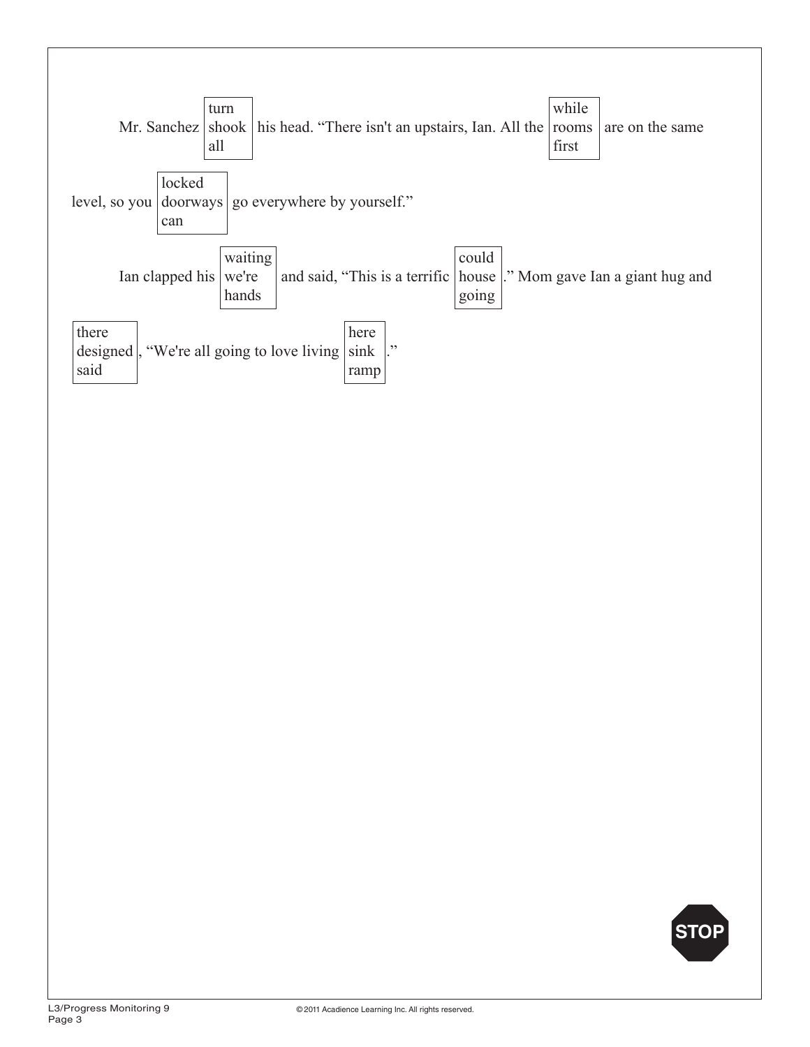Mr. Sanchez [turn / shook / all] his head. "There isn't an upstairs, Ian. All the [while / rooms / first] are on the same level, so you [locked / doorways / can] go everywhere by yourself."

Ian clapped his [waiting / we're / hands] and said, "This is a terrific [could / house / going]." Mom gave Ian a giant hug and [there / designed / said], "We're all going to love living [here / sink / ramp]."

STOP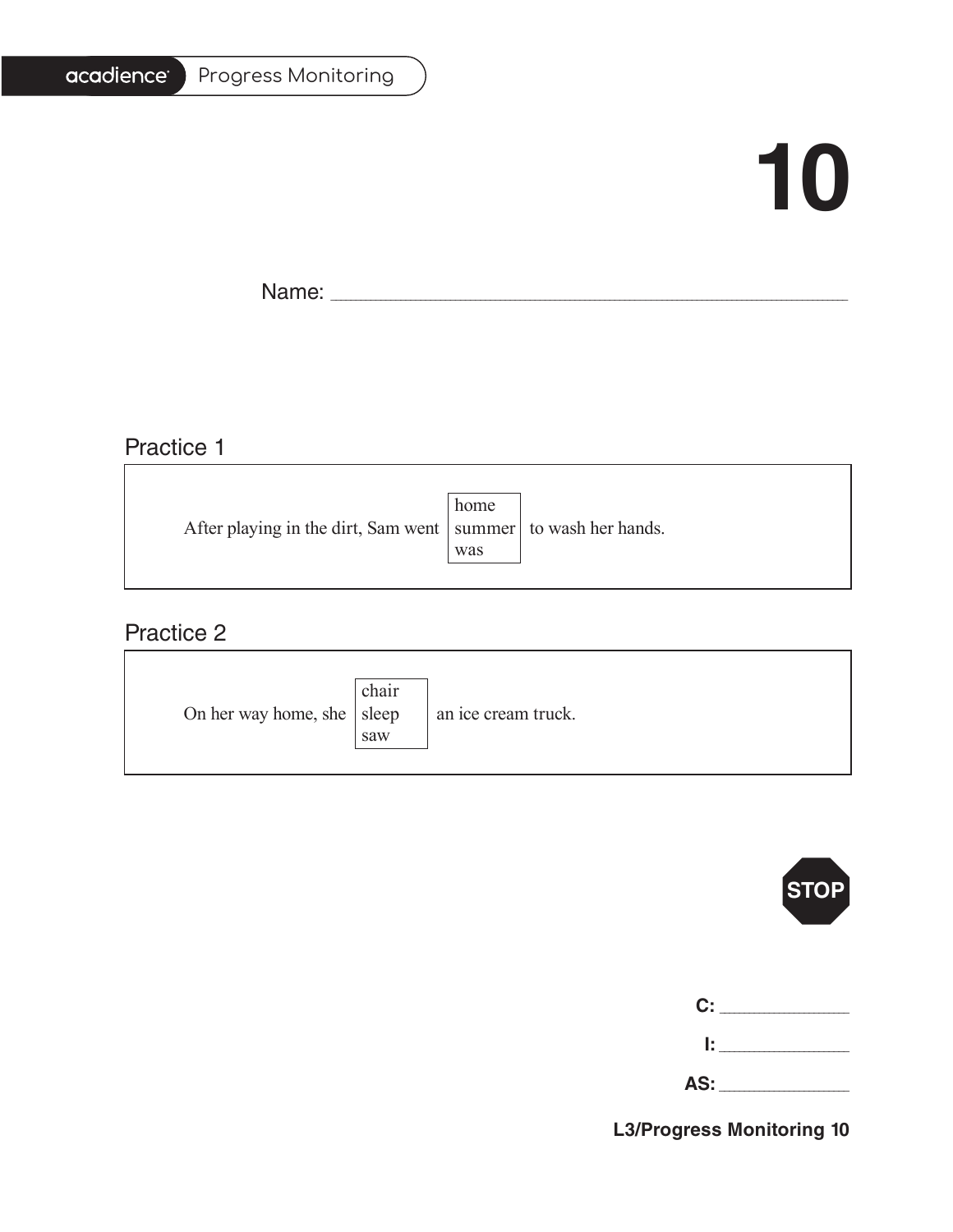# 10

Name: ______________________________

## Practice 1

After playing in the dirt, Sam went [home / summer / was] to wash her hands.

## Practice 2

On her way home, she [chair / sleep / saw] an ice cream truck.

STOP

**C:** __________

**I:** __________

**AS:** __________

**L3/Progress Monitoring 10**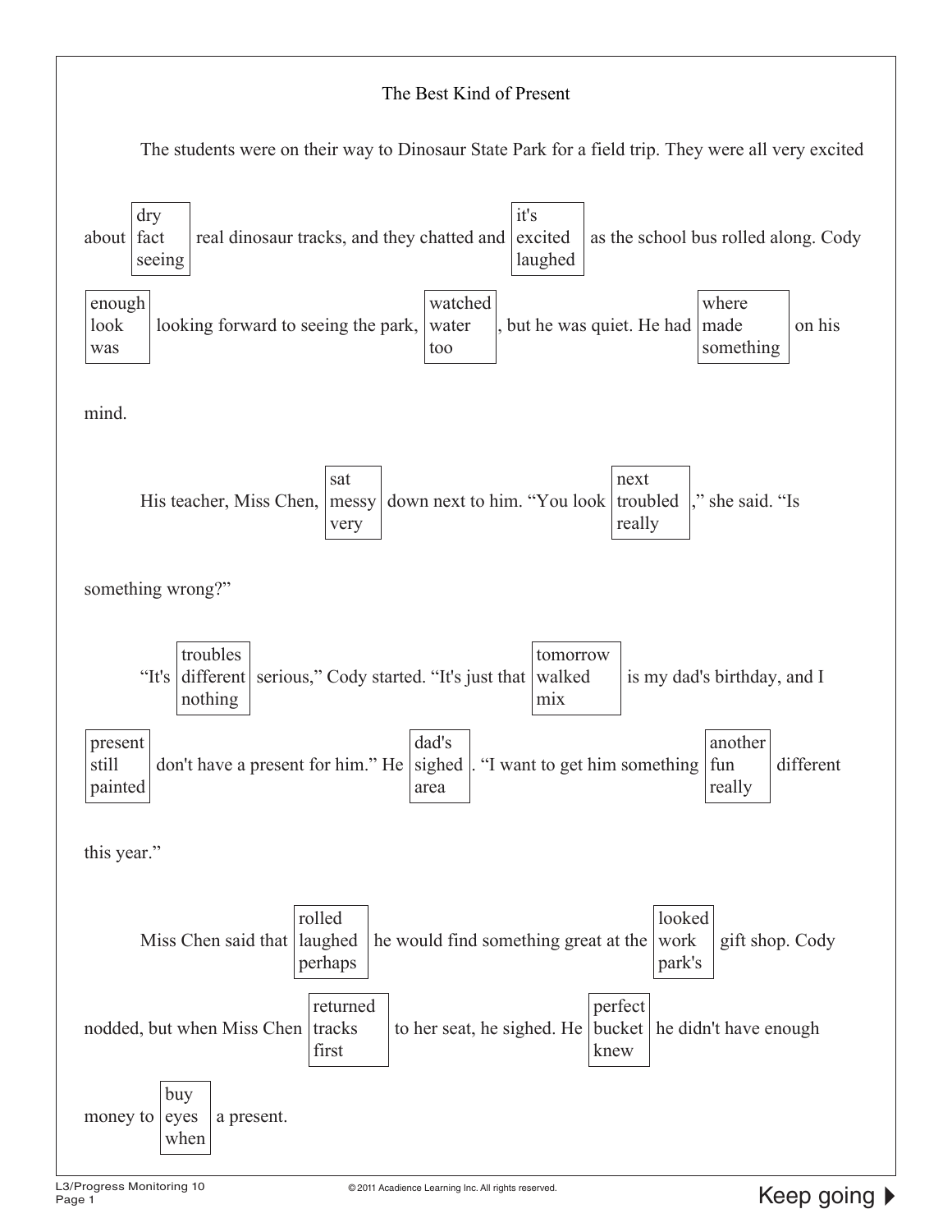# The Best Kind of Present

The students were on their way to Dinosaur State Park for a field trip. They were all very excited about [dry / fact / seeing] real dinosaur tracks, and they chatted and [it's / excited / laughed] as the school bus rolled along. Cody [enough / look / was] looking forward to seeing the park, [watched / water / too], but he was quiet. He had [where / made / something] on his mind.

His teacher, Miss Chen, [sat / messy / very] down next to him. "You look [next / troubled / really]," she said. "Is something wrong?"

"It's [troubles / different / nothing] serious," Cody started. "It's just that [tomorrow / walked / mix] is my dad's birthday, and I [present / still / painted] don't have a present for him." He [dad's / sighed / area]. "I want to get him something [another / fun / really] different this year."

Miss Chen said that [rolled / laughed / perhaps] he would find something great at the [looked / work / park's] gift shop. Cody nodded, but when Miss Chen [returned / tracks / first] to her seat, he sighed. He [perfect / bucket / knew] he didn't have enough money to [buy / eyes / when] a present.

L3/Progress Monitoring 10

Keep going ▶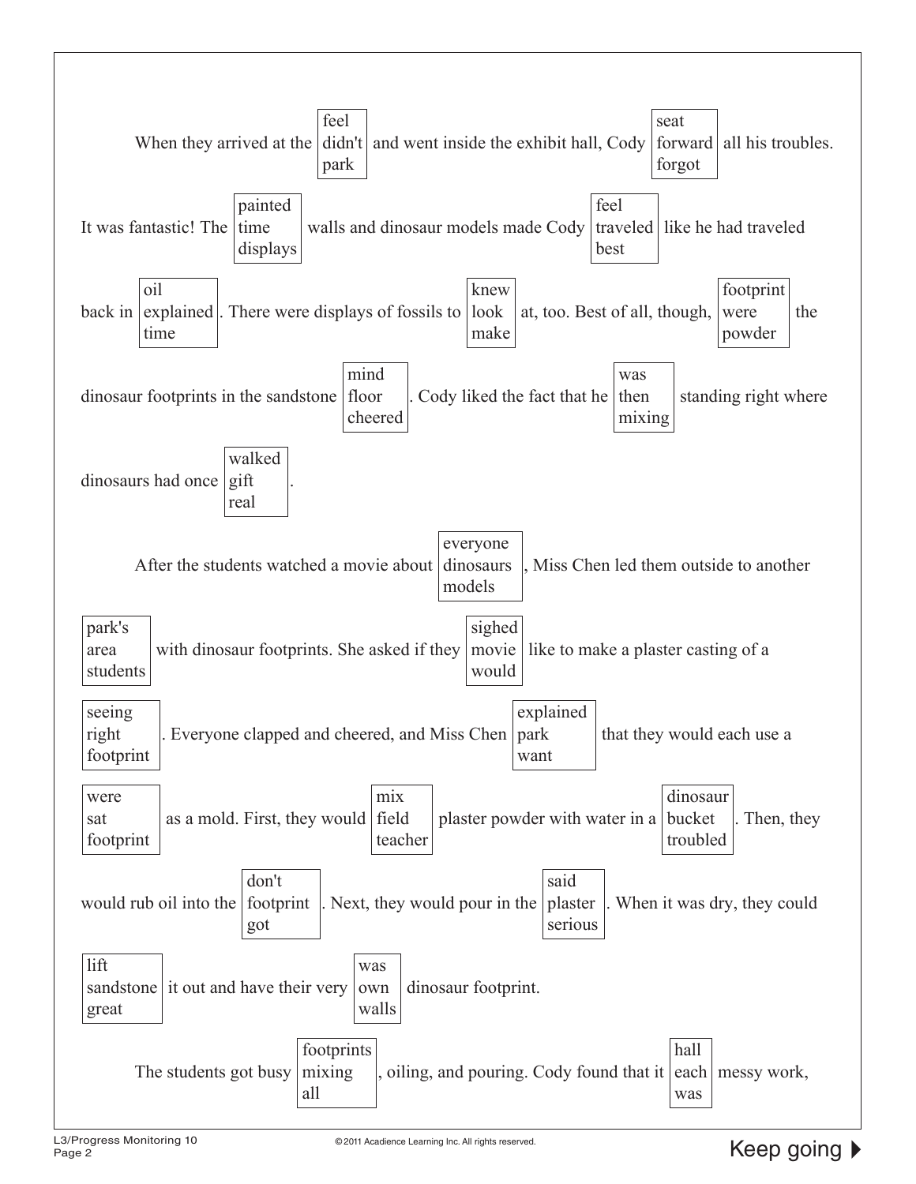When they arrived at the [feel / didn't / park] and went inside the exhibit hall, Cody [seat / forward / forgot] all his troubles. It was fantastic! The [painted / time / displays] walls and dinosaur models made Cody [feel / traveled / best] like he had traveled back in [oil / explained / time]. There were displays of fossils to [knew / look / make] at, too. Best of all, though, [footprint / were / powder] the dinosaur footprints in the sandstone [mind / floor / cheered]. Cody liked the fact that he [was / then / mixing] standing right where dinosaurs had once [walked / gift / real].

After the students watched a movie about [everyone / dinosaurs / models], Miss Chen led them outside to another [park's / area / students] with dinosaur footprints. She asked if they [sighed / movie / would] like to make a plaster casting of a [seeing / right / footprint]. Everyone clapped and cheered, and Miss Chen [explained / park / want] that they would each use a [were / sat / footprint] as a mold. First, they would [mix / field / teacher] plaster powder with water in a [dinosaur / bucket / troubled]. Then, they would rub oil into the [don't / footprint / got]. Next, they would pour in the [said / plaster / serious]. When it was dry, they could [lift / sandstone / great] it out and have their very [was / own / walls] dinosaur footprint.

The students got busy [footprints / mixing / all], oiling, and pouring. Cody found that it [hall / each / was] messy work,

Keep going ▶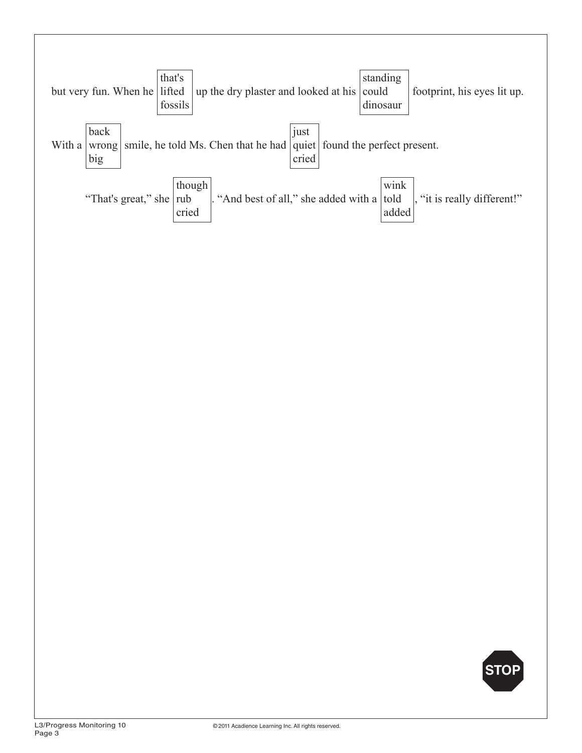but very fun. When he [that's / lifted / fossils] up the dry plaster and looked at his [standing / could / dinosaur] footprint, his eyes lit up.

With a [back / wrong / big] smile, he told Ms. Chen that he had [just / quiet / cried] found the perfect present.

“That's great,” she [though / rub / cried]. “And best of all,” she added with a [wink / told / added], “it is really different!”

STOP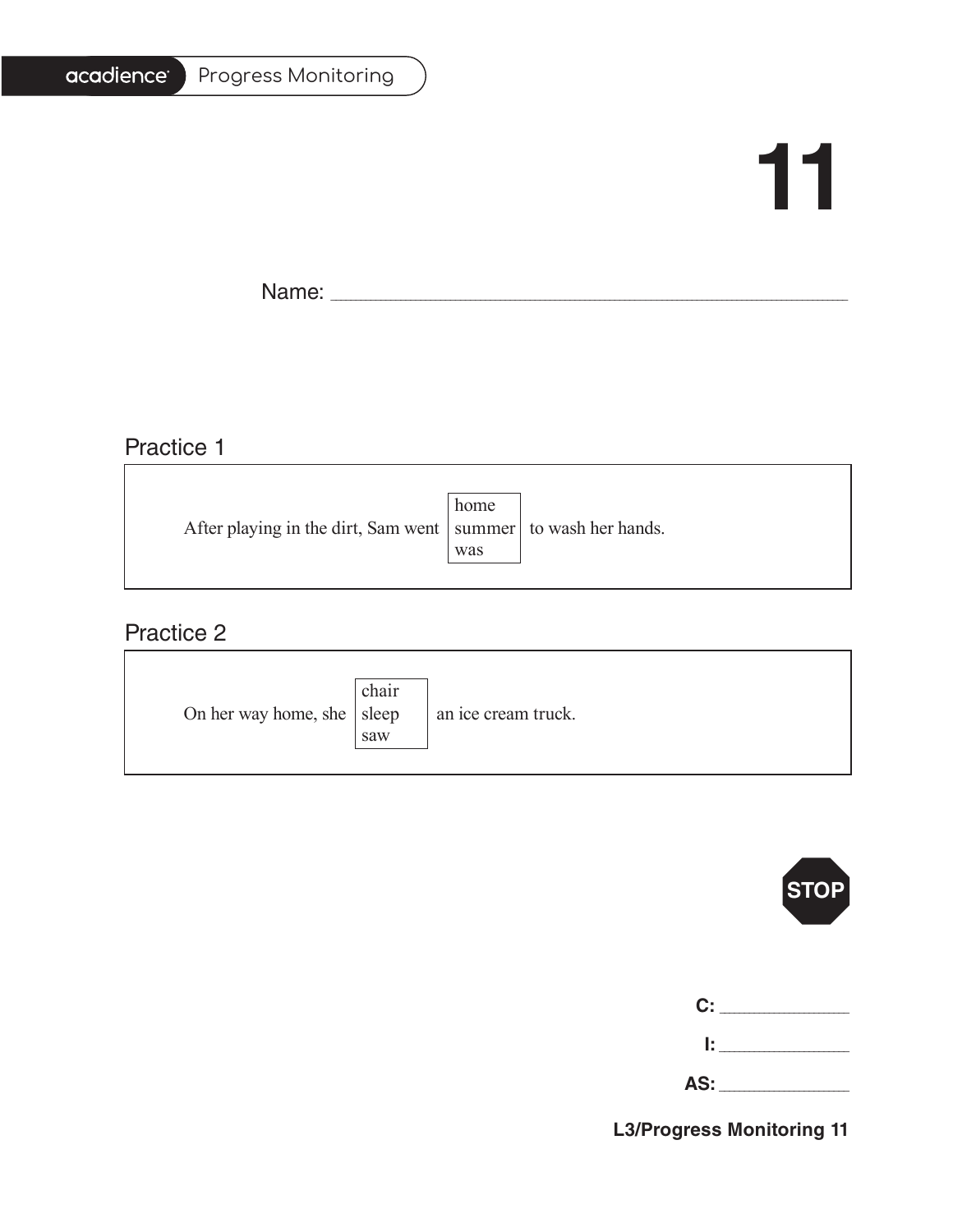# 11

Name: ______________________________________________

## Practice 1

After playing in the dirt, Sam went [home / summer / was] to wash her hands.

## Practice 2

On her way home, she [chair / sleep / saw] an ice cream truck.

STOP

**C:** ____________

**I:** ____________

**AS:** ____________

**L3/Progress Monitoring 11**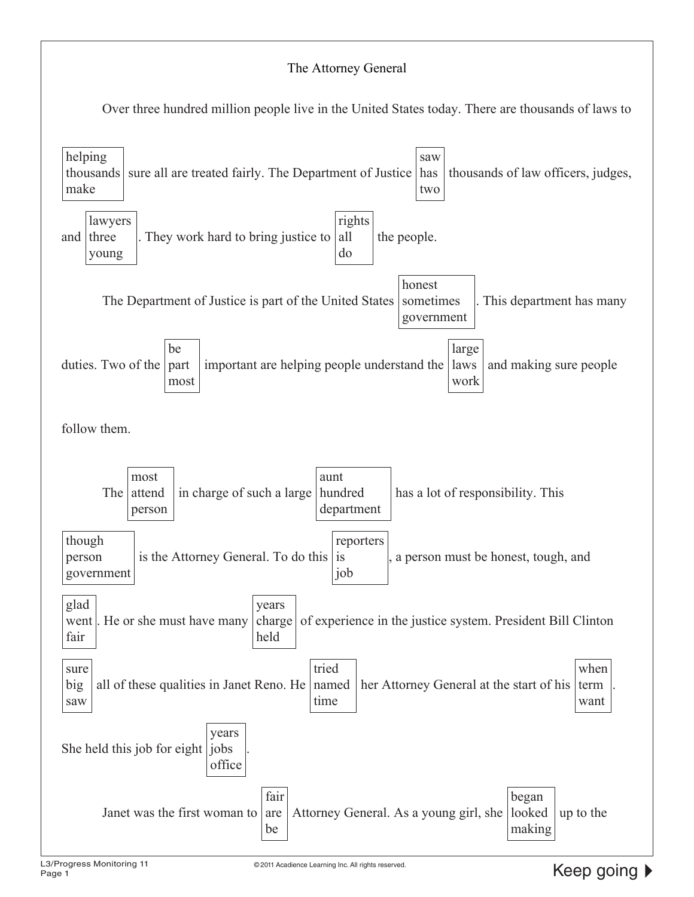# The Attorney General

Over three hundred million people live in the United States today. There are thousands of laws to [helping / thousands / make] sure all are treated fairly. The Department of Justice [saw / has / two] thousands of law officers, judges, and [lawyers / three / young]. They work hard to bring justice to [rights / all / do] the people.

The Department of Justice is part of the United States [honest / sometimes / government]. This department has many duties. Two of the [be / part / most] important are helping people understand the [large / laws / work] and making sure people follow them.

The [most / attend / person] in charge of such a large [aunt / hundred / department] has a lot of responsibility. This [though / person / government] is the Attorney General. To do this [reporters / is / job], a person must be honest, tough, and [glad / went / fair]. He or she must have many [years / charge / held] of experience in the justice system. President Bill Clinton [sure / big / saw] all of these qualities in Janet Reno. He [tried / named / time] her Attorney General at the start of his [when / term / want]. She held this job for eight [years / jobs / office].

Janet was the first woman to [fair / are / be] Attorney General. As a young girl, she [began / looked / making] up to the

Keep going ▶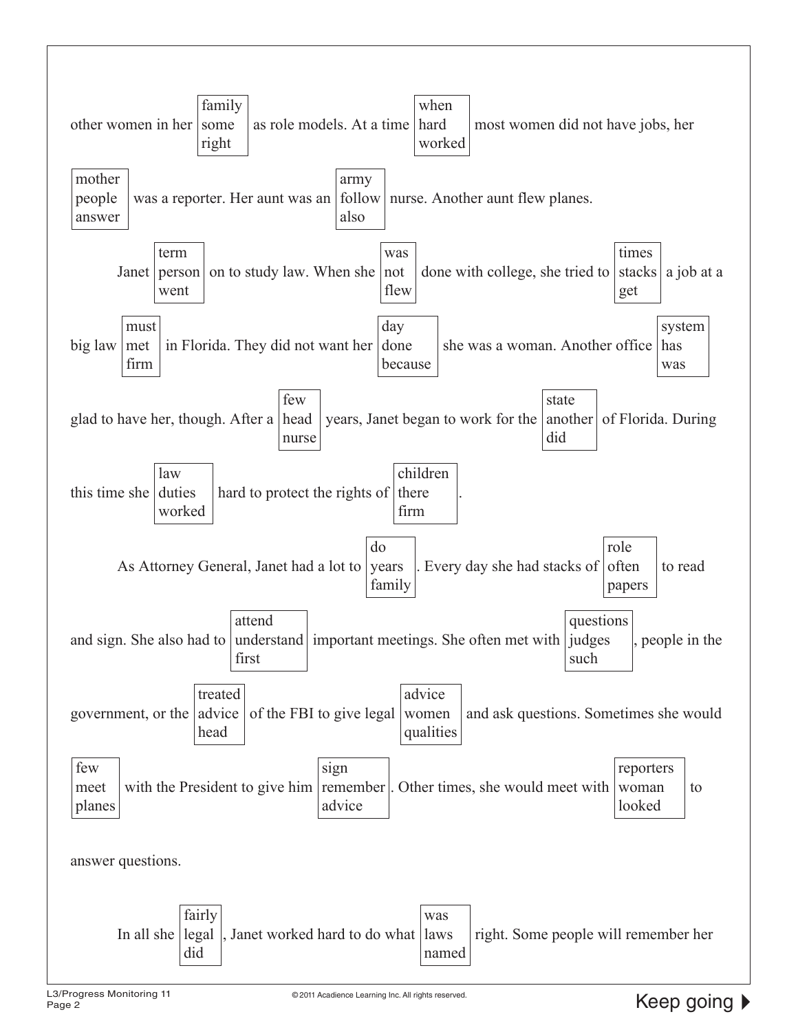other women in her [family / some / right] as role models. At a time [when / hard / worked] most women did not have jobs, her [mother / people / answer] was a reporter. Her aunt was an [army / follow / also] nurse. Another aunt flew planes.

Janet [term / person / went] on to study law. When she [was / not / flew] done with college, she tried to [times / stacks / get] a job at a big law [must / met / firm] in Florida. They did not want her [day / done / because] she was a woman. Another office [system / has / was] glad to have her, though. After a [few / head / nurse] years, Janet began to work for the [state / another / did] of Florida. During this time she [law / duties / worked] hard to protect the rights of [children / there / firm].

As Attorney General, Janet had a lot to [do / years / family]. Every day she had stacks of [role / often / papers] to read and sign. She also had to [attend / understand / first] important meetings. She often met with [questions / judges / such], people in the government, or the [treated / advice / head] of the FBI to give legal [advice / women / qualities] and ask questions. Sometimes she would [few / meet / planes] with the President to give him [sign / remember / advice]. Other times, she would meet with [reporters / woman / looked] to answer questions.

In all she [fairly / legal / did], Janet worked hard to do what [was / laws / named] right. Some people will remember her

Keep going ▶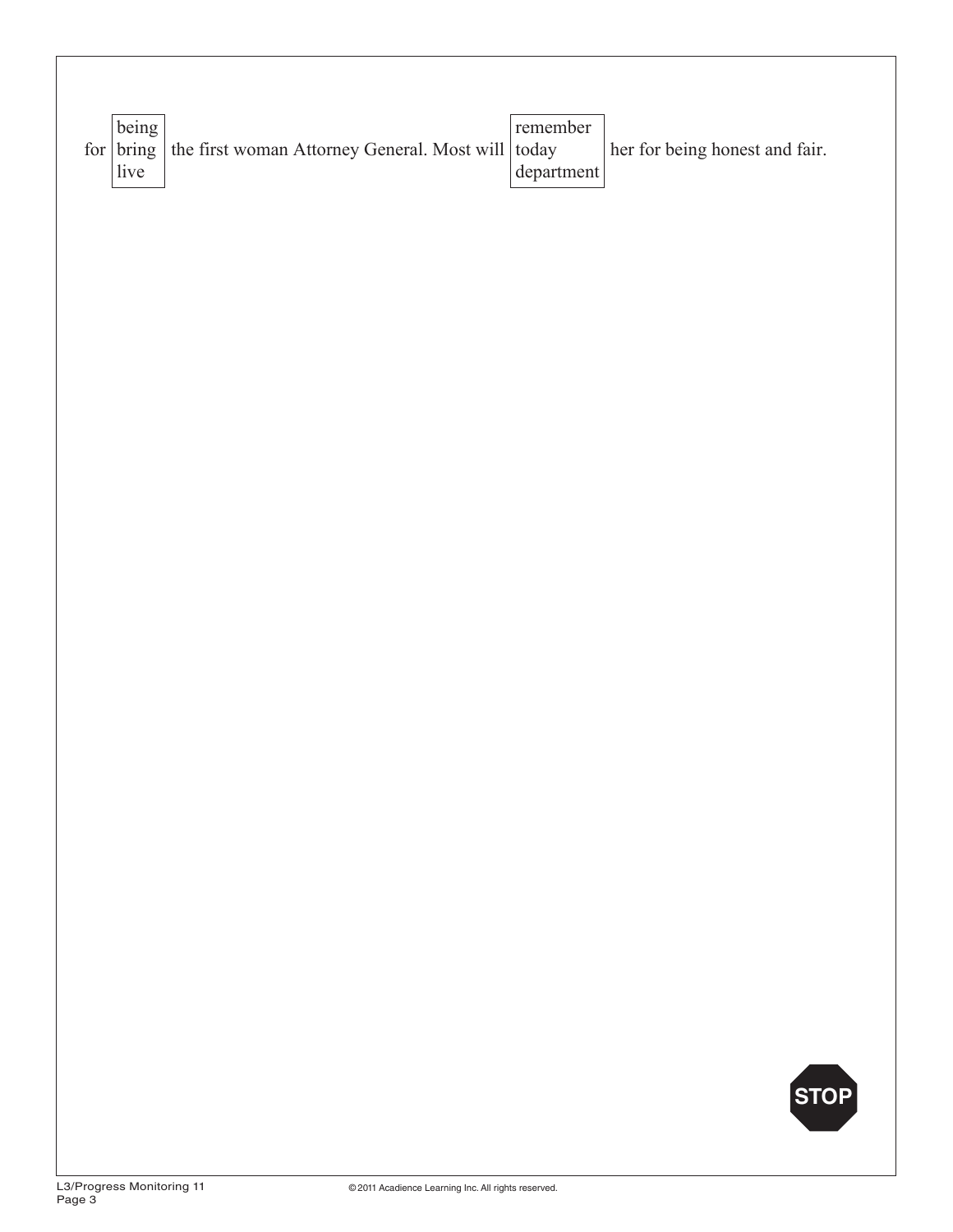for [being / bring / live] the first woman Attorney General. Most will [remember / today / department] her for being honest and fair.

STOP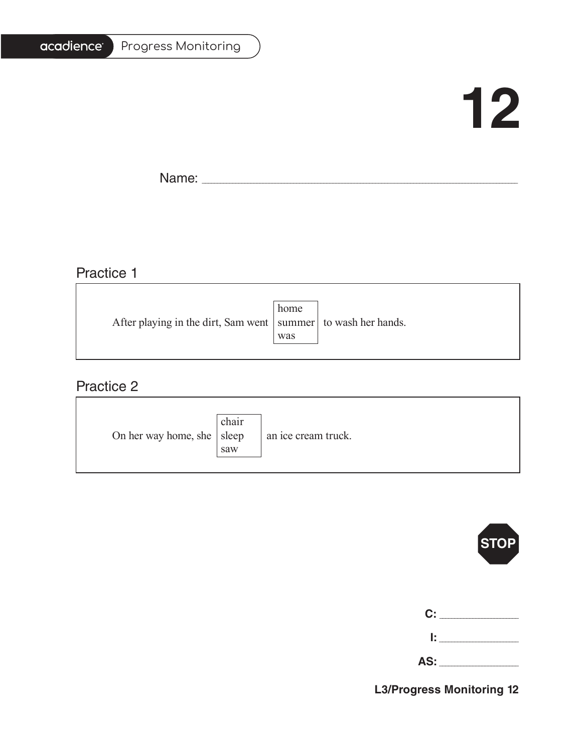# 12

Name: ___________________________________________

## Practice 1

After playing in the dirt, Sam went [home / summer / was] to wash her hands.

## Practice 2

On her way home, she [chair / sleep / saw] an ice cream truck.

**STOP**

**C:** ______________

**I:** ______________

**AS:** ______________

**L3/Progress Monitoring 12**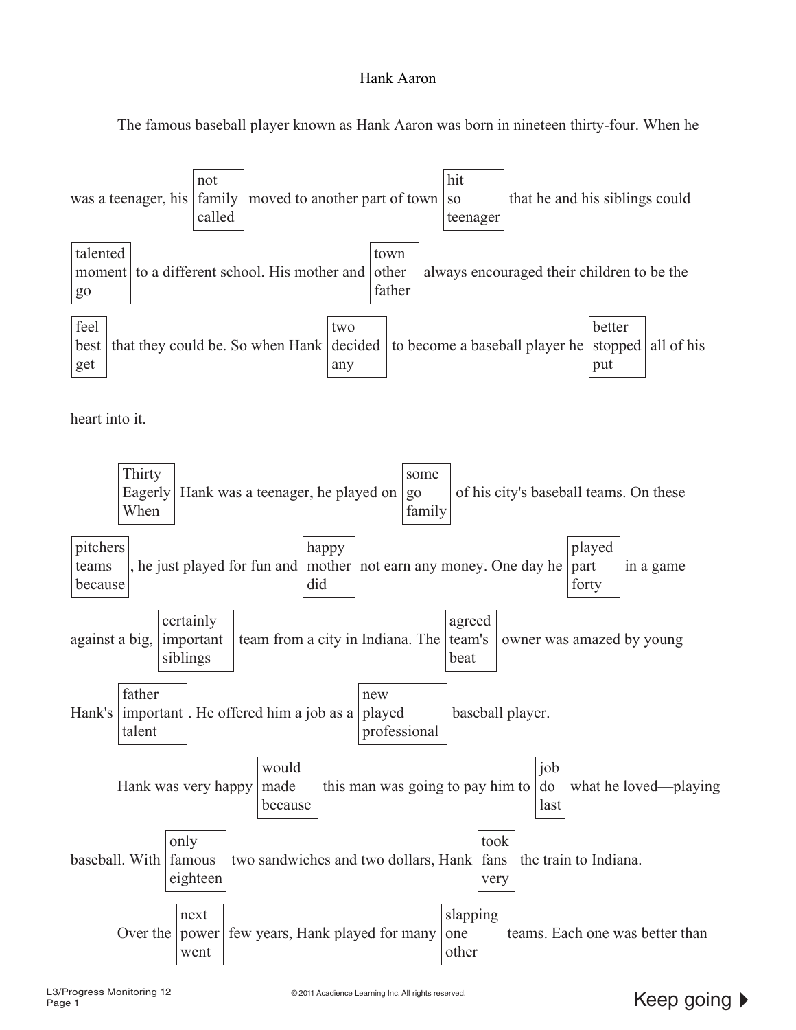# Hank Aaron

The famous baseball player known as Hank Aaron was born in nineteen thirty-four. When he was a teenager, his [not / family / called] moved to another part of town [hit / so / teenager] that he and his siblings could [talented / moment / go] to a different school. His mother and [town / other / father] always encouraged their children to be the [feel / best / get] that they could be. So when Hank [two / decided / any] to become a baseball player he [better / stopped / put] all of his heart into it.

[Thirty / Eagerly / When] Hank was a teenager, he played on [some / go / family] of his city's baseball teams. On these [pitchers / teams / because], he just played for fun and [happy / mother / did] not earn any money. One day he [played / part / forty] in a game against a big, [certainly / important / siblings] team from a city in Indiana. The [agreed / team's / beat] owner was amazed by young Hank's [father / important / talent]. He offered him a job as a [new / played / professional] baseball player.

Hank was very happy [would / made / because] this man was going to pay him to [job / do / last] what he loved—playing baseball. With [only / famous / eighteen] two sandwiches and two dollars, Hank [took / fans / very] the train to Indiana.

Over the [next / power / went] few years, Hank played for many [slapping / one / other] teams. Each one was better than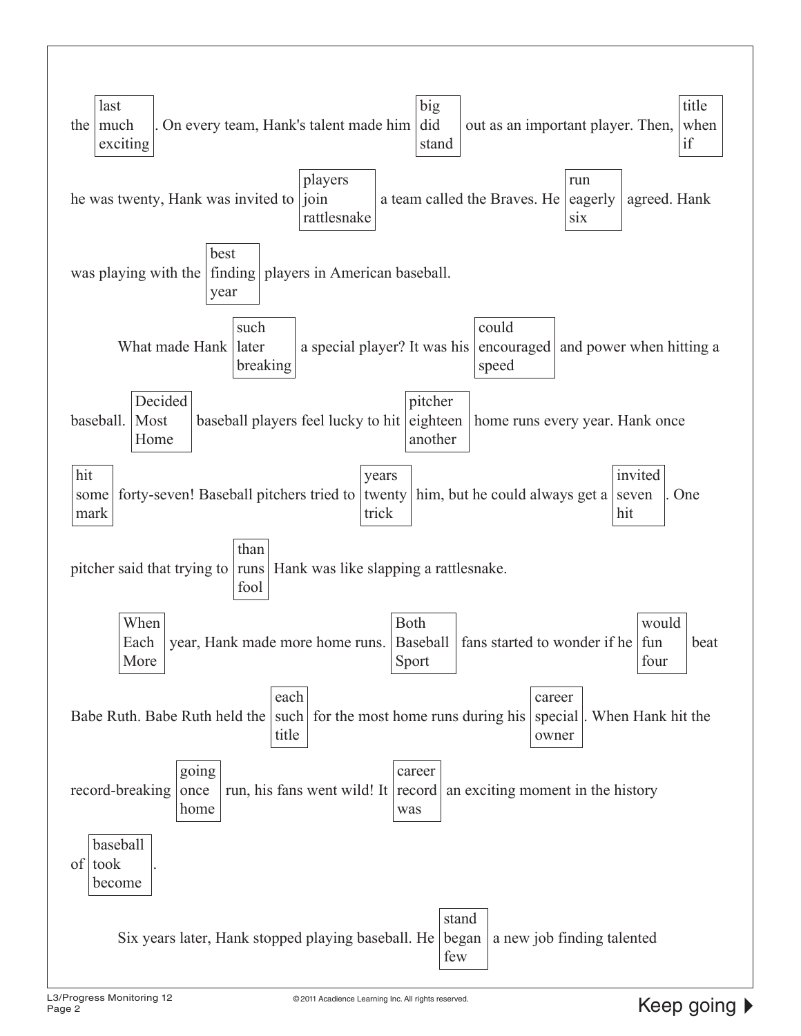the [last / much / exciting]. On every team, Hank's talent made him [big / did / stand] out as an important player. Then, [title / when / if] he was twenty, Hank was invited to [players / join / rattlesnake] a team called the Braves. He [run / eagerly / six] agreed. Hank was playing with the [best / finding / year] players in American baseball.

What made Hank [such / later / breaking] a special player? It was his [could / encouraged / speed] and power when hitting a baseball. [Decided / Most / Home] baseball players feel lucky to hit [pitcher / eighteen / another] home runs every year. Hank once [hit / some / mark] forty-seven! Baseball pitchers tried to [years / twenty / trick] him, but he could always get a [invited / seven / hit]. One pitcher said that trying to [than / runs / fool] Hank was like slapping a rattlesnake.

[When / Each / More] year, Hank made more home runs. [Both / Baseball / Sport] fans started to wonder if he [would / fun / four] beat Babe Ruth. Babe Ruth held the [each / such / title] for the most home runs during his [career / special / owner]. When Hank hit the record-breaking [going / once / home] run, his fans went wild! It [career / record / was] an exciting moment in the history of [baseball / took / become].

Six years later, Hank stopped playing baseball. He [stand / began / few] a new job finding talented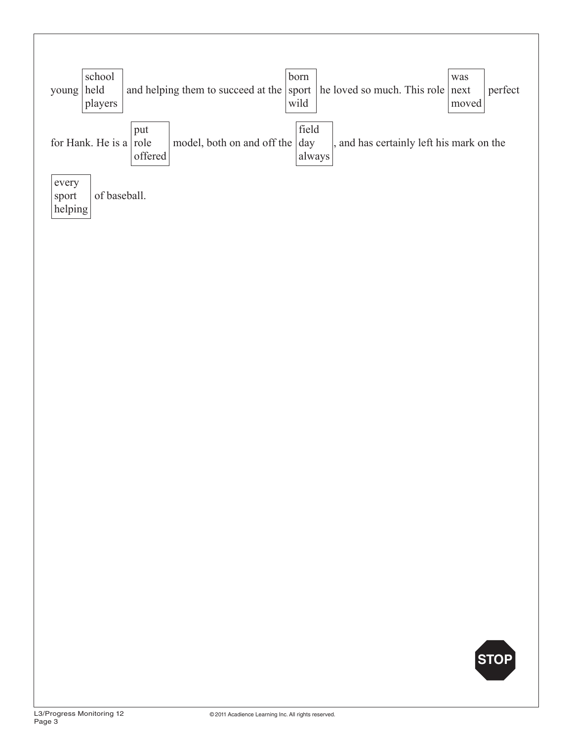young [school / held / players] and helping them to succeed at the [born / sport / wild] he loved so much. This role [was / next / moved] perfect for Hank. He is a [put / role / offered] model, both on and off the [field / day / always], and has certainly left his mark on the [every / sport / helping] of baseball.

STOP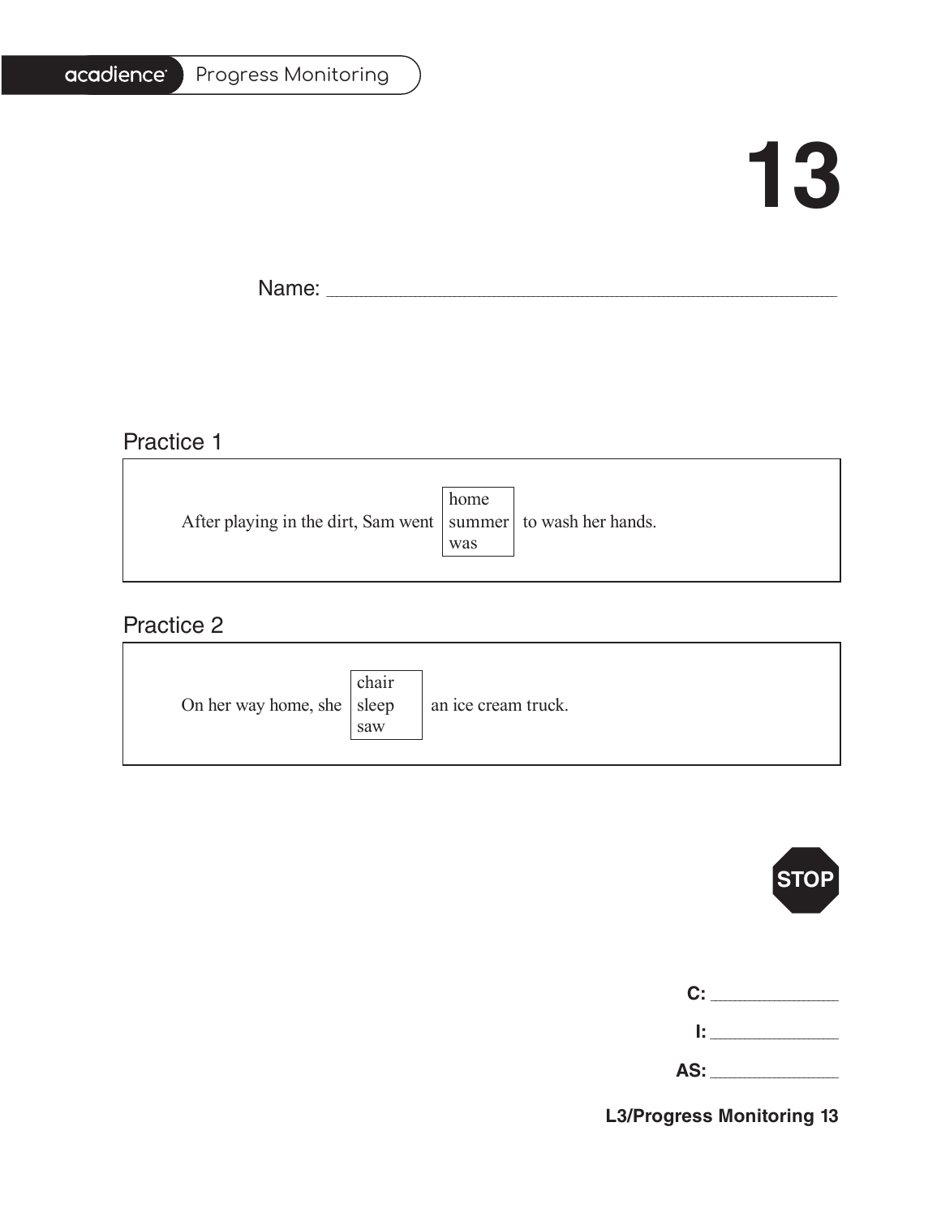acadience Progress Monitoring

# 13

Name: ______________________________________________

## Practice 1

After playing in the dirt, Sam went [home / summer / was] to wash her hands.

## Practice 2

On her way home, she [chair / sleep / saw] an ice cream truck.

STOP

**C:** ____________

**I:** ____________

**AS:** ____________

**L3/Progress Monitoring 13**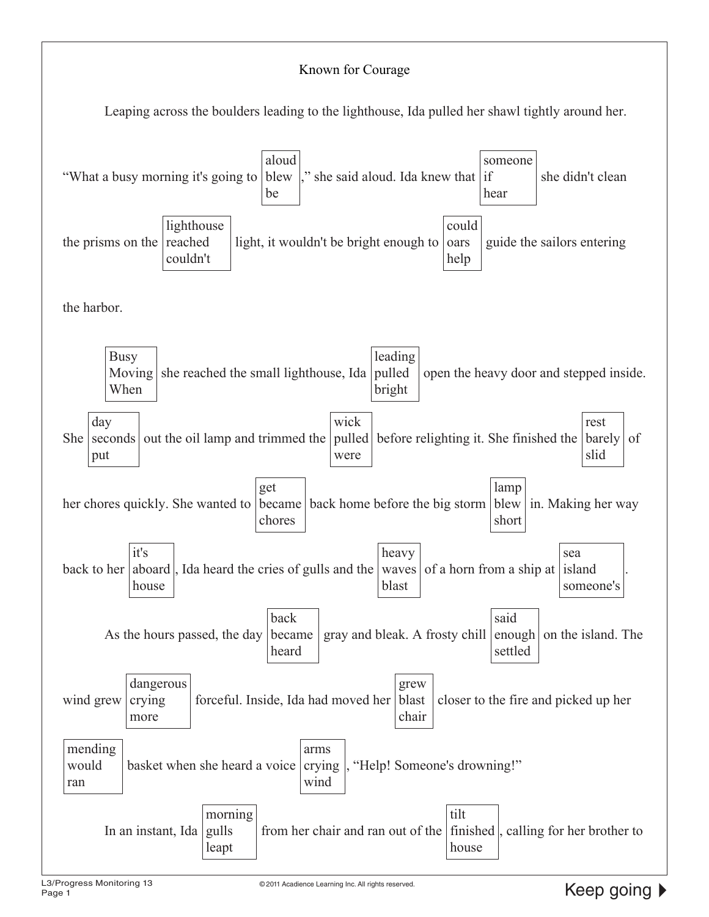# Known for Courage

Leaping across the boulders leading to the lighthouse, Ida pulled her shawl tightly around her. "What a busy morning it's going to [aloud / blew / be]," she said aloud. Ida knew that [someone / if / hear] she didn't clean the prisms on the [lighthouse / reached / couldn't] light, it wouldn't be bright enough to [could / oars / help] guide the sailors entering the harbor.

[Busy / Moving / When] she reached the small lighthouse, Ida [leading / pulled / bright] open the heavy door and stepped inside. She [day / seconds / put] out the oil lamp and trimmed the [wick / pulled / were] before relighting it. She finished the [rest / barely / slid] of her chores quickly. She wanted to [get / became / chores] back home before the big storm [lamp / blew / short] in. Making her way back to her [it's / aboard / house], Ida heard the cries of gulls and the [heavy / waves / blast] of a horn from a ship at [sea / island / someone's].

As the hours passed, the day [back / became / heard] gray and bleak. A frosty chill [said / enough / settled] on the island. The wind grew [dangerous / crying / more] forceful. Inside, Ida had moved her [grew / blast / chair] closer to the fire and picked up her [mending / would / ran] basket when she heard a voice [arms / crying / wind], "Help! Someone's drowning!"

In an instant, Ida [morning / gulls / leapt] from her chair and ran out of the [tilt / finished / house], calling for her brother to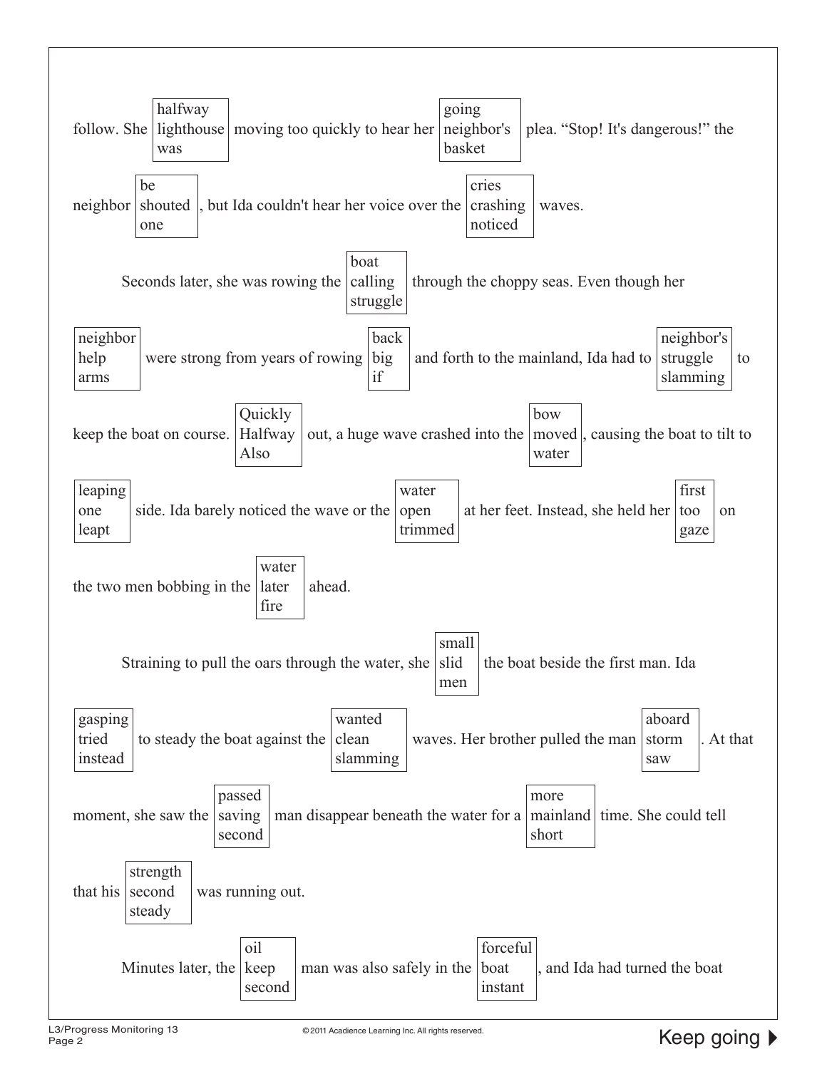follow. She [halfway / lighthouse / was] moving too quickly to hear her [going / neighbor's / basket] plea. "Stop! It's dangerous!" the neighbor [be / shouted / one], but Ida couldn't hear her voice over the [cries / crashing / noticed] waves.

Seconds later, she was rowing the [boat / calling / struggle] through the choppy seas. Even though her [neighbor / help / arms] were strong from years of rowing [back / big / if] and forth to the mainland, Ida had to [neighbor's / struggle / slamming] to keep the boat on course. [Quickly / Halfway / Also] out, a huge wave crashed into the [bow / moved / water], causing the boat to tilt to [leaping / one / leapt] side. Ida barely noticed the wave or the [water / open / trimmed] at her feet. Instead, she held her [first / too / gaze] on the two men bobbing in the [water / later / fire] ahead.

Straining to pull the oars through the water, she [small / slid / men] the boat beside the first man. Ida [gasping / tried / instead] to steady the boat against the [wanted / clean / slamming] waves. Her brother pulled the man [aboard / storm / saw]. At that moment, she saw the [passed / saving / second] man disappear beneath the water for a [more / mainland / short] time. She could tell that his [strength / second / steady] was running out.

Minutes later, the [oil / keep / second] man was also safely in the [forceful / boat / instant], and Ida had turned the boat

Keep going ▶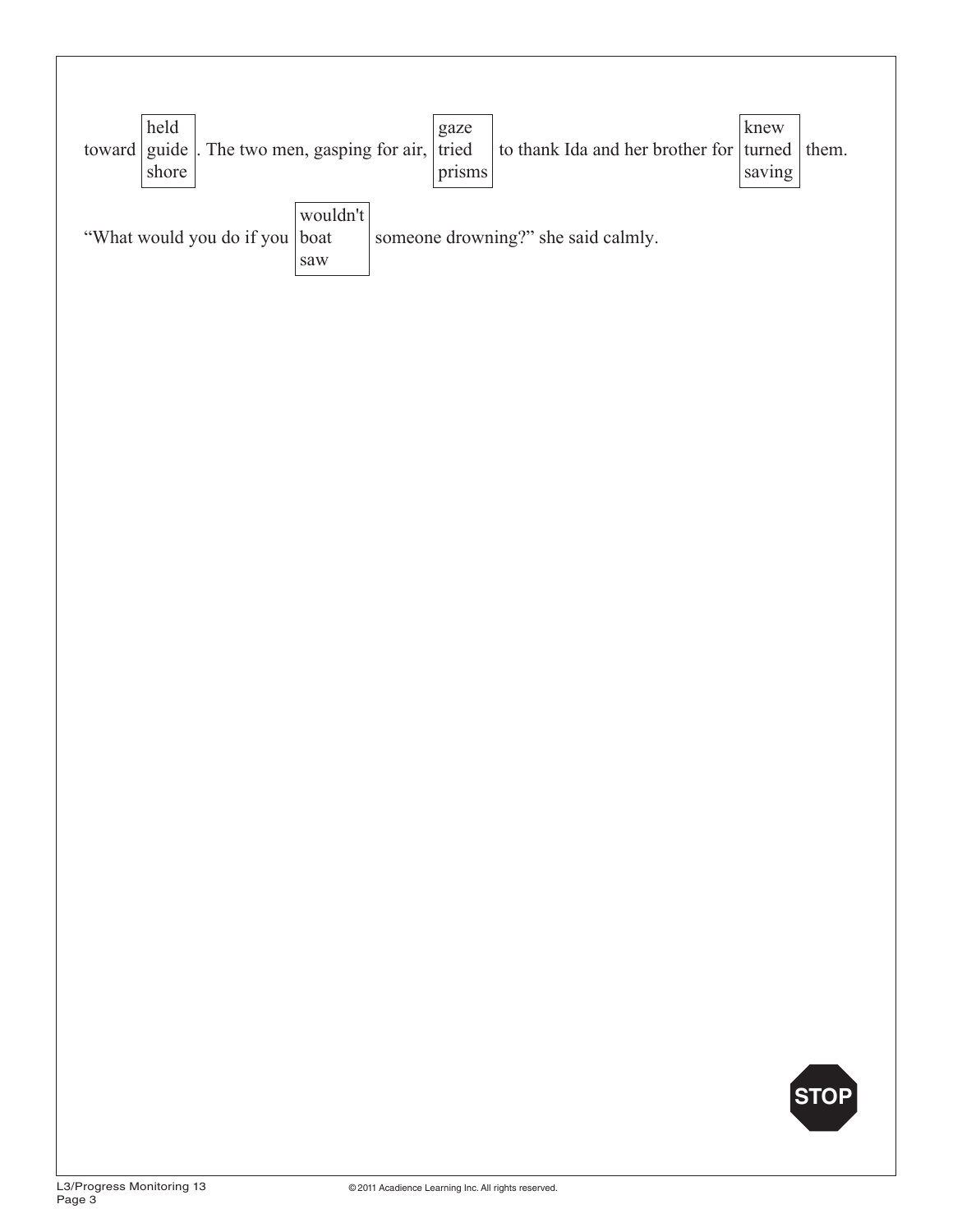toward [held / guide / shore]. The two men, gasping for air, [gaze / tried / prisms] to thank Ida and her brother for [knew / turned / saving] them.

“What would you do if you [wouldn't / boat / saw] someone drowning?” she said calmly.

STOP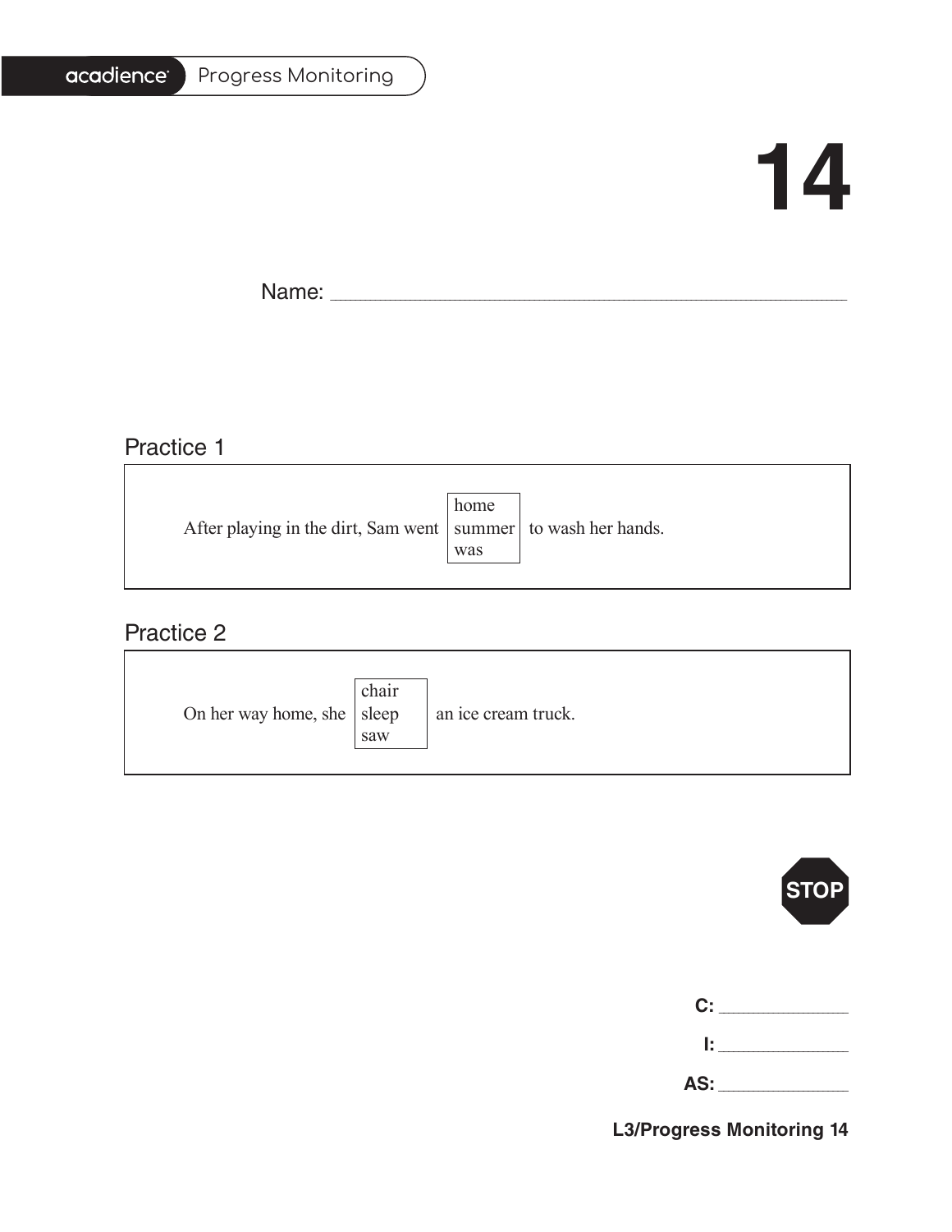# 14

Name: ___________________________________________

## Practice 1

After playing in the dirt, Sam went [home / summer / was] to wash her hands.

## Practice 2

On her way home, she [chair / sleep / saw] an ice cream truck.

STOP

**C:** ____________

**I:** ____________

**AS:** ____________

**L3/Progress Monitoring 14**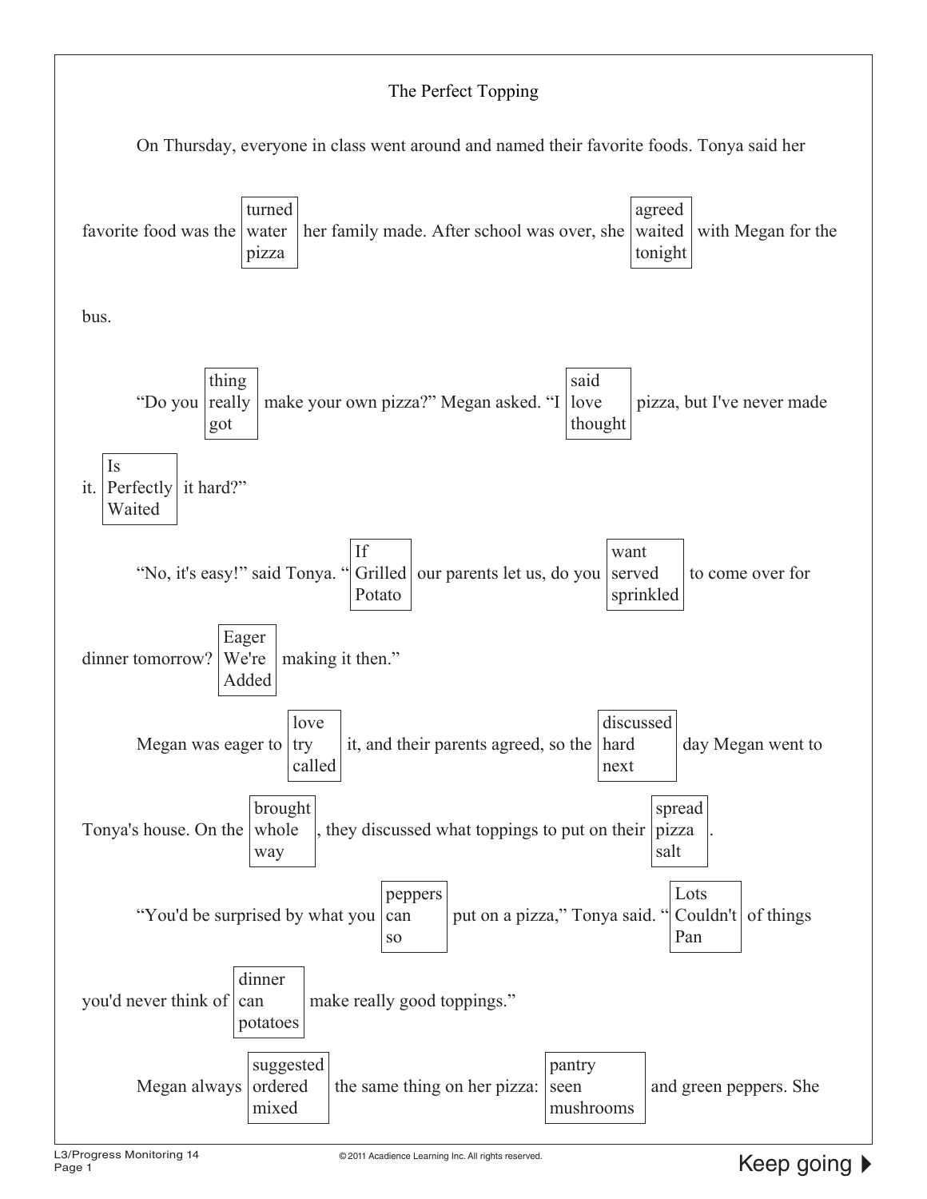# The Perfect Topping

On Thursday, everyone in class went around and named their favorite foods. Tonya said her favorite food was the [turned / water / pizza] her family made. After school was over, she [agreed / waited / tonight] with Megan for the bus.

"Do you [thing / really / got] make your own pizza?" Megan asked. "I [said / love / thought] pizza, but I've never made it. [Is / Perfectly / Waited] it hard?"

"No, it's easy!" said Tonya. "[If / Grilled / Potato] our parents let us, do you [want / served / sprinkled] to come over for dinner tomorrow? [Eager / We're / Added] making it then."

Megan was eager to [love / try / called] it, and their parents agreed, so the [discussed / hard / next] day Megan went to Tonya's house. On the [brought / whole / way], they discussed what toppings to put on their [spread / pizza / salt].

"You'd be surprised by what you [peppers / can / so] put on a pizza," Tonya said. "[Lots / Couldn't / Pan] of things you'd never think of [dinner / can / potatoes] make really good toppings."

Megan always [suggested / ordered / mixed] the same thing on her pizza: [pantry / seen / mushrooms] and green peppers. She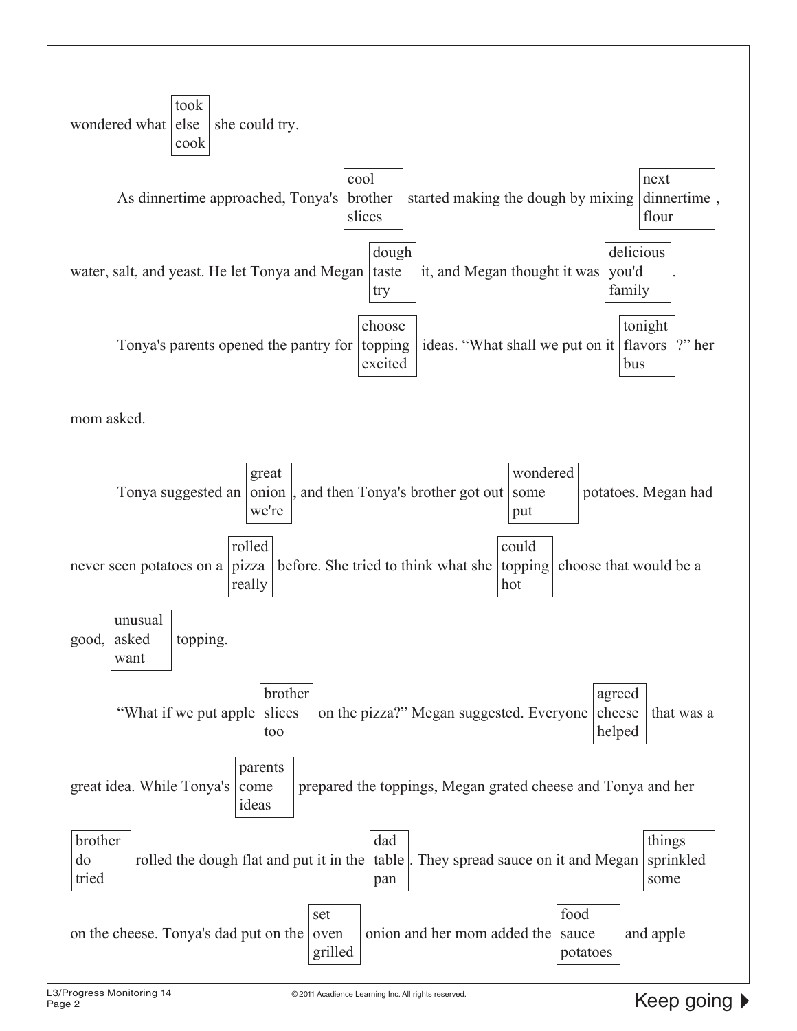wondered what [took / else / cook] she could try.

As dinnertime approached, Tonya's [cool / brother / slices] started making the dough by mixing [next / dinnertime / flour], water, salt, and yeast. He let Tonya and Megan [dough / taste / try] it, and Megan thought it was [delicious / you'd / family].

Tonya's parents opened the pantry for [choose / topping / excited] ideas. "What shall we put on it [tonight / flavors / bus]?" her mom asked.

Tonya suggested an [great / onion / we're], and then Tonya's brother got out [wondered / some / put] potatoes. Megan had never seen potatoes on a [rolled / pizza / really] before. She tried to think what she [could / topping / hot] choose that would be a good, [unusual / asked / want] topping.

"What if we put apple [brother / slices / too] on the pizza?" Megan suggested. Everyone [agreed / cheese / helped] that was a great idea. While Tonya's [parents / come / ideas] prepared the toppings, Megan grated cheese and Tonya and her [brother / do / tried] rolled the dough flat and put it in the [dad / table / pan]. They spread sauce on it and Megan [things / sprinkled / some] on the cheese. Tonya's dad put on the [set / oven / grilled] onion and her mom added the [food / sauce / potatoes] and apple

Keep going ▶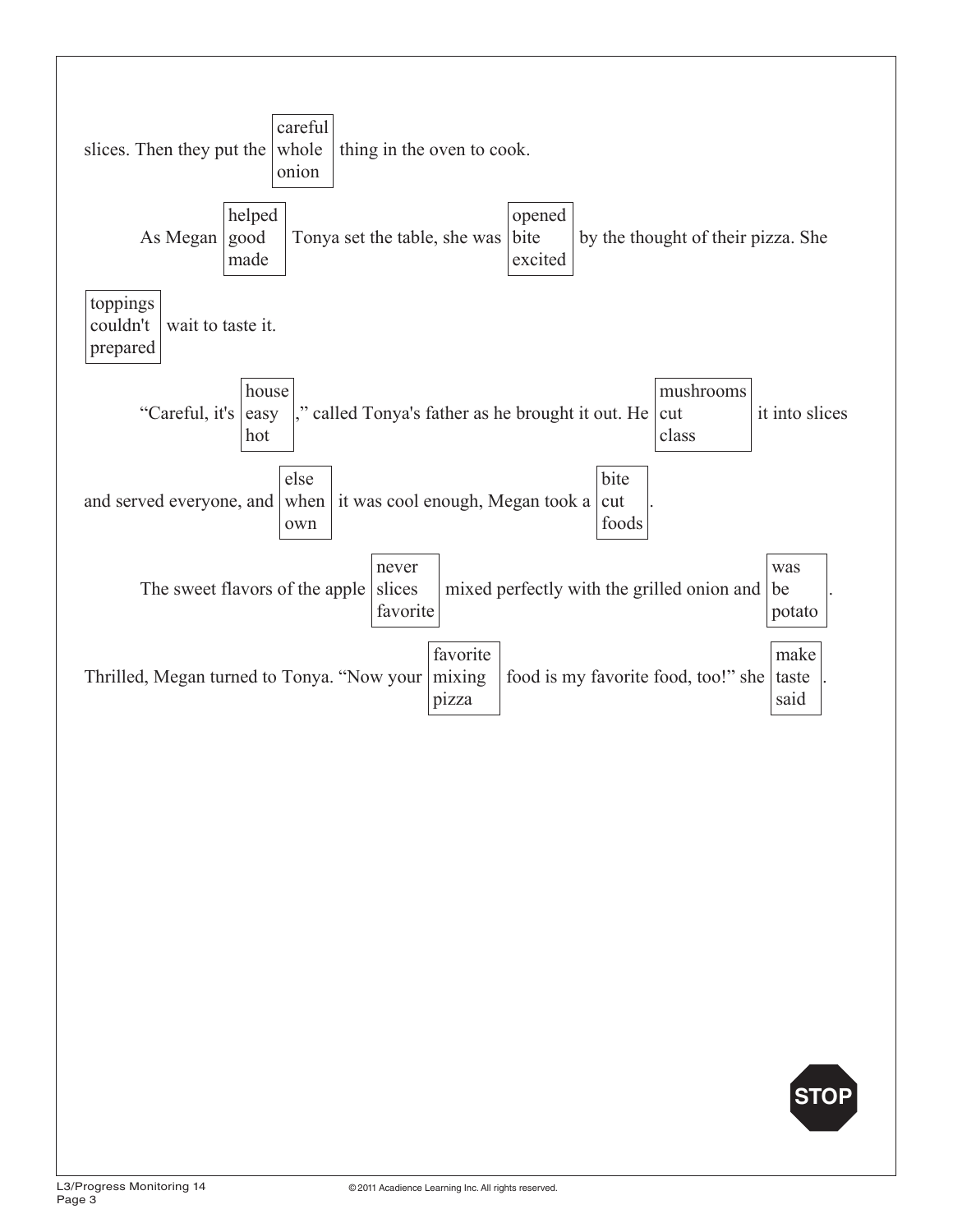slices. Then they put the [careful / whole / onion] thing in the oven to cook.

As Megan [helped / good / made] Tonya set the table, she was [opened / bite / excited] by the thought of their pizza. She [toppings / couldn't / prepared] wait to taste it.

"Careful, it's [house / easy / hot]," called Tonya's father as he brought it out. He [mushrooms / cut / class] it into slices and served everyone, and [else / when / own] it was cool enough, Megan took a [bite / cut / foods].

The sweet flavors of the apple [never / slices / favorite] mixed perfectly with the grilled onion and [was / be / potato]. Thrilled, Megan turned to Tonya. "Now your [favorite / mixing / pizza] food is my favorite food, too!" she [make / taste / said].

STOP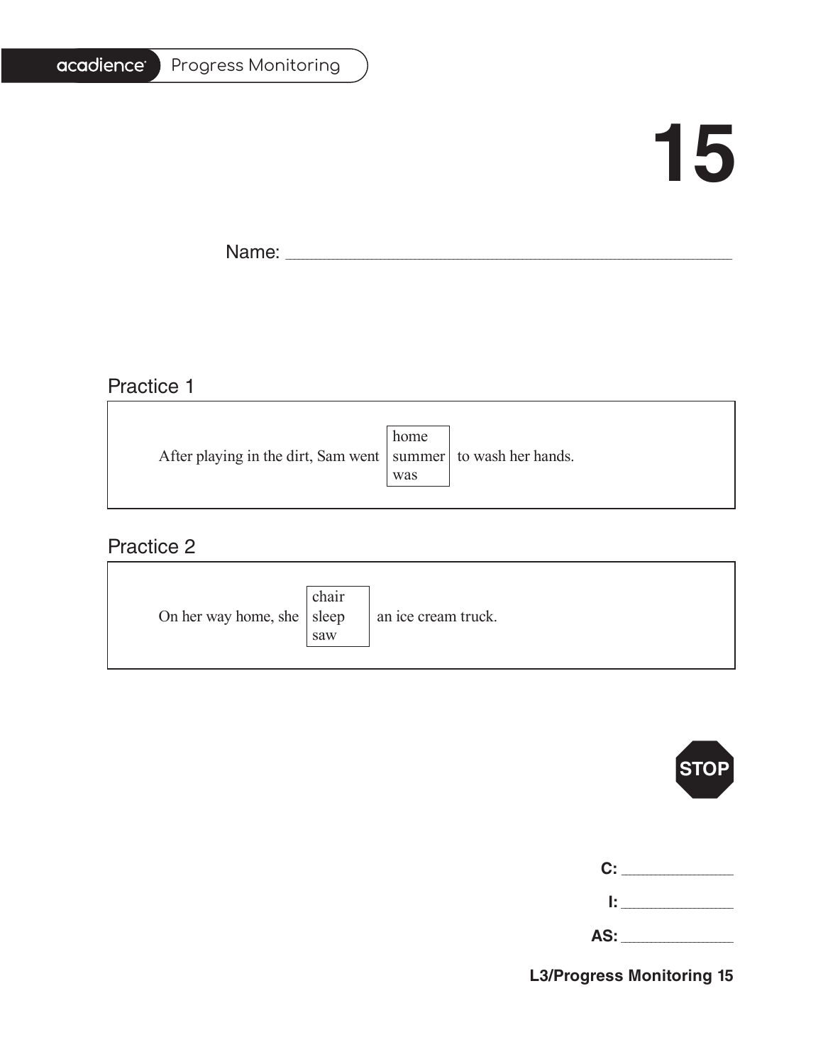# 15

Name: ______________________________________________

## Practice 1

After playing in the dirt, Sam went [home / summer / was] to wash her hands.

## Practice 2

On her way home, she [chair / sleep / saw] an ice cream truck.

STOP

**C:** ____________

**I:** ____________

**AS:** ____________

**L3/Progress Monitoring 15**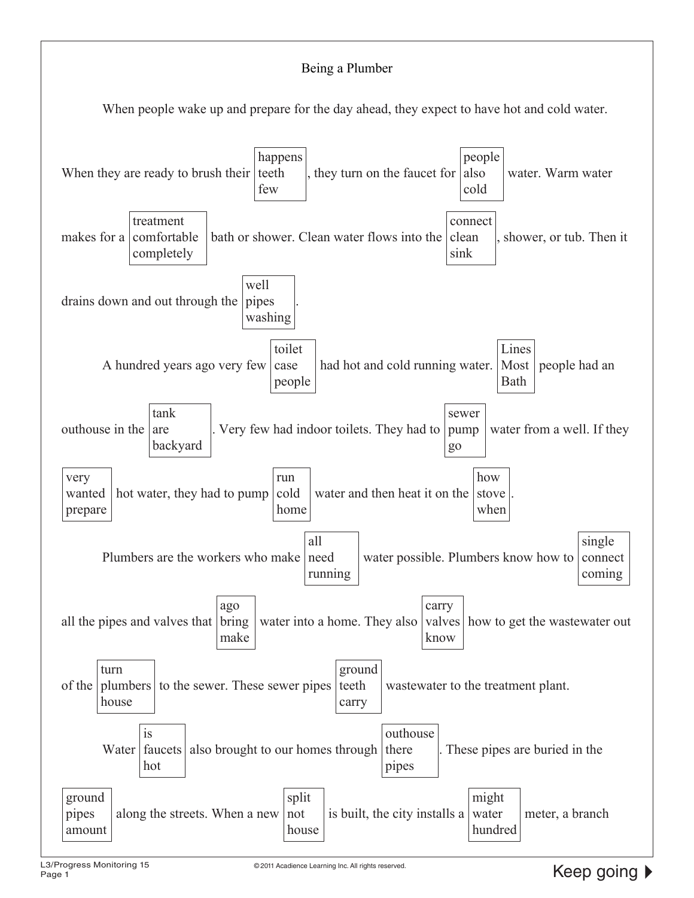Being a Plumber

When people wake up and prepare for the day ahead, they expect to have hot and cold water.

When they are ready to brush their [happens / teeth / few], they turn on the faucet for [people / also / cold] water. Warm water makes for a [treatment / comfortable / completely] bath or shower. Clean water flows into the [connect / clean / sink], shower, or tub. Then it drains down and out through the [well / pipes / washing].

A hundred years ago very few [toilet / case / people] had hot and cold running water. [Lines / Most / Bath] people had an outhouse in the [tank / are / backyard]. Very few had indoor toilets. They had to [sewer / pump / go] water from a well. If they [very / wanted / prepare] hot water, they had to pump [run / cold / home] water and then heat it on the [how / stove / when].

Plumbers are the workers who make [all / need / running] water possible. Plumbers know how to [single / connect / coming] all the pipes and valves that [ago / bring / make] water into a home. They also [carry / valves / know] how to get the wastewater out of the [turn / plumbers / house] to the sewer. These sewer pipes [ground / teeth / carry] wastewater to the treatment plant.

Water [is / faucets / hot] also brought to our homes through [outhouse / there / pipes]. These pipes are buried in the [ground / pipes / amount] along the streets. When a new [split / not / house] is built, the city installs a [might / water / hundred] meter, a branch

Keep going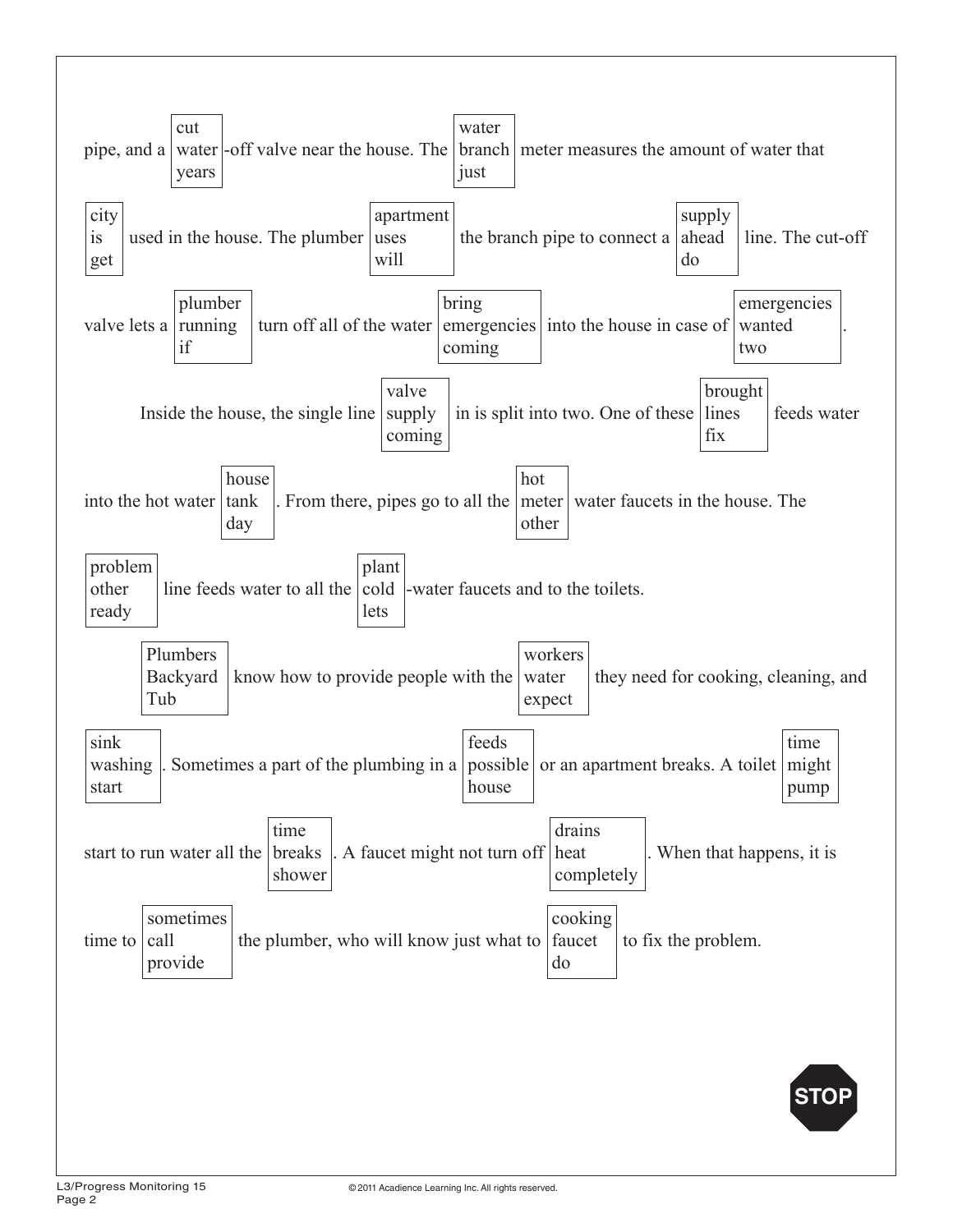pipe, and a [cut / water / years] -off valve near the house. The [water / branch / just] meter measures the amount of water that [city / is / get] used in the house. The plumber [apartment / uses / will] the branch pipe to connect a [supply / ahead / do] line. The cut-off valve lets a [plumber / running / if] turn off all of the water [bring / emergencies / coming] into the house in case of [emergencies / wanted / two].

Inside the house, the single line [valve / supply / coming] in is split into two. One of these [brought / lines / fix] feeds water into the hot water [house / tank / day]. From there, pipes go to all the [hot / meter / other] water faucets in the house. The [problem / other / ready] line feeds water to all the [plant / cold / lets] -water faucets and to the toilets.

[Plumbers / Backyard / Tub] know how to provide people with the [workers / water / expect] they need for cooking, cleaning, and [sink / washing / start]. Sometimes a part of the plumbing in a [feeds / possible / house] or an apartment breaks. A toilet [time / might / pump] start to run water all the [time / breaks / shower]. A faucet might not turn off [drains / heat / completely]. When that happens, it is time to [sometimes / call / provide] the plumber, who will know just what to [cooking / faucet / do] to fix the problem.

STOP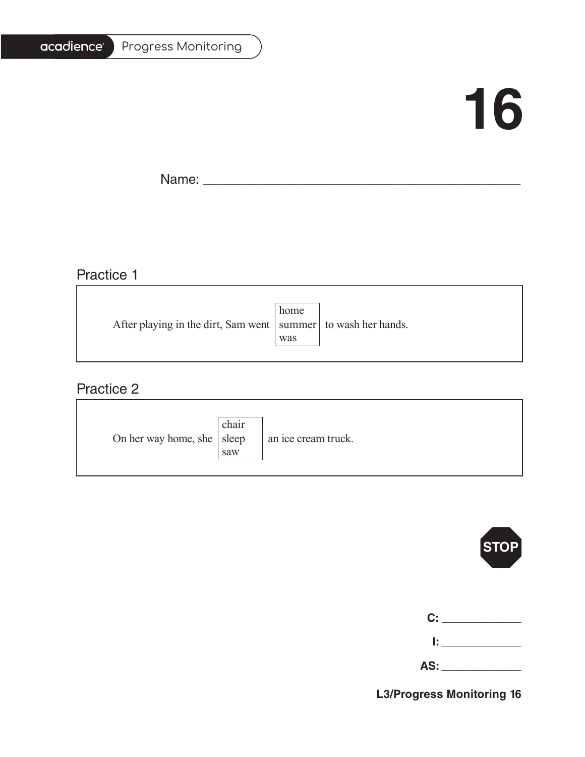acadience Progress Monitoring

# 16

Name: ______________________________

## Practice 1

After playing in the dirt, Sam went [home / summer / was] to wash her hands.

## Practice 2

On her way home, she [chair / sleep / saw] an ice cream truck.

STOP

**C:** __________

**I:** __________

**AS:** __________

**L3/Progress Monitoring 16**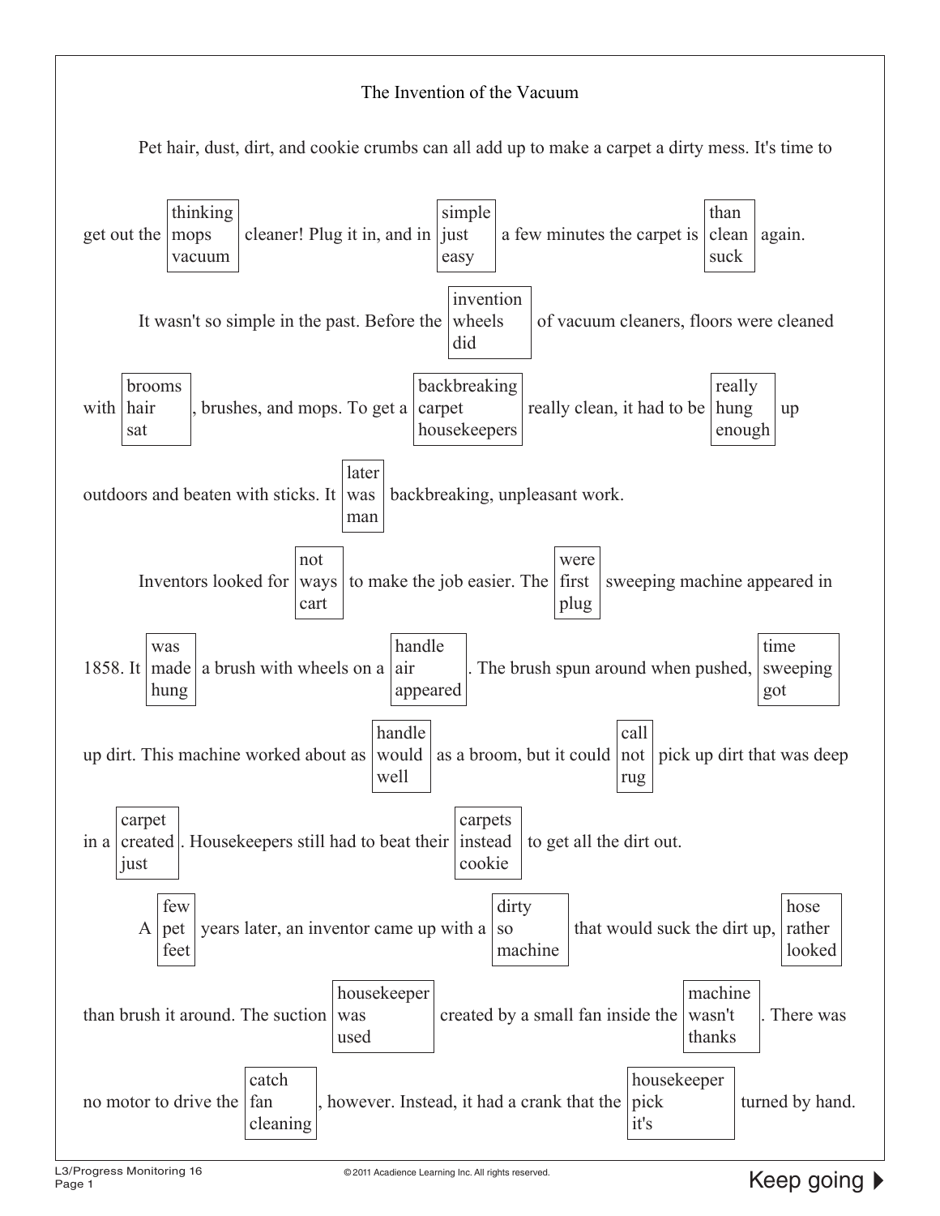# The Invention of the Vacuum

Pet hair, dust, dirt, and cookie crumbs can all add up to make a carpet a dirty mess. It's time to get out the [thinking / mops / vacuum] cleaner! Plug it in, and in [simple / just / easy] a few minutes the carpet is [than / clean / suck] again.

It wasn't so simple in the past. Before the [invention / wheels / did] of vacuum cleaners, floors were cleaned with [brooms / hair / sat], brushes, and mops. To get a [backbreaking / carpet / housekeepers] really clean, it had to be [really / hung / enough] up outdoors and beaten with sticks. It [later / was / man] backbreaking, unpleasant work.

Inventors looked for [not / ways / cart] to make the job easier. The [were / first / plug] sweeping machine appeared in 1858. It [was / made / hung] a brush with wheels on a [handle / air / appeared]. The brush spun around when pushed, [time / sweeping / got] up dirt. This machine worked about as [handle / would / well] as a broom, but it could [call / not / rug] pick up dirt that was deep in a [carpet / created / just]. Housekeepers still had to beat their [carpets / instead / cookie] to get all the dirt out.

A [few / pet / feet] years later, an inventor came up with a [dirty / so / machine] that would suck the dirt up, [hose / rather / looked] than brush it around. The suction [housekeeper / was / used] created by a small fan inside the [machine / wasn't / thanks]. There was no motor to drive the [catch / fan / cleaning], however. Instead, it had a crank that the [housekeeper / pick / it's] turned by hand.

Keep going ▶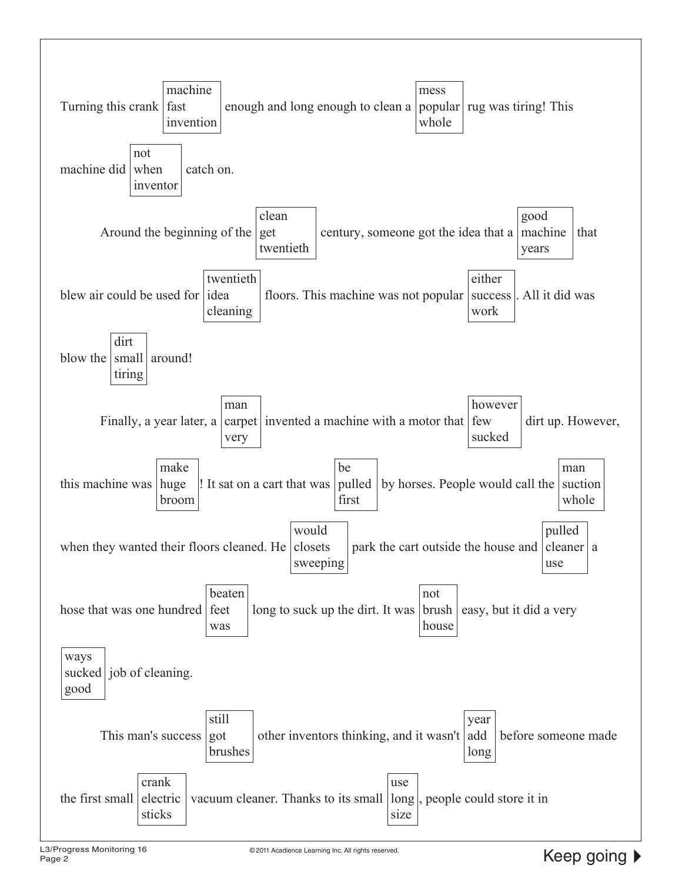Turning this crank [machine / fast / invention] enough and long enough to clean a [mess / popular / whole] rug was tiring! This machine did [not / when / inventor] catch on.

Around the beginning of the [clean / get / twentieth] century, someone got the idea that a [good / machine / years] that blew air could be used for [twentieth / idea / cleaning] floors. This machine was not popular [either / success / work]. All it did was blow the [dirt / small / tiring] around!

Finally, a year later, a [man / carpet / very] invented a machine with a motor that [however / few / sucked] dirt up. However, this machine was [make / huge / broom]! It sat on a cart that was [be / pulled / first] by horses. People would call the [man / suction / whole] when they wanted their floors cleaned. He [would / closets / sweeping] park the cart outside the house and [pulled / cleaner / use] a hose that was one hundred [beaten / feet / was] long to suck up the dirt. It was [not / brush / house] easy, but it did a very [ways / sucked / good] job of cleaning.

This man's success [still / got / brushes] other inventors thinking, and it wasn't [year / add / long] before someone made the first small [crank / electric / sticks] vacuum cleaner. Thanks to its small [use / long / size], people could store it in

Keep going ▶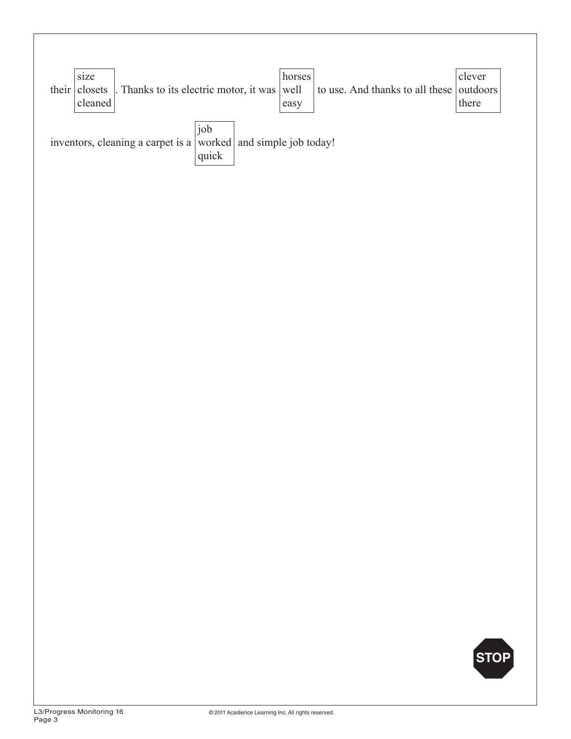their [size / closets / cleaned]. Thanks to its electric motor, it was [horses / well / easy] to use. And thanks to all these [clever / outdoors / there] inventors, cleaning a carpet is a [job / worked / quick] and simple job today!

STOP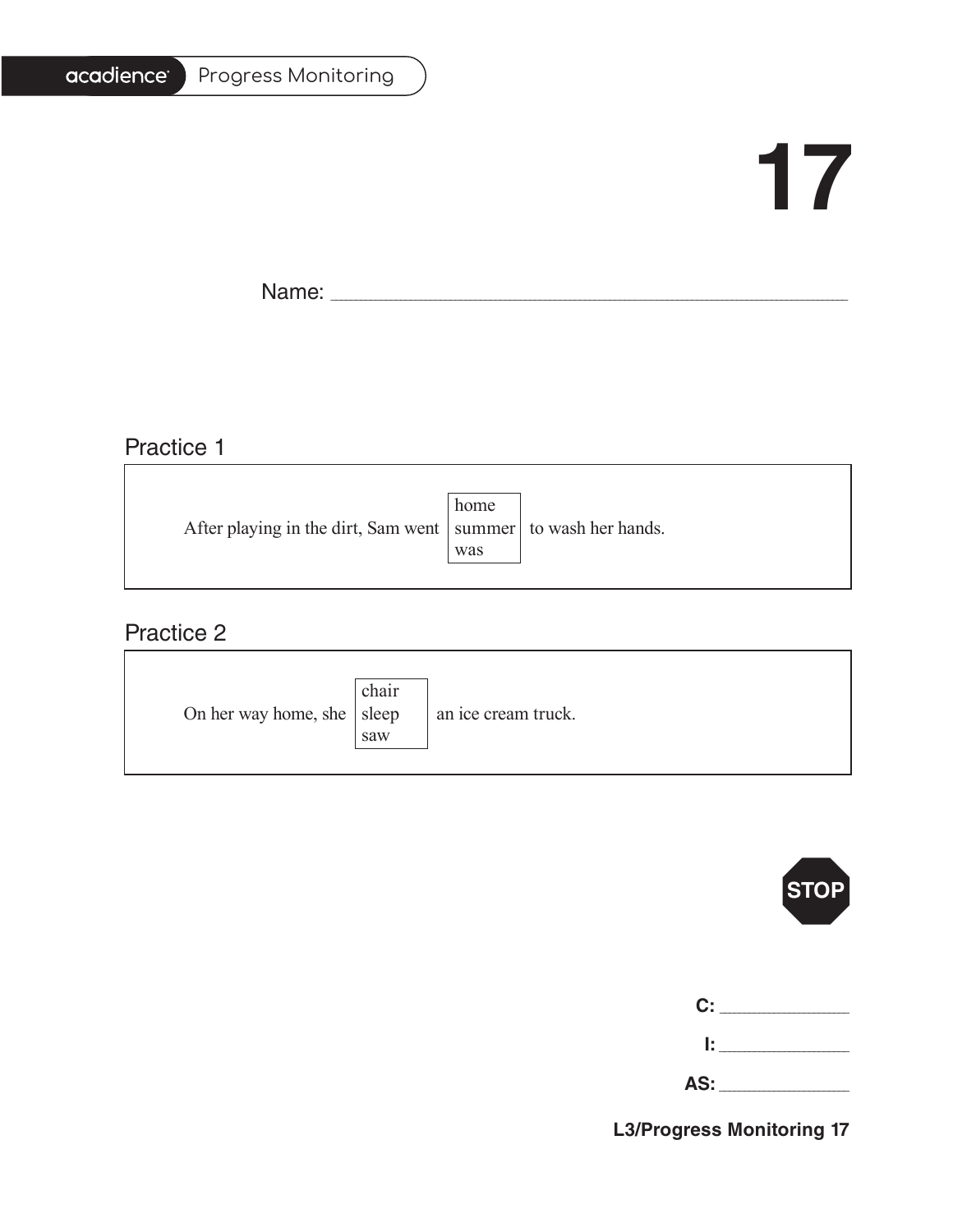# 17

Name: ______________________________________________

## Practice 1

After playing in the dirt, Sam went [home / summer / was] to wash her hands.

## Practice 2

On her way home, she [chair / sleep / saw] an ice cream truck.

STOP

**C:** ____________

**I:** ____________

**AS:** ____________

**L3/Progress Monitoring 17**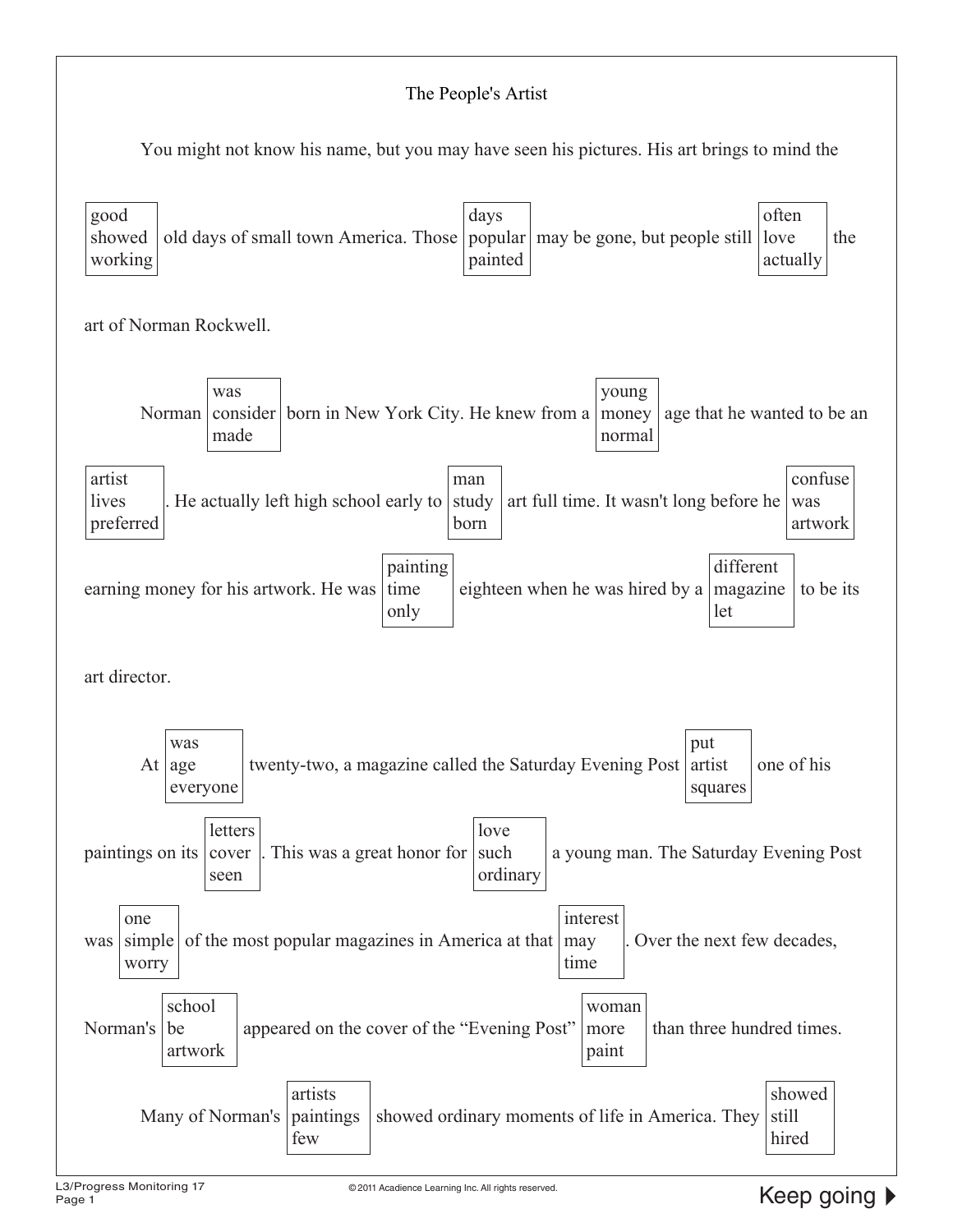# The People's Artist

You might not know his name, but you may have seen his pictures. His art brings to mind the [good / showed / working] old days of small town America. Those [days / popular / painted] may be gone, but people still [often / love / actually] the art of Norman Rockwell.

Norman [was / consider / made] born in New York City. He knew from a [young / money / normal] age that he wanted to be an [artist / lives / preferred]. He actually left high school early to [man / study / born] art full time. It wasn't long before he [confuse / was / artwork] earning money for his artwork. He was [painting / time / only] eighteen when he was hired by a [different / magazine / let] to be its art director.

At [was / age / everyone] twenty-two, a magazine called the Saturday Evening Post [put / artist / squares] one of his paintings on its [letters / cover / seen]. This was a great honor for [love / such / ordinary] a young man. The Saturday Evening Post was [one / simple / worry] of the most popular magazines in America at that [interest / may / time]. Over the next few decades, Norman's [school / be / artwork] appeared on the cover of the "Evening Post" [woman / more / paint] than three hundred times.

Many of Norman's [artists / paintings / few] showed ordinary moments of life in America. They [showed / still / hired]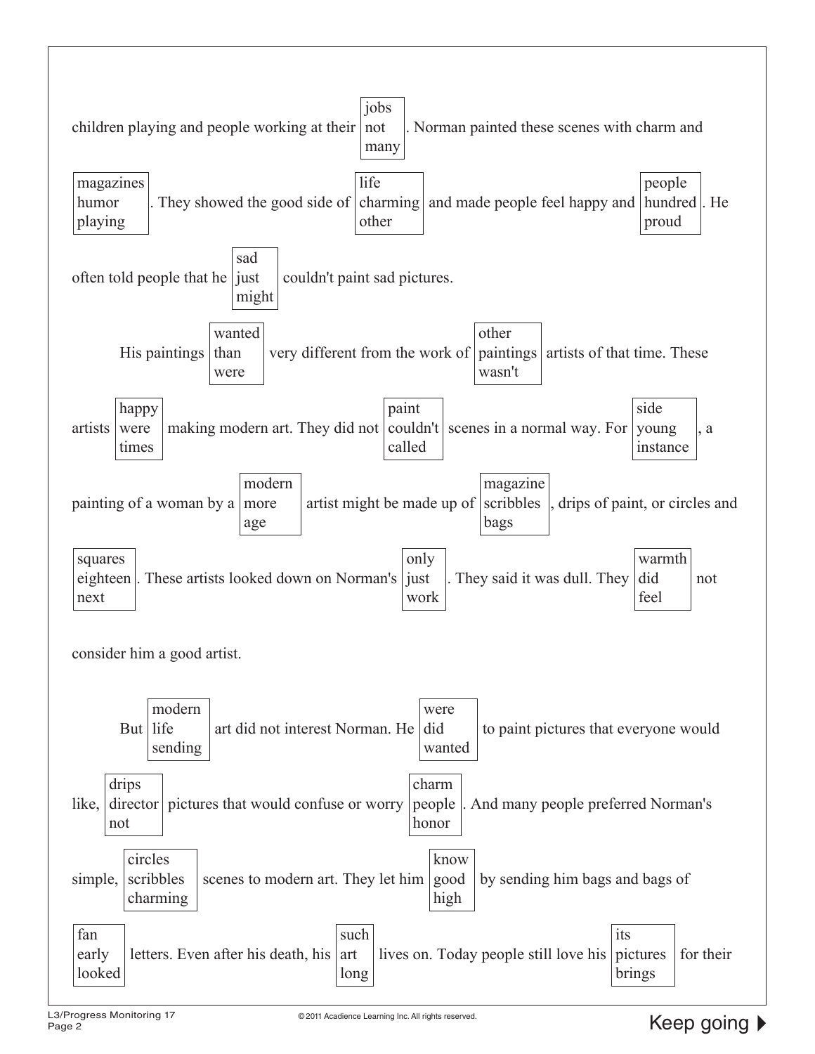children playing and people working at their [jobs / not / many]. Norman painted these scenes with charm and [magazines / humor / playing]. They showed the good side of [life / charming / other] and made people feel happy and [people / hundred / proud]. He often told people that he [sad / just / might] couldn't paint sad pictures.

His paintings [wanted / than / were] very different from the work of [other / paintings / wasn't] artists of that time. These artists [happy / were / times] making modern art. They did not [paint / couldn't / called] scenes in a normal way. For [side / young / instance], a painting of a woman by a [modern / more / age] artist might be made up of [magazine / scribbles / bags], drips of paint, or circles and [squares / eighteen / next]. These artists looked down on Norman's [only / just / work]. They said it was dull. They [warmth / did / feel] not consider him a good artist.

But [modern / life / sending] art did not interest Norman. He [were / did / wanted] to paint pictures that everyone would like, [drips / director / not] pictures that would confuse or worry [charm / people / honor]. And many people preferred Norman's simple, [circles / scribbles / charming] scenes to modern art. They let him [know / good / high] by sending him bags and bags of [fan / early / looked] letters. Even after his death, his [such / art / long] lives on. Today people still love his [its / pictures / brings] for their

Keep going ▶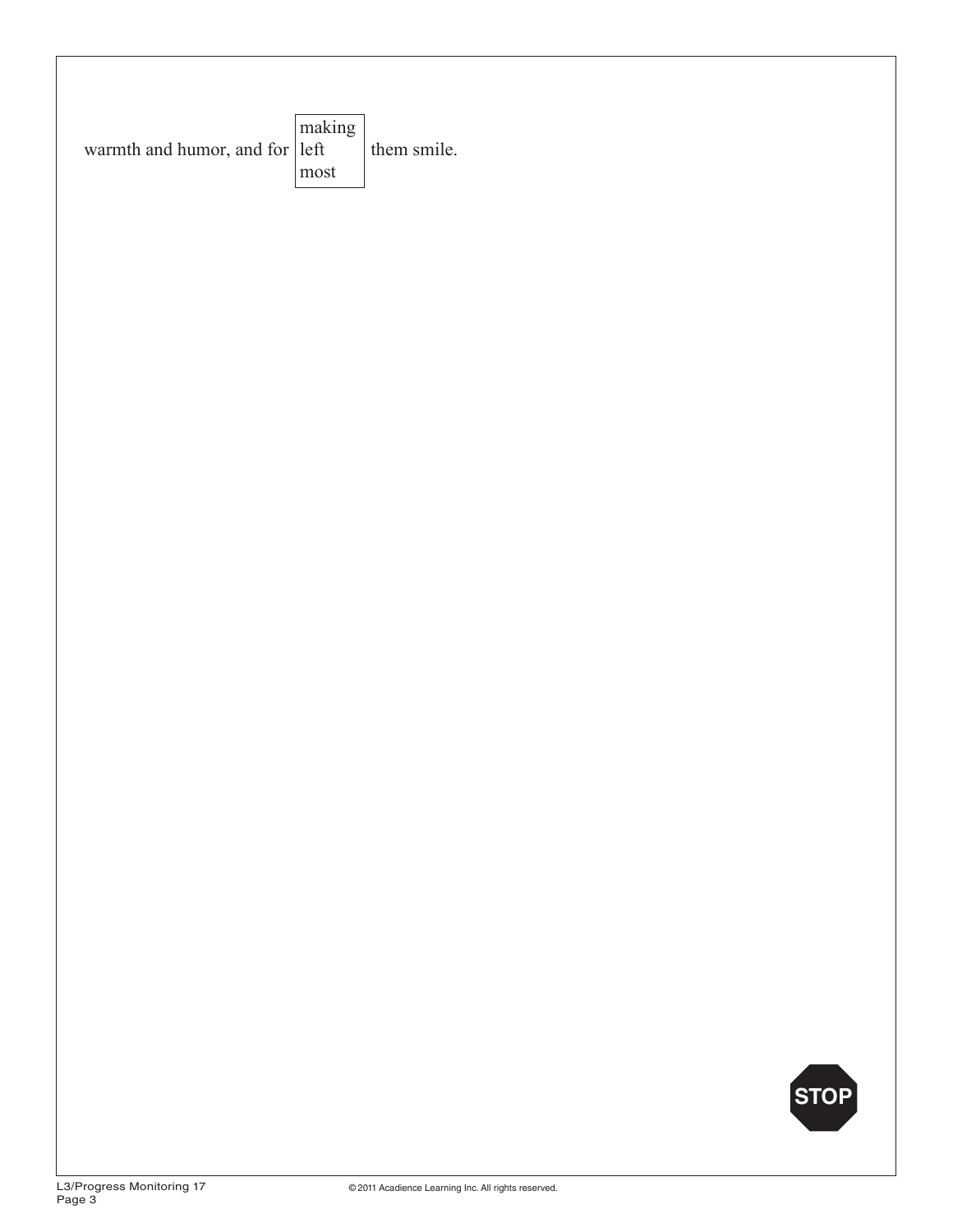warmth and humor, and for [making / left / most] them smile.

STOP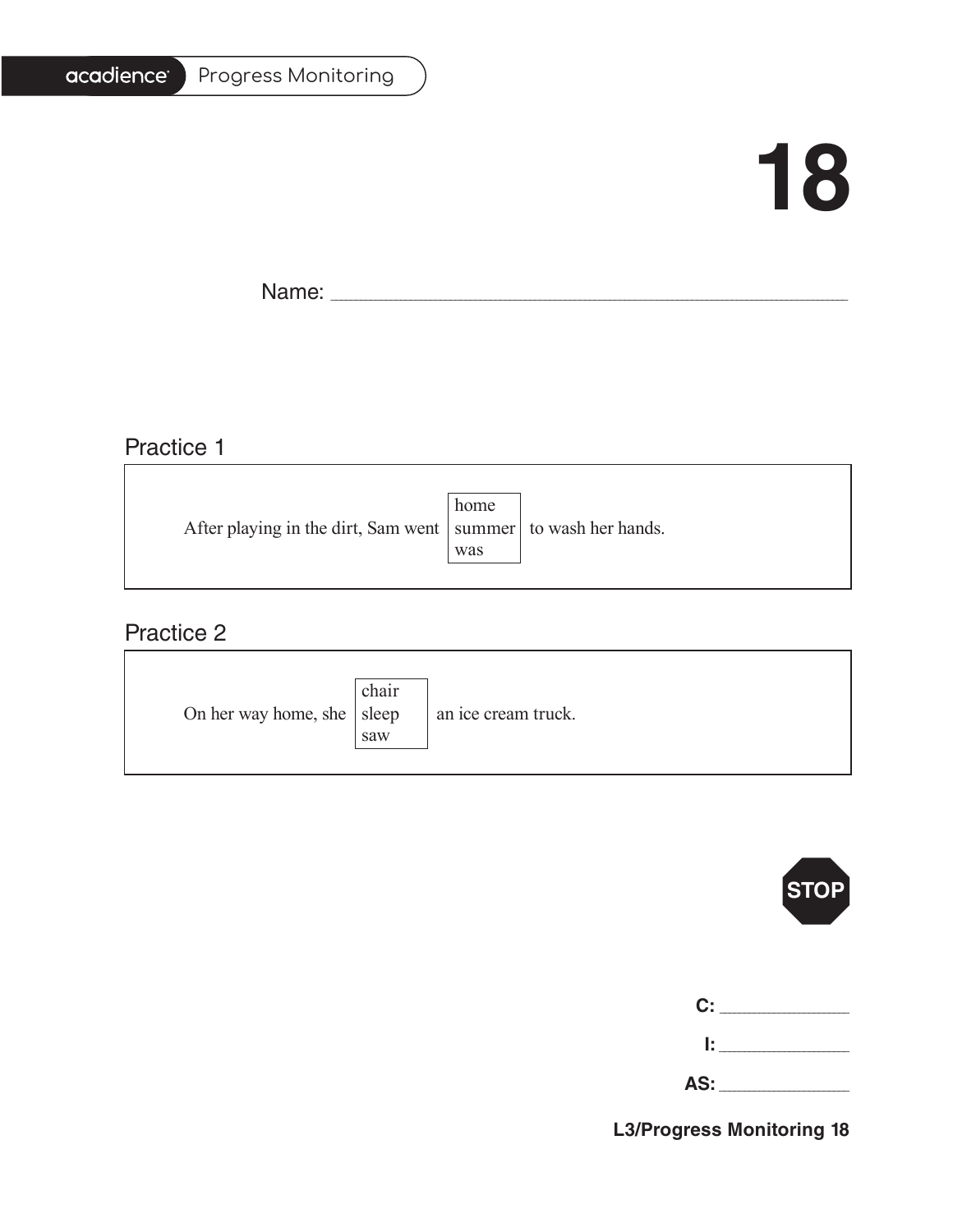# 18

Name: ___________________________________________

## Practice 1

After playing in the dirt, Sam went [home / summer / was] to wash her hands.

## Practice 2

On her way home, she [chair / sleep / saw] an ice cream truck.

STOP

**C:** _____________

**I:** _____________

**AS:** _____________

**L3/Progress Monitoring 18**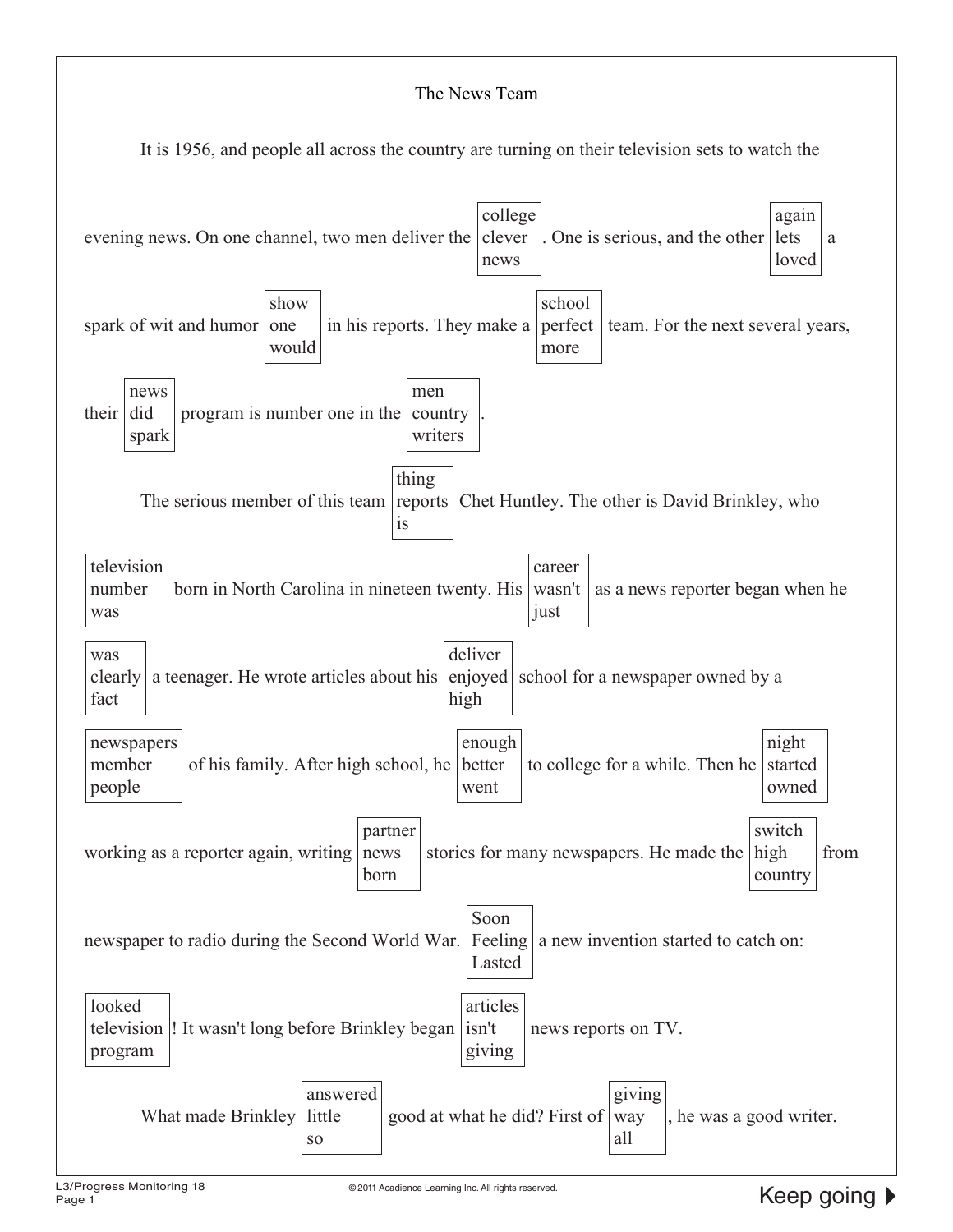The News Team

It is 1956, and people all across the country are turning on their television sets to watch the evening news. On one channel, two men deliver the [college / clever / news]. One is serious, and the other [again / lets / loved] a spark of wit and humor [show / one / would] in his reports. They make a [school / perfect / more] team. For the next several years, their [news / did / spark] program is number one in the [men / country / writers].

The serious member of this team [thing / reports / is] Chet Huntley. The other is David Brinkley, who [television / number / was] born in North Carolina in nineteen twenty. His [career / wasn't / just] as a news reporter began when he [was / clearly / fact] a teenager. He wrote articles about his [deliver / enjoyed / high] school for a newspaper owned by a [newspapers / member / people] of his family. After high school, he [enough / better / went] to college for a while. Then he [night / started / owned] working as a reporter again, writing [partner / news / born] stories for many newspapers. He made the [switch / high / country] from newspaper to radio during the Second World War. [Soon / Feeling / Lasted] a new invention started to catch on: [looked / television / program]! It wasn't long before Brinkley began [articles / isn't / giving] news reports on TV.

What made Brinkley [answered / little / so] good at what he did? First of [giving / way / all], he was a good writer.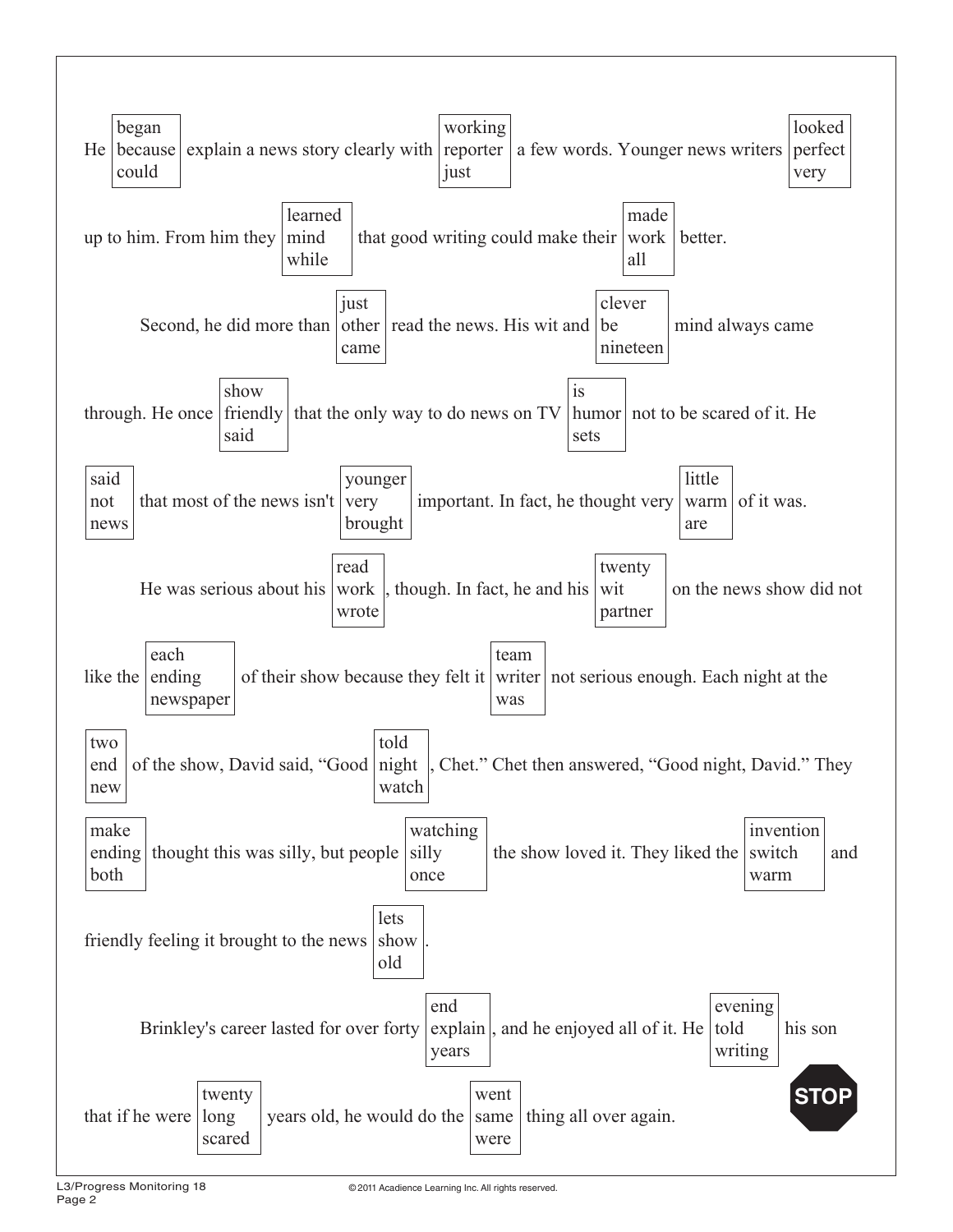He [began / because / could] explain a news story clearly with [working / reporter / just] a few words. Younger news writers [looked / perfect / very] up to him. From him they [learned / mind / while] that good writing could make their [made / work / all] better.

Second, he did more than [just / other / came] read the news. His wit and [clever / be / nineteen] mind always came through. He once [show / friendly / said] that the only way to do news on TV [is / humor / sets] not to be scared of it. He [said / not / news] that most of the news isn't [younger / very / brought] important. In fact, he thought very [little / warm / are] of it was.

He was serious about his [read / work / wrote], though. In fact, he and his [twenty / wit / partner] on the news show did not like the [each / ending / newspaper] of their show because they felt it [team / writer / was] not serious enough. Each night at the [two / end / new] of the show, David said, "Good [told / night / watch], Chet." Chet then answered, "Good night, David." They [make / ending / both] thought this was silly, but people [watching / silly / once] the show loved it. They liked the [invention / switch / warm] and friendly feeling it brought to the news [lets / show / old].

Brinkley's career lasted for over forty [end / explain / years], and he enjoyed all of it. He [evening / told / writing] his son that if he were [twenty / long / scared] years old, he would do the [went / same / were] thing all over again.

STOP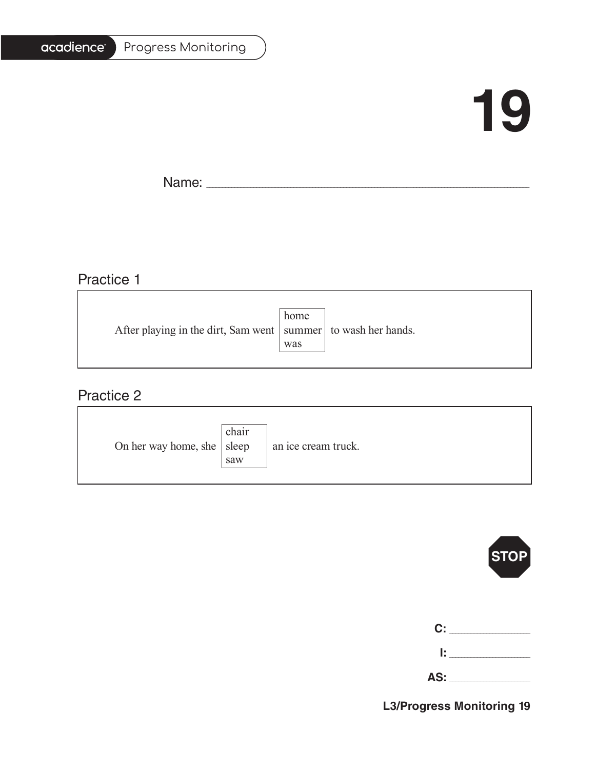acadience Progress Monitoring

# 19

Name: ____________________________________________

## Practice 1

After playing in the dirt, Sam went [home / summer / was] to wash her hands.

## Practice 2

On her way home, she [chair / sleep / saw] an ice cream truck.

STOP

C: ____________

I: ____________

AS: ____________

L3/Progress Monitoring 19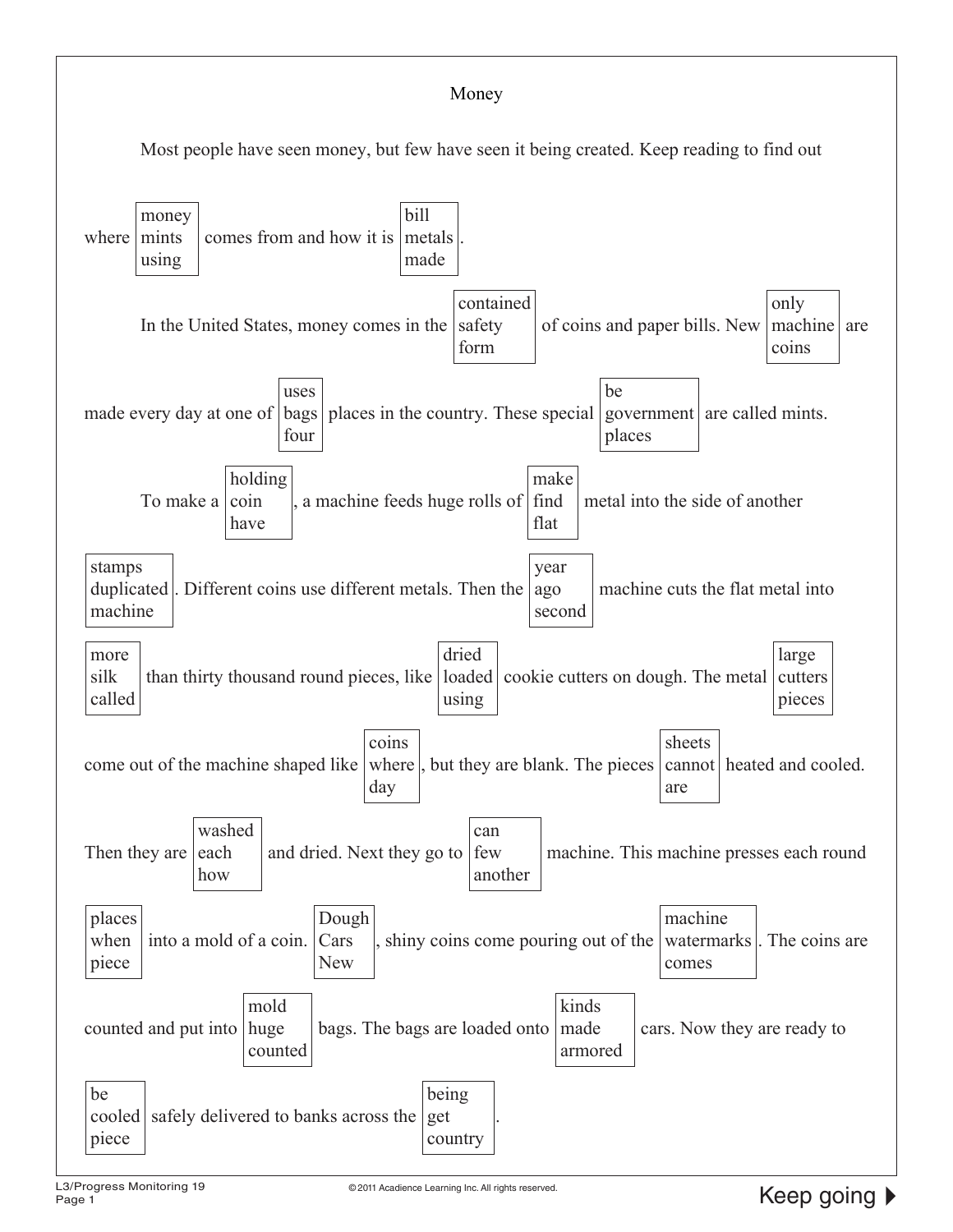# Money

Most people have seen money, but few have seen it being created. Keep reading to find out where [money / mints / using] comes from and how it is [bill / metals / made].

In the United States, money comes in the [contained / safety / form] of coins and paper bills. New [only / machine / coins] are made every day at one of [uses / bags / four] places in the country. These special [be / government / places] are called mints.

To make a [holding / coin / have], a machine feeds huge rolls of [make / find / flat] metal into the side of another [stamps / duplicated / machine]. Different coins use different metals. Then the [year / ago / second] machine cuts the flat metal into [more / silk / called] than thirty thousand round pieces, like [dried / loaded / using] cookie cutters on dough. The metal [large / cutters / pieces] come out of the machine shaped like [coins / where / day], but they are blank. The pieces [sheets / cannot / are] heated and cooled. Then they are [washed / each / how] and dried. Next they go to [can / few / another] machine. This machine presses each round [places / when / piece] into a mold of a coin. [Dough / Cars / New], shiny coins come pouring out of the [machine / watermarks / comes]. The coins are counted and put into [mold / huge / counted] bags. The bags are loaded onto [kinds / made / armored] cars. Now they are ready to [be / cooled / piece] safely delivered to banks across the [being / get / country].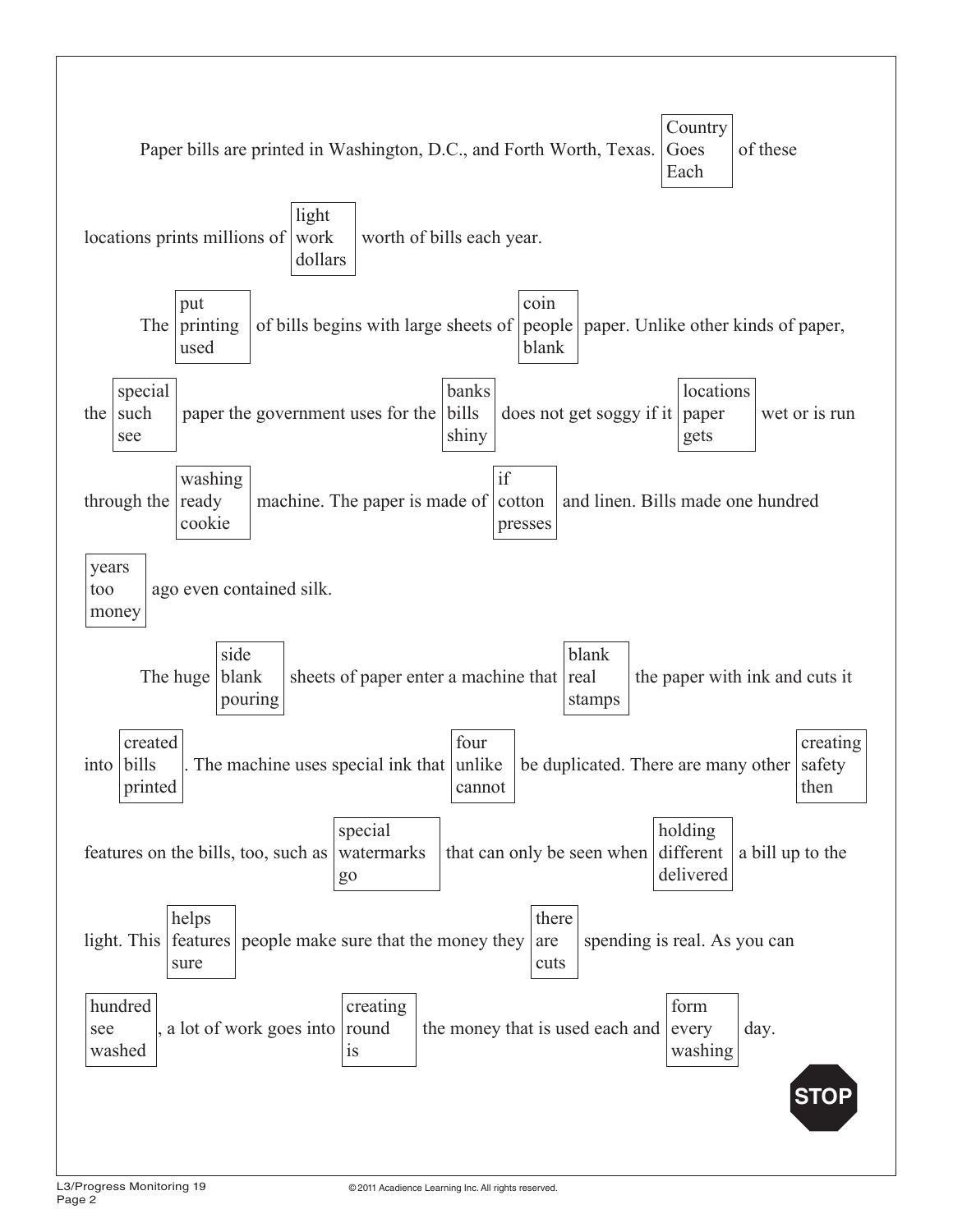Paper bills are printed in Washington, D.C., and Forth Worth, Texas. [Country / Goes / Each] of these locations prints millions of [light / work / dollars] worth of bills each year.

The [put / printing / used] of bills begins with large sheets of [coin / people / blank] paper. Unlike other kinds of paper, the [special / such / see] paper the government uses for the [banks / bills / shiny] does not get soggy if it [locations / paper / gets] wet or is run through the [washing / ready / cookie] machine. The paper is made of [if / cotton / presses] and linen. Bills made one hundred [years / too / money] ago even contained silk.

The huge [side / blank / pouring] sheets of paper enter a machine that [blank / real / stamps] the paper with ink and cuts it into [created / bills / printed]. The machine uses special ink that [four / unlike / cannot] be duplicated. There are many other [creating / safety / then] features on the bills, too, such as [special / watermarks / go] that can only be seen when [holding / different / delivered] a bill up to the light. This [helps / features / sure] people make sure that the money they [there / are / cuts] spending is real. As you can [hundred / see / washed], a lot of work goes into [creating / round / is] the money that is used each and [form / every / washing] day.

STOP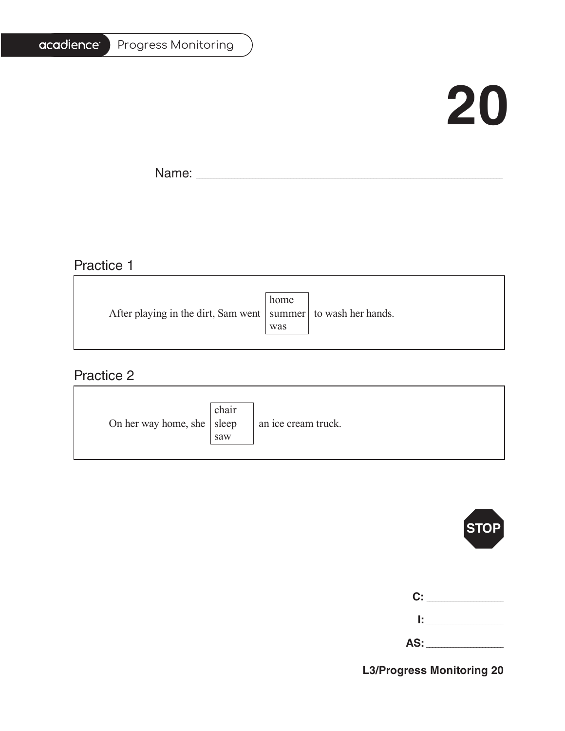# 20

Name: ______________________________

## Practice 1

After playing in the dirt, Sam went [home / summer / was] to wash her hands.

## Practice 2

On her way home, she [chair / sleep / saw] an ice cream truck.

STOP

C: __________

I: __________

AS: __________

**L3/Progress Monitoring 20**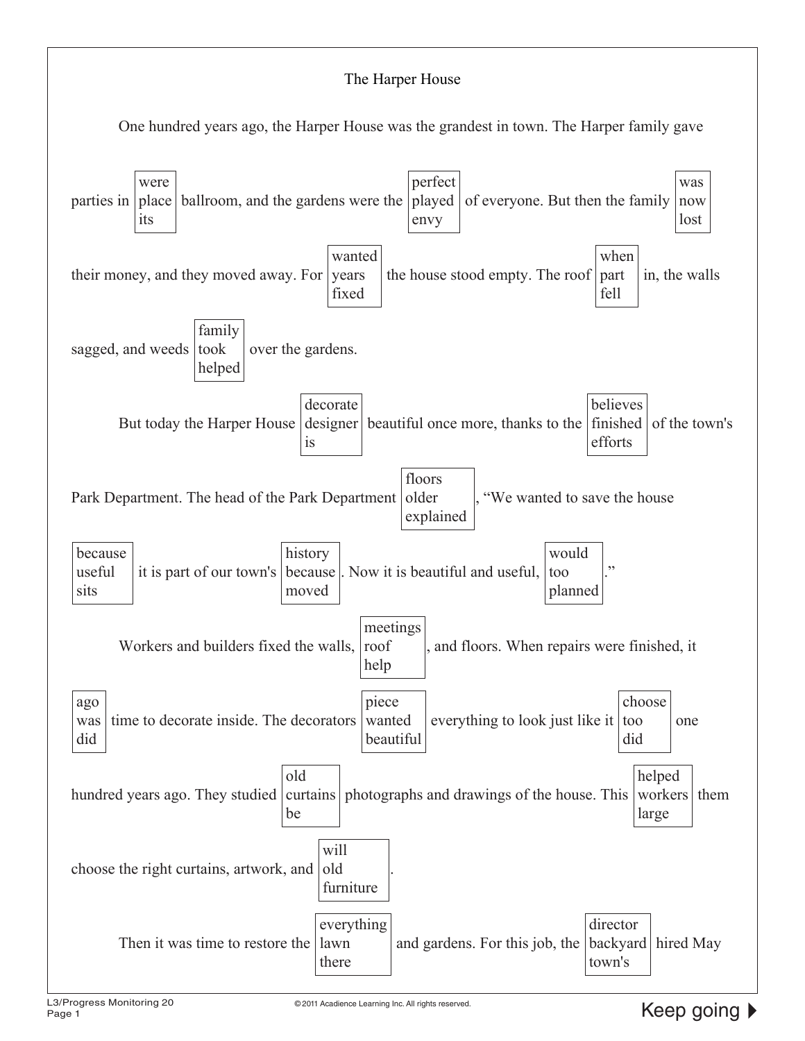The Harper House

One hundred years ago, the Harper House was the grandest in town. The Harper family gave parties in [were / place / its] ballroom, and the gardens were the [perfect / played / envy] of everyone. But then the family [was / now / lost] their money, and they moved away. For [wanted / years / fixed] the house stood empty. The roof [when / part / fell] in, the walls sagged, and weeds [family / took / helped] over the gardens.

But today the Harper House [decorate / designer / is] beautiful once more, thanks to the [believes / finished / efforts] of the town's Park Department. The head of the Park Department [floors / older / explained], “We wanted to save the house [because / useful / sits] it is part of our town's [history / because / moved]. Now it is beautiful and useful, [would / too / planned].”

Workers and builders fixed the walls, [meetings / roof / help], and floors. When repairs were finished, it [ago / was / did] time to decorate inside. The decorators [piece / wanted / beautiful] everything to look just like it [choose / too / did] one hundred years ago. They studied [old / curtains / be] photographs and drawings of the house. This [helped / workers / large] them choose the right curtains, artwork, and [will / old / furniture].

Then it was time to restore the [everything / lawn / there] and gardens. For this job, the [director / backyard / town's] hired May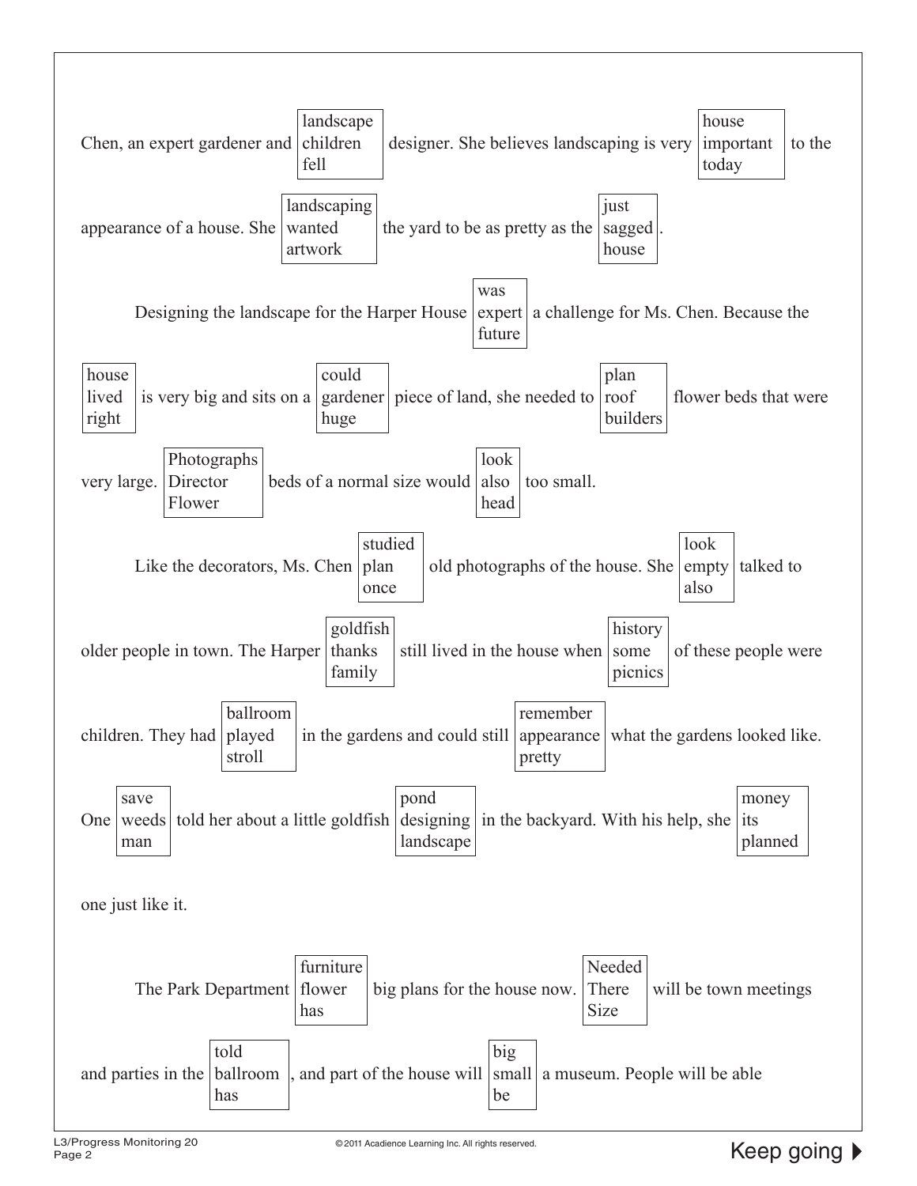Chen, an expert gardener and [landscape / children / fell] designer. She believes landscaping is very [house / important / today] to the appearance of a house. She [landscaping / wanted / artwork] the yard to be as pretty as the [just / sagged / house].

Designing the landscape for the Harper House [was / expert / future] a challenge for Ms. Chen. Because the [house / lived / right] is very big and sits on a [could / gardener / huge] piece of land, she needed to [plan / roof / builders] flower beds that were very large. [Photographs / Director / Flower] beds of a normal size would [look / also / head] too small.

Like the decorators, Ms. Chen [studied / plan / once] old photographs of the house. She [look / empty / also] talked to older people in town. The Harper [goldfish / thanks / family] still lived in the house when [history / some / picnics] of these people were children. They had [ballroom / played / stroll] in the gardens and could still [remember / appearance / pretty] what the gardens looked like. One [save / weeds / man] told her about a little goldfish [pond / designing / landscape] in the backyard. With his help, she [money / its / planned] one just like it.

The Park Department [furniture / flower / has] big plans for the house now. [Needed / There / Size] will be town meetings and parties in the [told / ballroom / has], and part of the house will [big / small / be] a museum. People will be able

Keep going ▶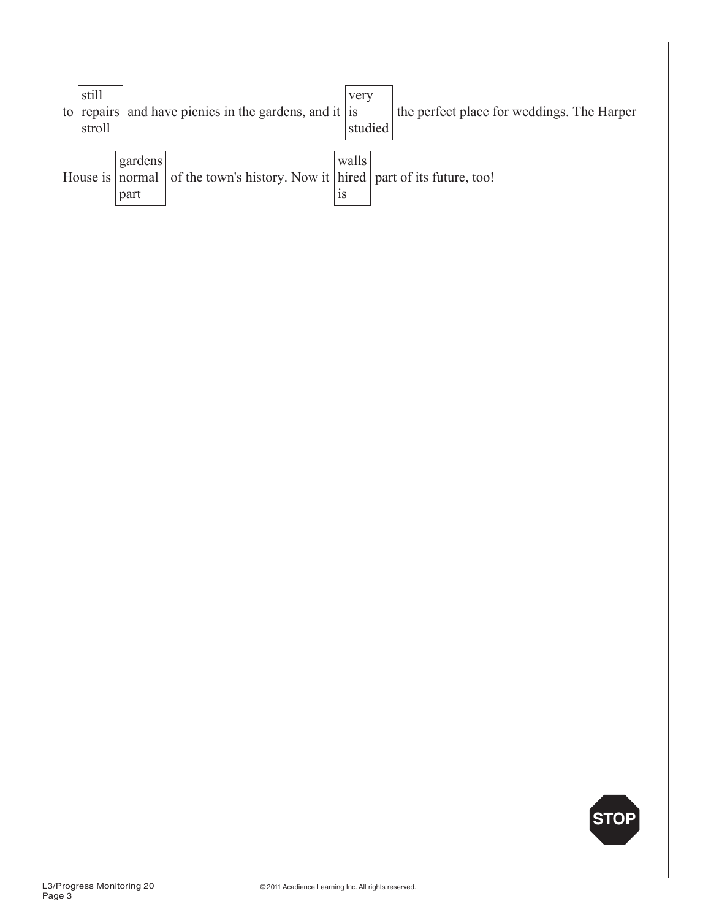to [still / repairs / stroll] and have picnics in the gardens, and it [very / is / studied] the perfect place for weddings. The Harper House is [gardens / normal / part] of the town's history. Now it [walls / hired / is] part of its future, too!

STOP